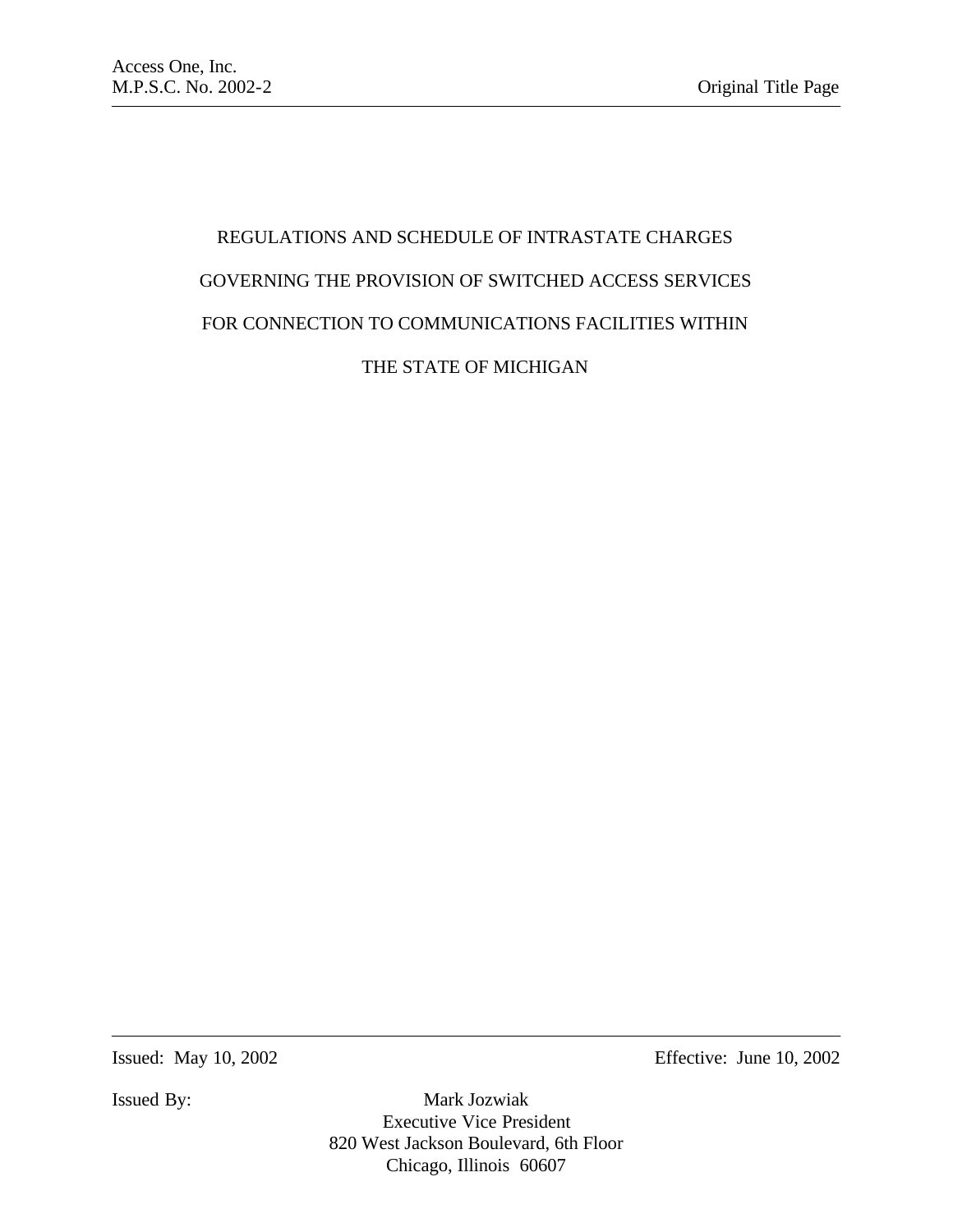# REGULATIONS AND SCHEDULE OF INTRASTATE CHARGES

# GOVERNING THE PROVISION OF SWITCHED ACCESS SERVICES

# FOR CONNECTION TO COMMUNICATIONS FACILITIES WITHIN

# THE STATE OF MICHIGAN

Issued: May 10, 2002 Effective: June 10, 2002

Issued By: Mark Jozwiak
Executive Vice President
820 West Jackson Boulevard, 6th Floor
Chicago, Illinois 60607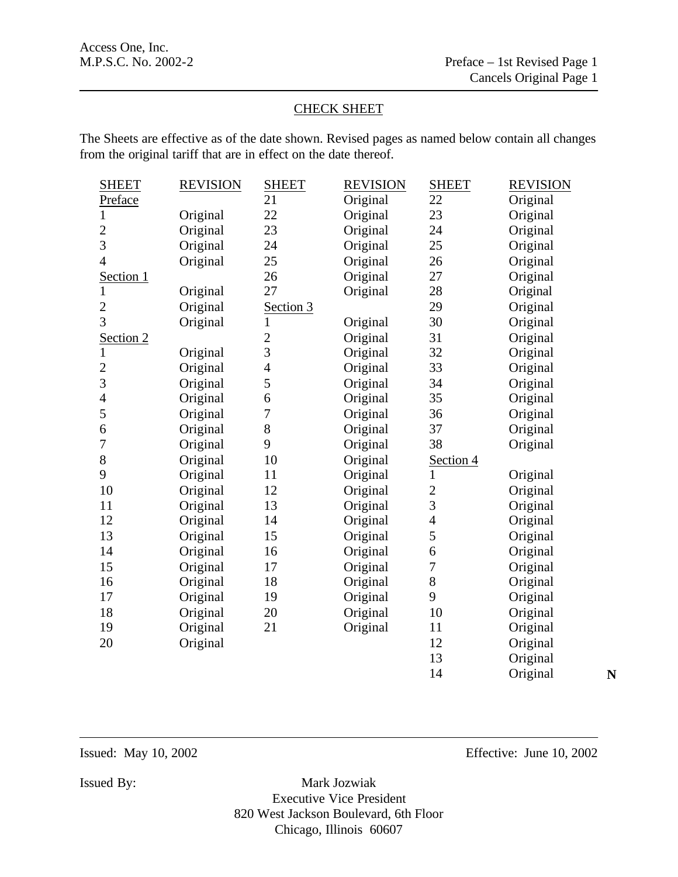Access One, Inc.
M.P.S.C. No. 2002-2

Preface – 1st Revised Page 1
Cancels Original Page 1

## CHECK SHEET

The Sheets are effective as of the date shown. Revised pages as named below contain all changes from the original tariff that are in effect on the date thereof.

| SHEET | REVISION | SHEET | REVISION | SHEET | REVISION | |
|---|---|---|---|---|---|---|
| Preface | | 21 | Original | 22 | Original | |
| 1 | Original | 22 | Original | 23 | Original | |
| 2 | Original | 23 | Original | 24 | Original | |
| 3 | Original | 24 | Original | 25 | Original | |
| 4 | Original | 25 | Original | 26 | Original | |
| Section 1 | | 26 | Original | 27 | Original | |
| 1 | Original | 27 | Original | 28 | Original | |
| 2 | Original | Section 3 | | 29 | Original | |
| 3 | Original | 1 | Original | 30 | Original | |
| Section 2 | | 2 | Original | 31 | Original | |
| 1 | Original | 3 | Original | 32 | Original | |
| 2 | Original | 4 | Original | 33 | Original | |
| 3 | Original | 5 | Original | 34 | Original | |
| 4 | Original | 6 | Original | 35 | Original | |
| 5 | Original | 7 | Original | 36 | Original | |
| 6 | Original | 8 | Original | 37 | Original | |
| 7 | Original | 9 | Original | 38 | Original | |
| 8 | Original | 10 | Original | Section 4 | | |
| 9 | Original | 11 | Original | 1 | Original | |
| 10 | Original | 12 | Original | 2 | Original | |
| 11 | Original | 13 | Original | 3 | Original | |
| 12 | Original | 14 | Original | 4 | Original | |
| 13 | Original | 15 | Original | 5 | Original | |
| 14 | Original | 16 | Original | 6 | Original | |
| 15 | Original | 17 | Original | 7 | Original | |
| 16 | Original | 18 | Original | 8 | Original | |
| 17 | Original | 19 | Original | 9 | Original | |
| 18 | Original | 20 | Original | 10 | Original | |
| 19 | Original | 21 | Original | 11 | Original | |
| 20 | Original | | | 12 | Original | |
| | | | | 13 | Original | |
| | | | | 14 | Original | **N** |

Issued: May 10, 2002

Effective: June 10, 2002

Issued By:

Mark Jozwiak
Executive Vice President
820 West Jackson Boulevard, 6th Floor
Chicago, Illinois 60607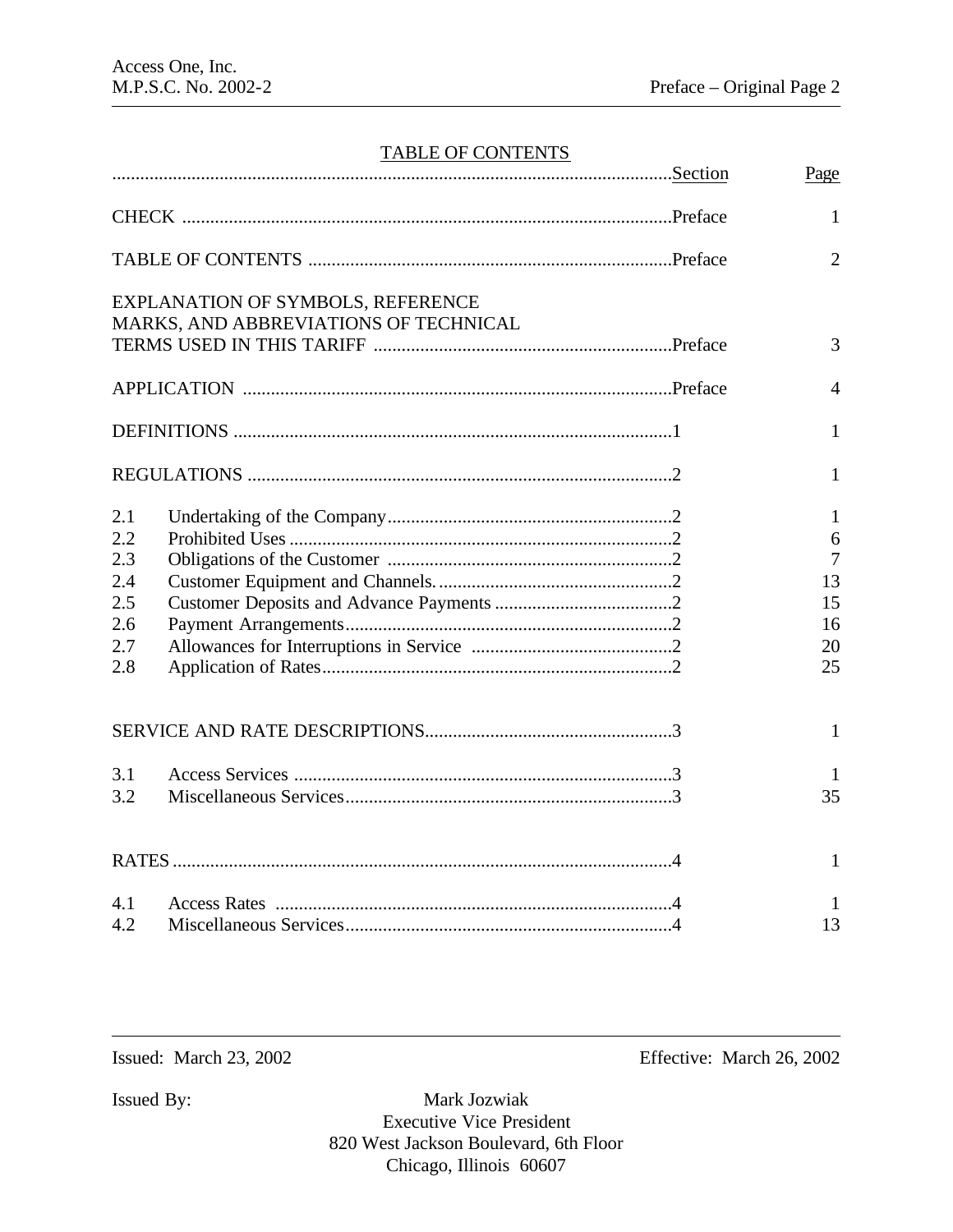## TABLE OF CONTENTS

| | | Section | Page |
|---|---|---|---|
| CHECK | | Preface | 1 |
| TABLE OF CONTENTS | | Preface | 2 |
| EXPLANATION OF SYMBOLS, REFERENCE MARKS, AND ABBREVIATIONS OF TECHNICAL TERMS USED IN THIS TARIFF | | Preface | 3 |
| APPLICATION | | Preface | 4 |
| DEFINITIONS | | 1 | 1 |
| REGULATIONS | | 2 | 1 |
| 2.1 | Undertaking of the Company | 2 | 1 |
| 2.2 | Prohibited Uses | 2 | 6 |
| 2.3 | Obligations of the Customer | 2 | 7 |
| 2.4 | Customer Equipment and Channels. | 2 | 13 |
| 2.5 | Customer Deposits and Advance Payments | 2 | 15 |
| 2.6 | Payment Arrangements | 2 | 16 |
| 2.7 | Allowances for Interruptions in Service | 2 | 20 |
| 2.8 | Application of Rates | 2 | 25 |
| SERVICE AND RATE DESCRIPTIONS | | 3 | 1 |
| 3.1 | Access Services | 3 | 1 |
| 3.2 | Miscellaneous Services | 3 | 35 |
| RATES | | 4 | 1 |
| 4.1 | Access Rates | 4 | 1 |
| 4.2 | Miscellaneous Services | 4 | 13 |

Issued: March 23, 2002

Effective: March 26, 2002

Issued By:

Mark Jozwiak
Executive Vice President
820 West Jackson Boulevard, 6th Floor
Chicago, Illinois 60607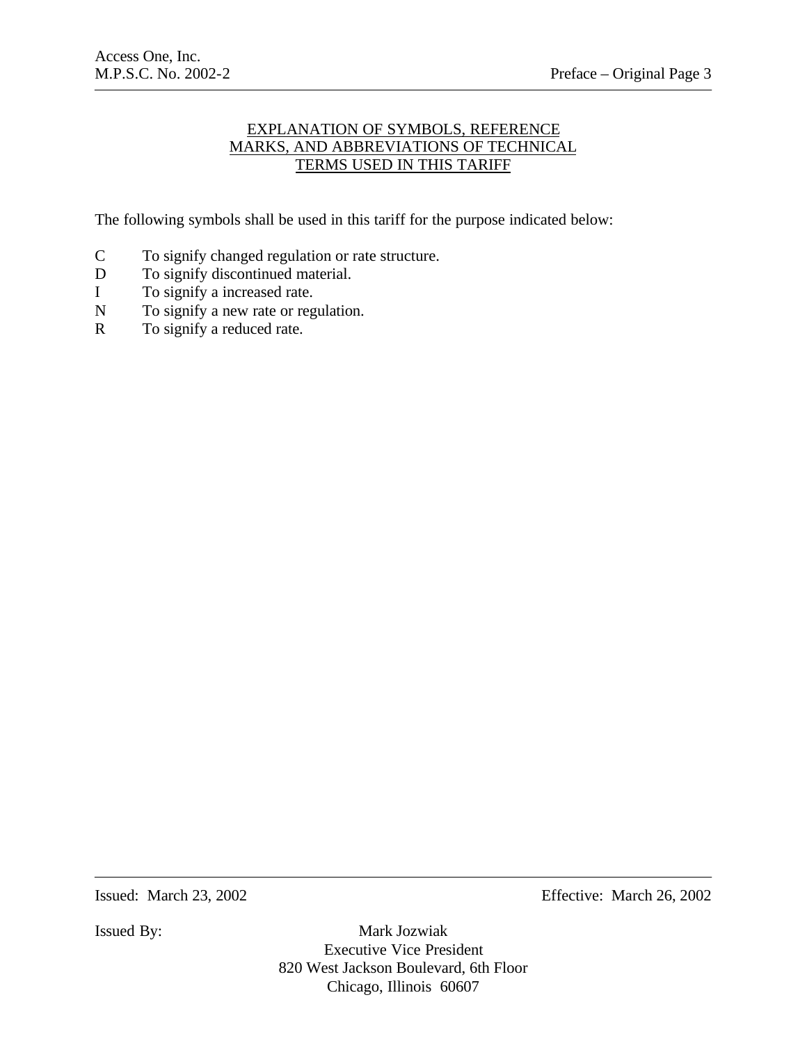# EXPLANATION OF SYMBOLS, REFERENCE MARKS, AND ABBREVIATIONS OF TECHNICAL TERMS USED IN THIS TARIFF

The following symbols shall be used in this tariff for the purpose indicated below:

C To signify changed regulation or rate structure.
D To signify discontinued material.
I To signify a increased rate.
N To signify a new rate or regulation.
R To signify a reduced rate.

Issued: March 23, 2002 Effective: March 26, 2002

Issued By: Mark Jozwiak
Executive Vice President
820 West Jackson Boulevard, 6th Floor
Chicago, Illinois 60607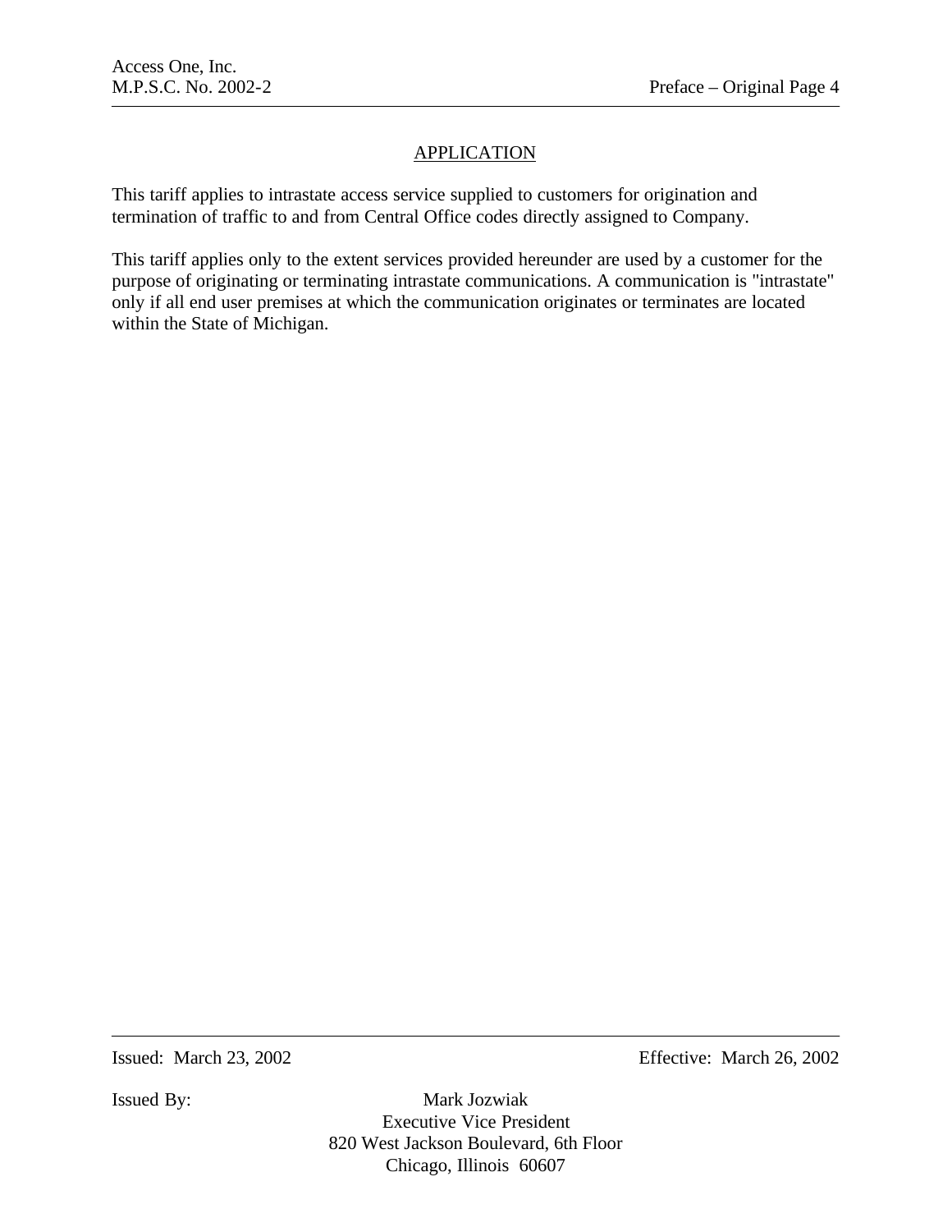## APPLICATION

This tariff applies to intrastate access service supplied to customers for origination and termination of traffic to and from Central Office codes directly assigned to Company.

This tariff applies only to the extent services provided hereunder are used by a customer for the purpose of originating or terminating intrastate communications. A communication is "intrastate" only if all end user premises at which the communication originates or terminates are located within the State of Michigan.

Issued: March 23, 2002 Effective: March 26, 2002

Issued By: Mark Jozwiak
Executive Vice President
820 West Jackson Boulevard, 6th Floor
Chicago, Illinois 60607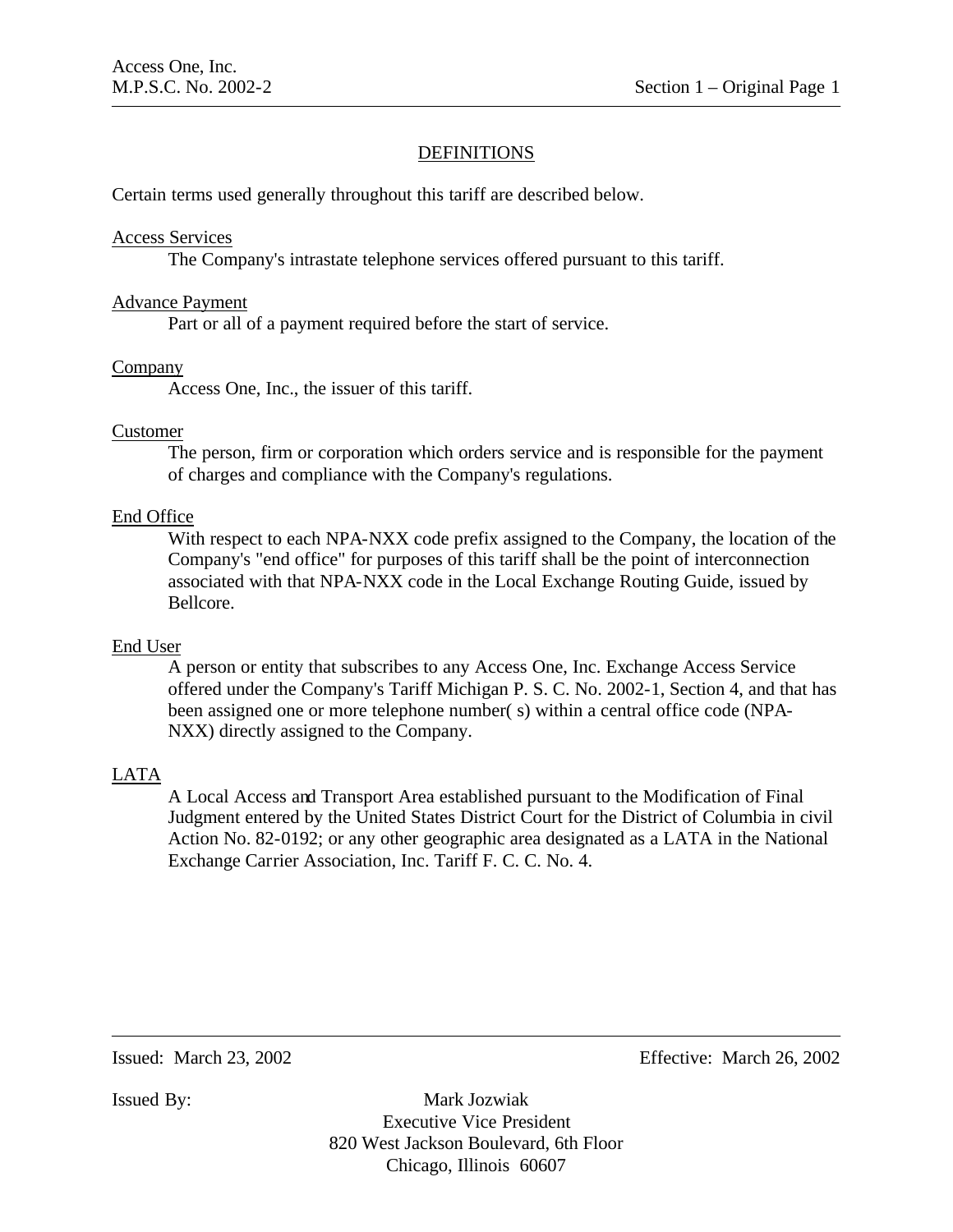## DEFINITIONS

Certain terms used generally throughout this tariff are described below.

Access Services

The Company's intrastate telephone services offered pursuant to this tariff.

Advance Payment

Part or all of a payment required before the start of service.

Company

Access One, Inc., the issuer of this tariff.

Customer

The person, firm or corporation which orders service and is responsible for the payment of charges and compliance with the Company's regulations.

End Office

With respect to each NPA-NXX code prefix assigned to the Company, the location of the Company's "end office" for purposes of this tariff shall be the point of interconnection associated with that NPA-NXX code in the Local Exchange Routing Guide, issued by Bellcore.

End User

A person or entity that subscribes to any Access One, Inc. Exchange Access Service offered under the Company's Tariff Michigan P. S. C. No. 2002-1, Section 4, and that has been assigned one or more telephone number( s) within a central office code (NPA-NXX) directly assigned to the Company.

LATA

A Local Access and Transport Area established pursuant to the Modification of Final Judgment entered by the United States District Court for the District of Columbia in civil Action No. 82-0192; or any other geographic area designated as a LATA in the National Exchange Carrier Association, Inc. Tariff F. C. C. No. 4.

Issued: March 23, 2002 Effective: March 26, 2002

Issued By: Mark Jozwiak
Executive Vice President
820 West Jackson Boulevard, 6th Floor
Chicago, Illinois 60607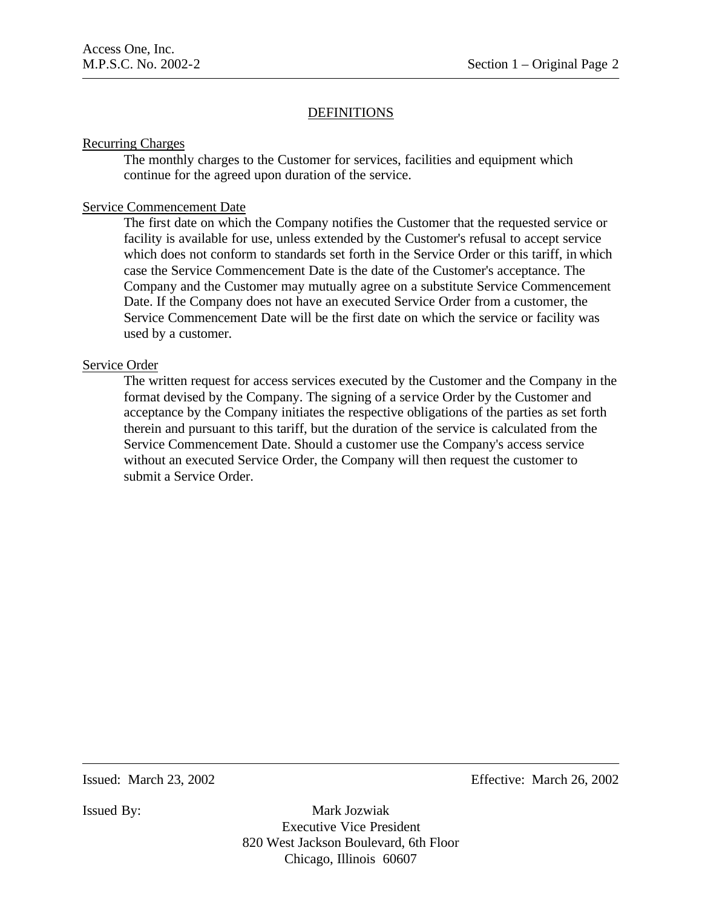## DEFINITIONS

Recurring Charges

The monthly charges to the Customer for services, facilities and equipment which continue for the agreed upon duration of the service.

Service Commencement Date

The first date on which the Company notifies the Customer that the requested service or facility is available for use, unless extended by the Customer's refusal to accept service which does not conform to standards set forth in the Service Order or this tariff, in which case the Service Commencement Date is the date of the Customer's acceptance. The Company and the Customer may mutually agree on a substitute Service Commencement Date. If the Company does not have an executed Service Order from a customer, the Service Commencement Date will be the first date on which the service or facility was used by a customer.

Service Order

The written request for access services executed by the Customer and the Company in the format devised by the Company. The signing of a service Order by the Customer and acceptance by the Company initiates the respective obligations of the parties as set forth therein and pursuant to this tariff, but the duration of the service is calculated from the Service Commencement Date. Should a customer use the Company's access service without an executed Service Order, the Company will then request the customer to submit a Service Order.

Issued: March 23, 2002 Effective: March 26, 2002

Issued By: Mark Jozwiak
Executive Vice President
820 West Jackson Boulevard, 6th Floor
Chicago, Illinois 60607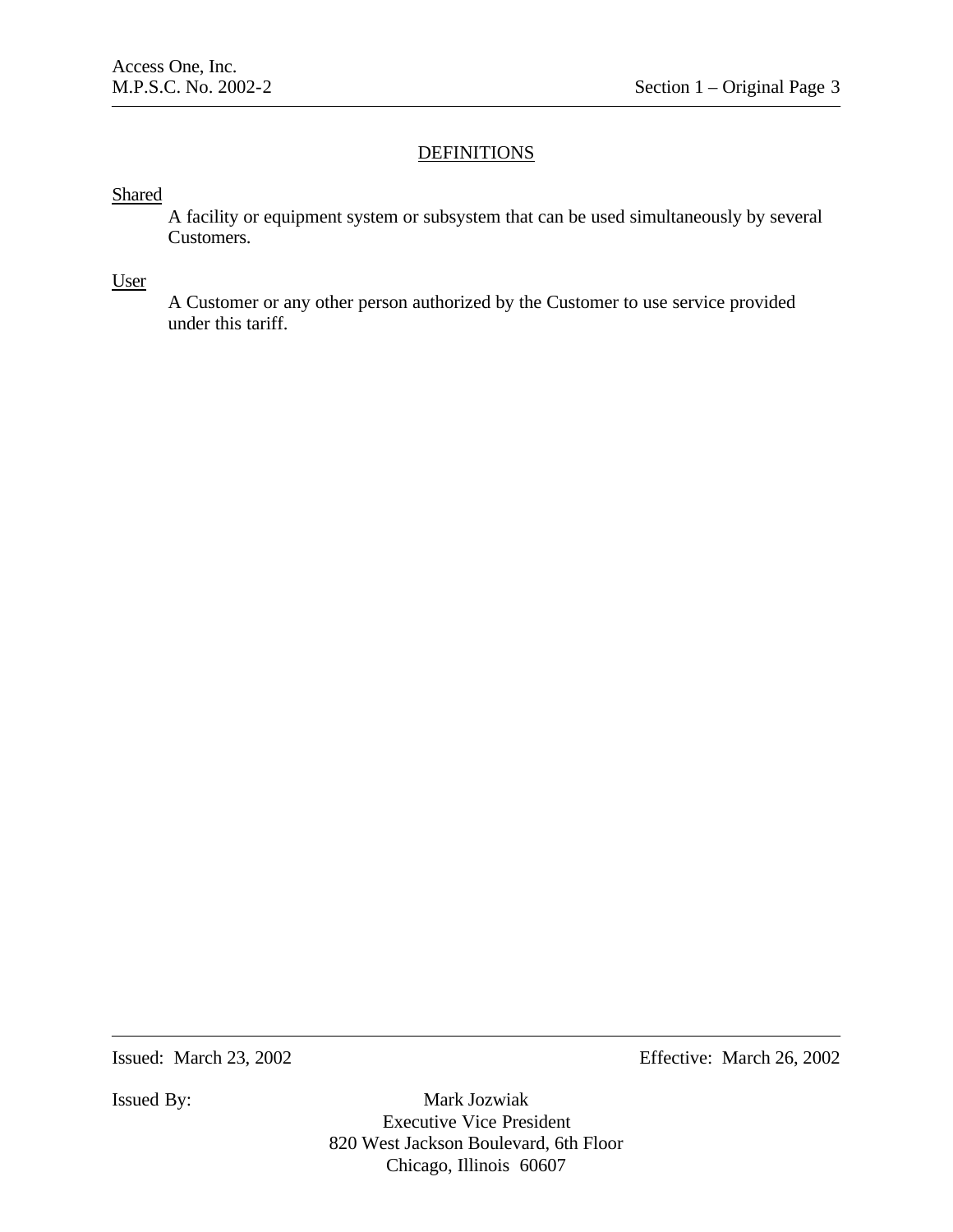## DEFINITIONS

Shared

A facility or equipment system or subsystem that can be used simultaneously by several Customers.

User

A Customer or any other person authorized by the Customer to use service provided under this tariff.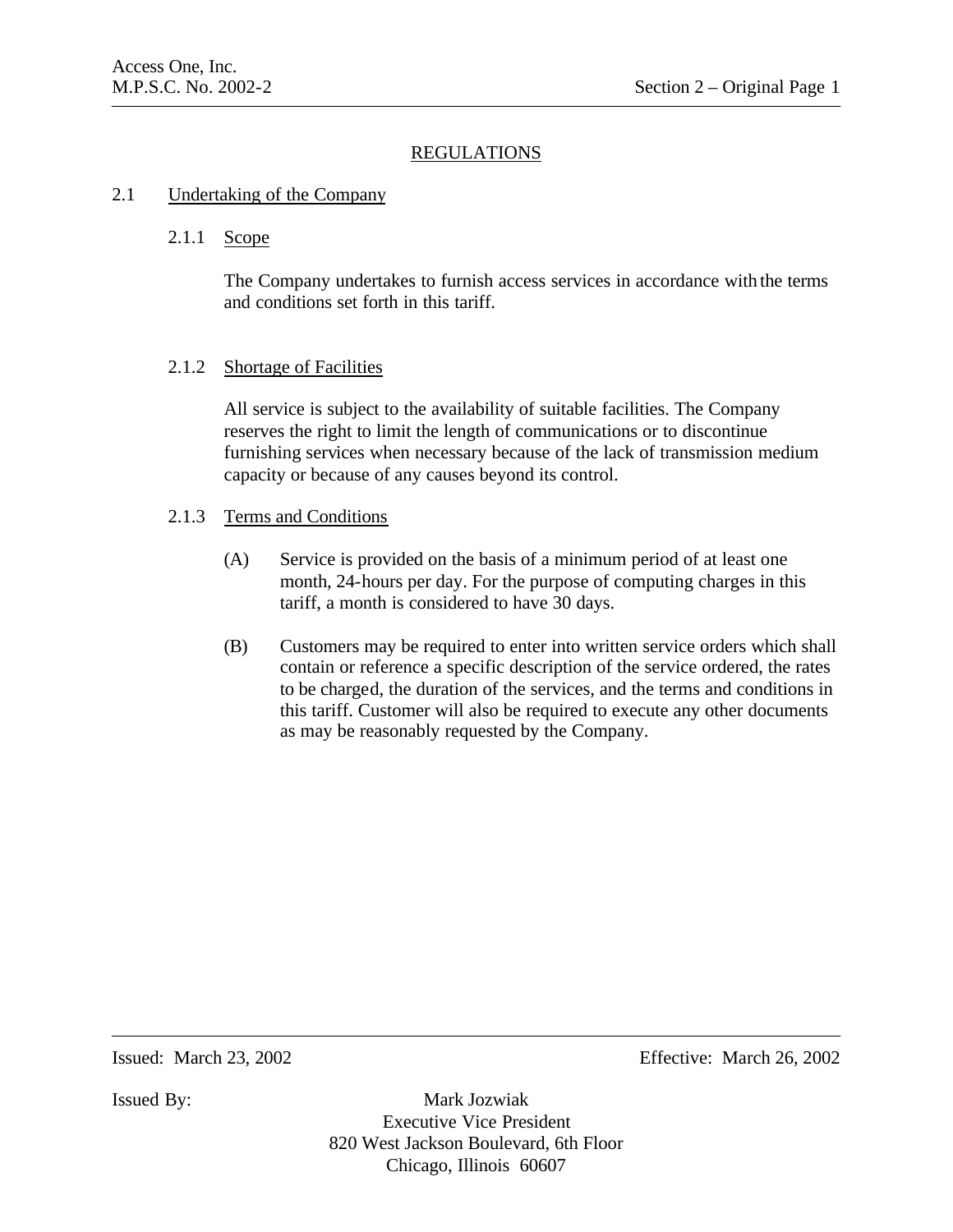# REGULATIONS

## 2.1 Undertaking of the Company

### 2.1.1 Scope

The Company undertakes to furnish access services in accordance with the terms and conditions set forth in this tariff.

### 2.1.2 Shortage of Facilities

All service is subject to the availability of suitable facilities. The Company reserves the right to limit the length of communications or to discontinue furnishing services when necessary because of the lack of transmission medium capacity or because of any causes beyond its control.

### 2.1.3 Terms and Conditions

(A) Service is provided on the basis of a minimum period of at least one month, 24-hours per day. For the purpose of computing charges in this tariff, a month is considered to have 30 days.

(B) Customers may be required to enter into written service orders which shall contain or reference a specific description of the service ordered, the rates to be charged, the duration of the services, and the terms and conditions in this tariff. Customer will also be required to execute any other documents as may be reasonably requested by the Company.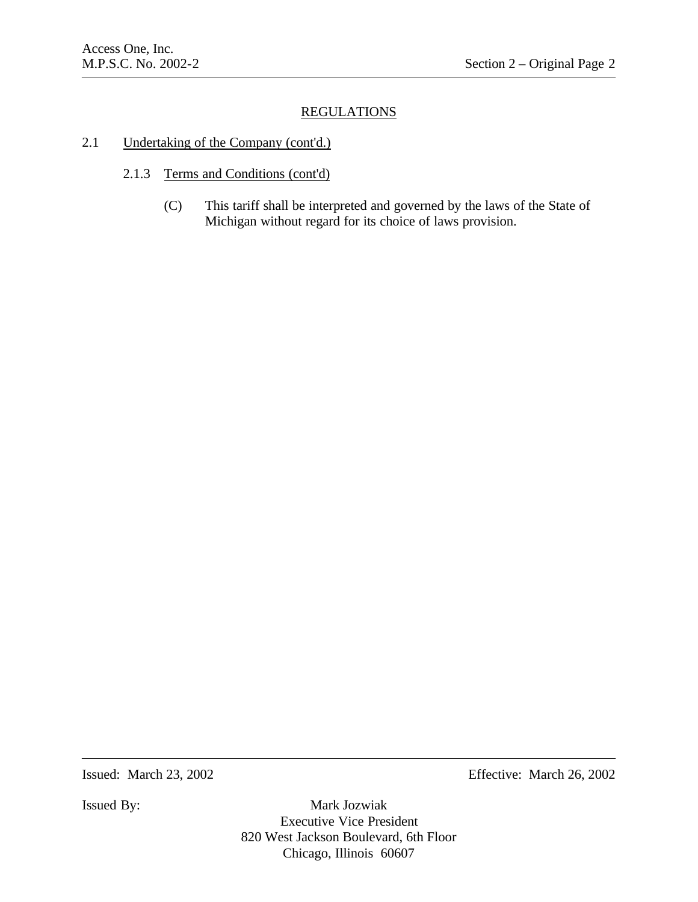## REGULATIONS

2.1 Undertaking of the Company (cont'd.)

2.1.3 Terms and Conditions (cont'd)

(C) This tariff shall be interpreted and governed by the laws of the State of Michigan without regard for its choice of laws provision.

Issued: March 23, 2002 Effective: March 26, 2002

Issued By: Mark Jozwiak
Executive Vice President
820 West Jackson Boulevard, 6th Floor
Chicago, Illinois 60607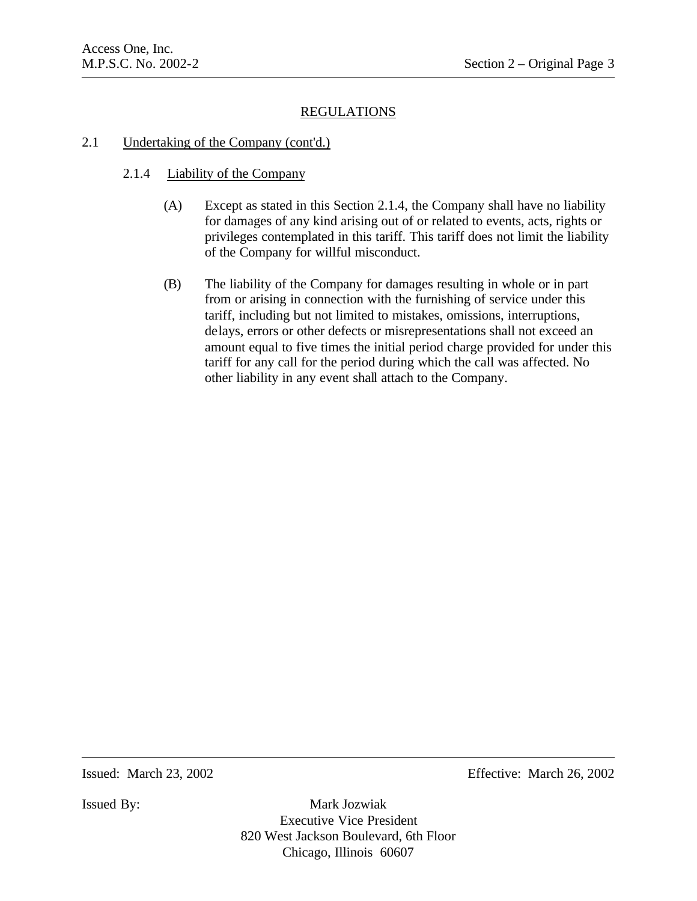## REGULATIONS

### 2.1 Undertaking of the Company (cont'd.)

#### 2.1.4 Liability of the Company

(A) Except as stated in this Section 2.1.4, the Company shall have no liability for damages of any kind arising out of or related to events, acts, rights or privileges contemplated in this tariff. This tariff does not limit the liability of the Company for willful misconduct.

(B) The liability of the Company for damages resulting in whole or in part from or arising in connection with the furnishing of service under this tariff, including but not limited to mistakes, omissions, interruptions, delays, errors or other defects or misrepresentations shall not exceed an amount equal to five times the initial period charge provided for under this tariff for any call for the period during which the call was affected. No other liability in any event shall attach to the Company.

Issued: March 23, 2002 Effective: March 26, 2002

Issued By: Mark Jozwiak
Executive Vice President
820 West Jackson Boulevard, 6th Floor
Chicago, Illinois 60607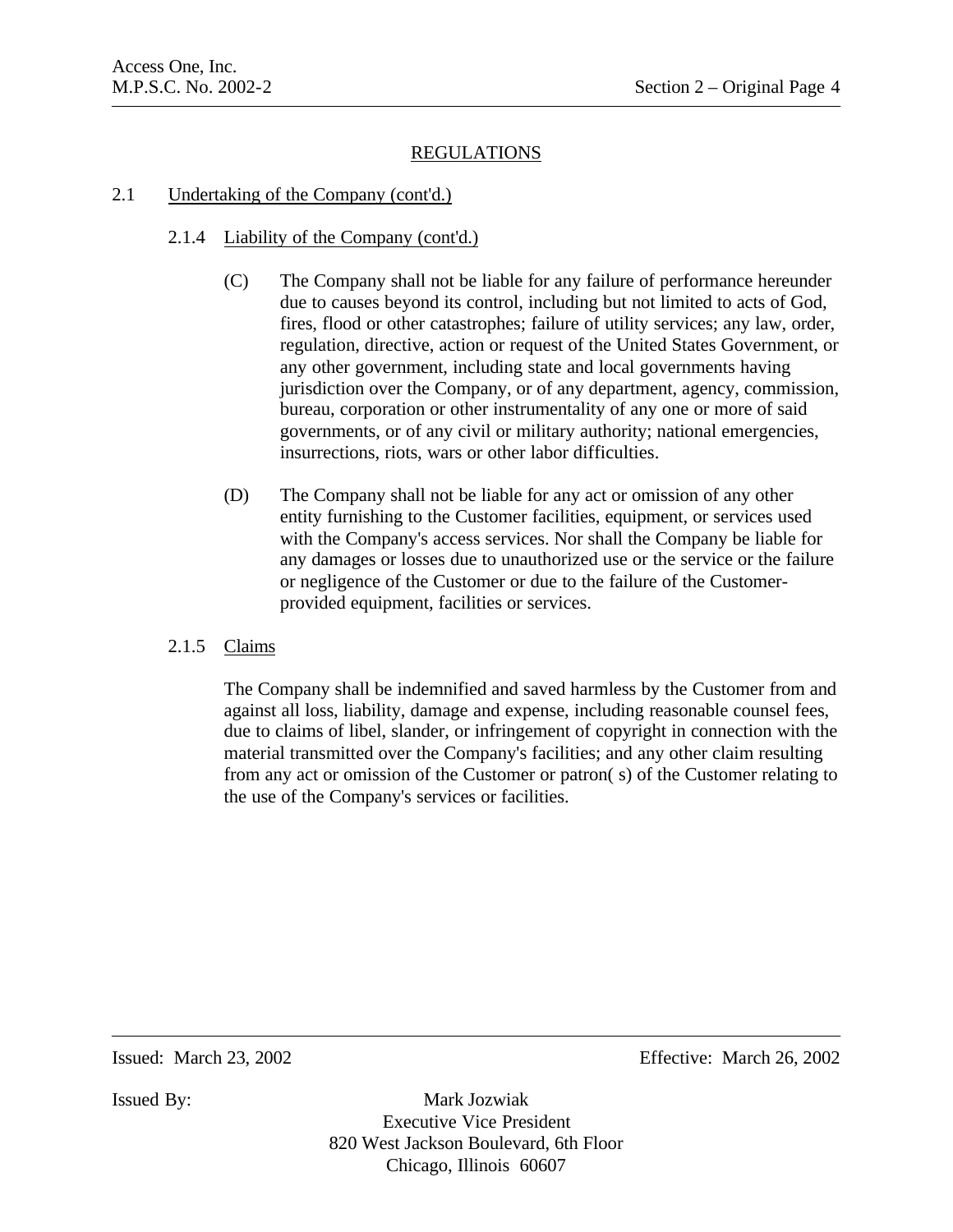## REGULATIONS

### 2.1 Undertaking of the Company (cont'd.)

#### 2.1.4 Liability of the Company (cont'd.)

(C) The Company shall not be liable for any failure of performance hereunder due to causes beyond its control, including but not limited to acts of God, fires, flood or other catastrophes; failure of utility services; any law, order, regulation, directive, action or request of the United States Government, or any other government, including state and local governments having jurisdiction over the Company, or of any department, agency, commission, bureau, corporation or other instrumentality of any one or more of said governments, or of any civil or military authority; national emergencies, insurrections, riots, wars or other labor difficulties.

(D) The Company shall not be liable for any act or omission of any other entity furnishing to the Customer facilities, equipment, or services used with the Company's access services. Nor shall the Company be liable for any damages or losses due to unauthorized use or the service or the failure or negligence of the Customer or due to the failure of the Customer-provided equipment, facilities or services.

#### 2.1.5 Claims

The Company shall be indemnified and saved harmless by the Customer from and against all loss, liability, damage and expense, including reasonable counsel fees, due to claims of libel, slander, or infringement of copyright in connection with the material transmitted over the Company's facilities; and any other claim resulting from any act or omission of the Customer or patron( s) of the Customer relating to the use of the Company's services or facilities.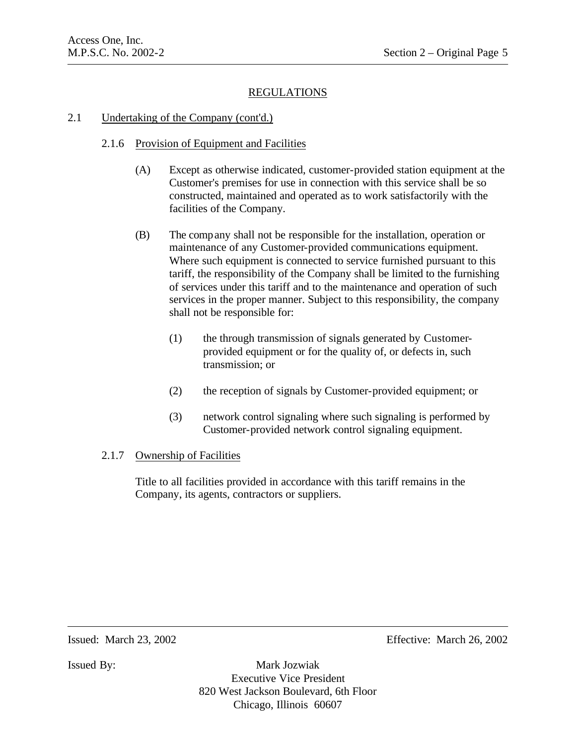## REGULATIONS

### 2.1 Undertaking of the Company (cont'd.)

#### 2.1.6 Provision of Equipment and Facilities

(A) Except as otherwise indicated, customer-provided station equipment at the Customer's premises for use in connection with this service shall be so constructed, maintained and operated as to work satisfactorily with the facilities of the Company.

(B) The company shall not be responsible for the installation, operation or maintenance of any Customer-provided communications equipment. Where such equipment is connected to service furnished pursuant to this tariff, the responsibility of the Company shall be limited to the furnishing of services under this tariff and to the maintenance and operation of such services in the proper manner. Subject to this responsibility, the company shall not be responsible for:

(1) the through transmission of signals generated by Customer-provided equipment or for the quality of, or defects in, such transmission; or

(2) the reception of signals by Customer-provided equipment; or

(3) network control signaling where such signaling is performed by Customer-provided network control signaling equipment.

#### 2.1.7 Ownership of Facilities

Title to all facilities provided in accordance with this tariff remains in the Company, its agents, contractors or suppliers.

Issued: March 23, 2002 Effective: March 26, 2002

Issued By: Mark Jozwiak
Executive Vice President
820 West Jackson Boulevard, 6th Floor
Chicago, Illinois 60607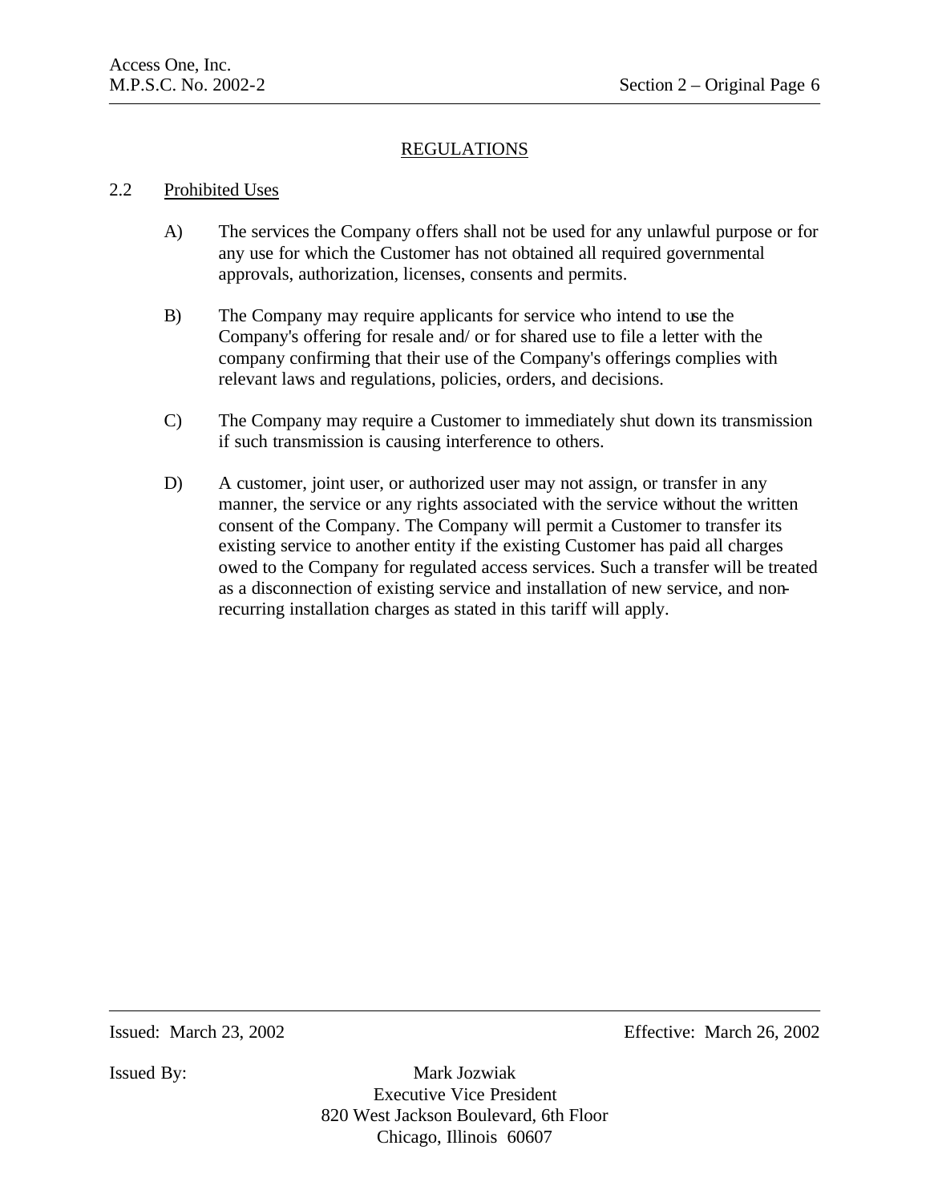## REGULATIONS

### 2.2 Prohibited Uses

A) The services the Company offers shall not be used for any unlawful purpose or for any use for which the Customer has not obtained all required governmental approvals, authorization, licenses, consents and permits.

B) The Company may require applicants for service who intend to use the Company's offering for resale and/ or for shared use to file a letter with the company confirming that their use of the Company's offerings complies with relevant laws and regulations, policies, orders, and decisions.

C) The Company may require a Customer to immediately shut down its transmission if such transmission is causing interference to others.

D) A customer, joint user, or authorized user may not assign, or transfer in any manner, the service or any rights associated with the service without the written consent of the Company. The Company will permit a Customer to transfer its existing service to another entity if the existing Customer has paid all charges owed to the Company for regulated access services. Such a transfer will be treated as a disconnection of existing service and installation of new service, and non-recurring installation charges as stated in this tariff will apply.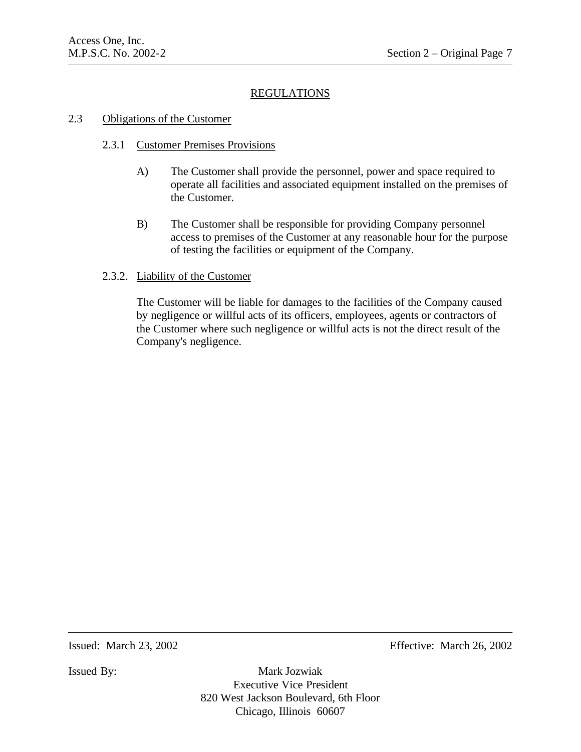## REGULATIONS

### 2.3 Obligations of the Customer

#### 2.3.1 Customer Premises Provisions

A) The Customer shall provide the personnel, power and space required to operate all facilities and associated equipment installed on the premises of the Customer.

B) The Customer shall be responsible for providing Company personnel access to premises of the Customer at any reasonable hour for the purpose of testing the facilities or equipment of the Company.

#### 2.3.2. Liability of the Customer

The Customer will be liable for damages to the facilities of the Company caused by negligence or willful acts of its officers, employees, agents or contractors of the Customer where such negligence or willful acts is not the direct result of the Company's negligence.

Issued: March 23, 2002 Effective: March 26, 2002

Issued By: Mark Jozwiak
Executive Vice President
820 West Jackson Boulevard, 6th Floor
Chicago, Illinois 60607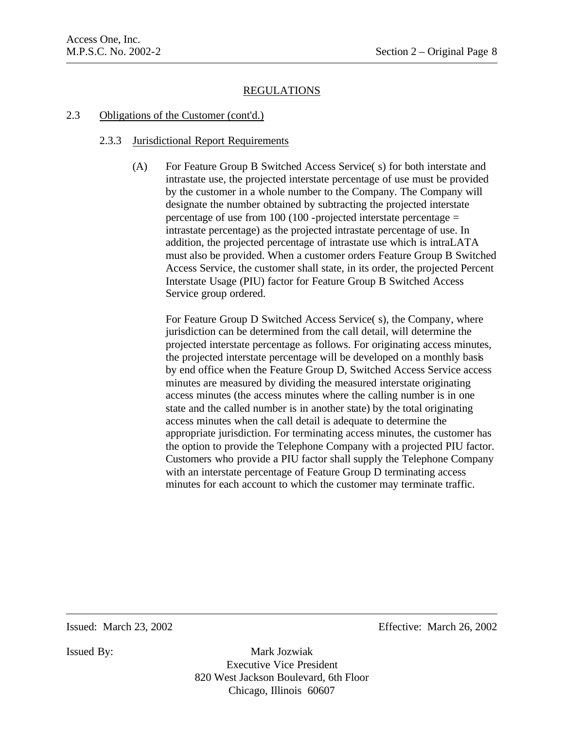## REGULATIONS

### 2.3 Obligations of the Customer (cont'd.)

#### 2.3.3 Jurisdictional Report Requirements

(A) For Feature Group B Switched Access Service( s) for both interstate and intrastate use, the projected interstate percentage of use must be provided by the customer in a whole number to the Company. The Company will designate the number obtained by subtracting the projected interstate percentage of use from 100 (100 -projected interstate percentage = intrastate percentage) as the projected intrastate percentage of use. In addition, the projected percentage of intrastate use which is intraLATA must also be provided. When a customer orders Feature Group B Switched Access Service, the customer shall state, in its order, the projected Percent Interstate Usage (PIU) factor for Feature Group B Switched Access Service group ordered.

For Feature Group D Switched Access Service( s), the Company, where jurisdiction can be determined from the call detail, will determine the projected interstate percentage as follows. For originating access minutes, the projected interstate percentage will be developed on a monthly basis by end office when the Feature Group D, Switched Access Service access minutes are measured by dividing the measured interstate originating access minutes (the access minutes where the calling number is in one state and the called number is in another state) by the total originating access minutes when the call detail is adequate to determine the appropriate jurisdiction. For terminating access minutes, the customer has the option to provide the Telephone Company with a projected PIU factor. Customers who provide a PIU factor shall supply the Telephone Company with an interstate percentage of Feature Group D terminating access minutes for each account to which the customer may terminate traffic.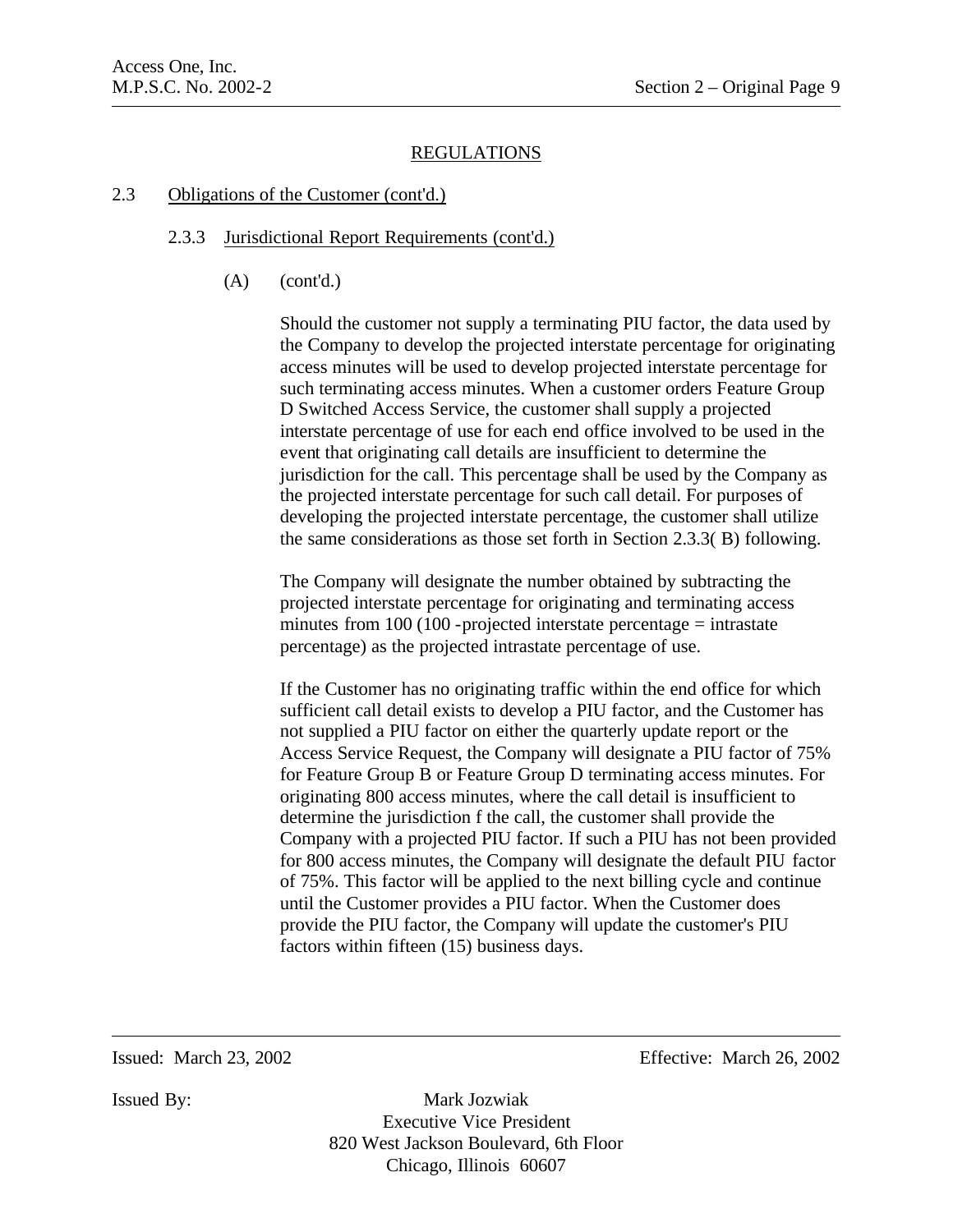# REGULATIONS

## 2.3 Obligations of the Customer (cont'd.)

### 2.3.3 Jurisdictional Report Requirements (cont'd.)

(A) (cont'd.)

Should the customer not supply a terminating PIU factor, the data used by the Company to develop the projected interstate percentage for originating access minutes will be used to develop projected interstate percentage for such terminating access minutes. When a customer orders Feature Group D Switched Access Service, the customer shall supply a projected interstate percentage of use for each end office involved to be used in the event that originating call details are insufficient to determine the jurisdiction for the call. This percentage shall be used by the Company as the projected interstate percentage for such call detail. For purposes of developing the projected interstate percentage, the customer shall utilize the same considerations as those set forth in Section 2.3.3( B) following.

The Company will designate the number obtained by subtracting the projected interstate percentage for originating and terminating access minutes from 100 (100 -projected interstate percentage = intrastate percentage) as the projected intrastate percentage of use.

If the Customer has no originating traffic within the end office for which sufficient call detail exists to develop a PIU factor, and the Customer has not supplied a PIU factor on either the quarterly update report or the Access Service Request, the Company will designate a PIU factor of 75% for Feature Group B or Feature Group D terminating access minutes. For originating 800 access minutes, where the call detail is insufficient to determine the jurisdiction f the call, the customer shall provide the Company with a projected PIU factor. If such a PIU has not been provided for 800 access minutes, the Company will designate the default PIU factor of 75%. This factor will be applied to the next billing cycle and continue until the Customer provides a PIU factor. When the Customer does provide the PIU factor, the Company will update the customer's PIU factors within fifteen (15) business days.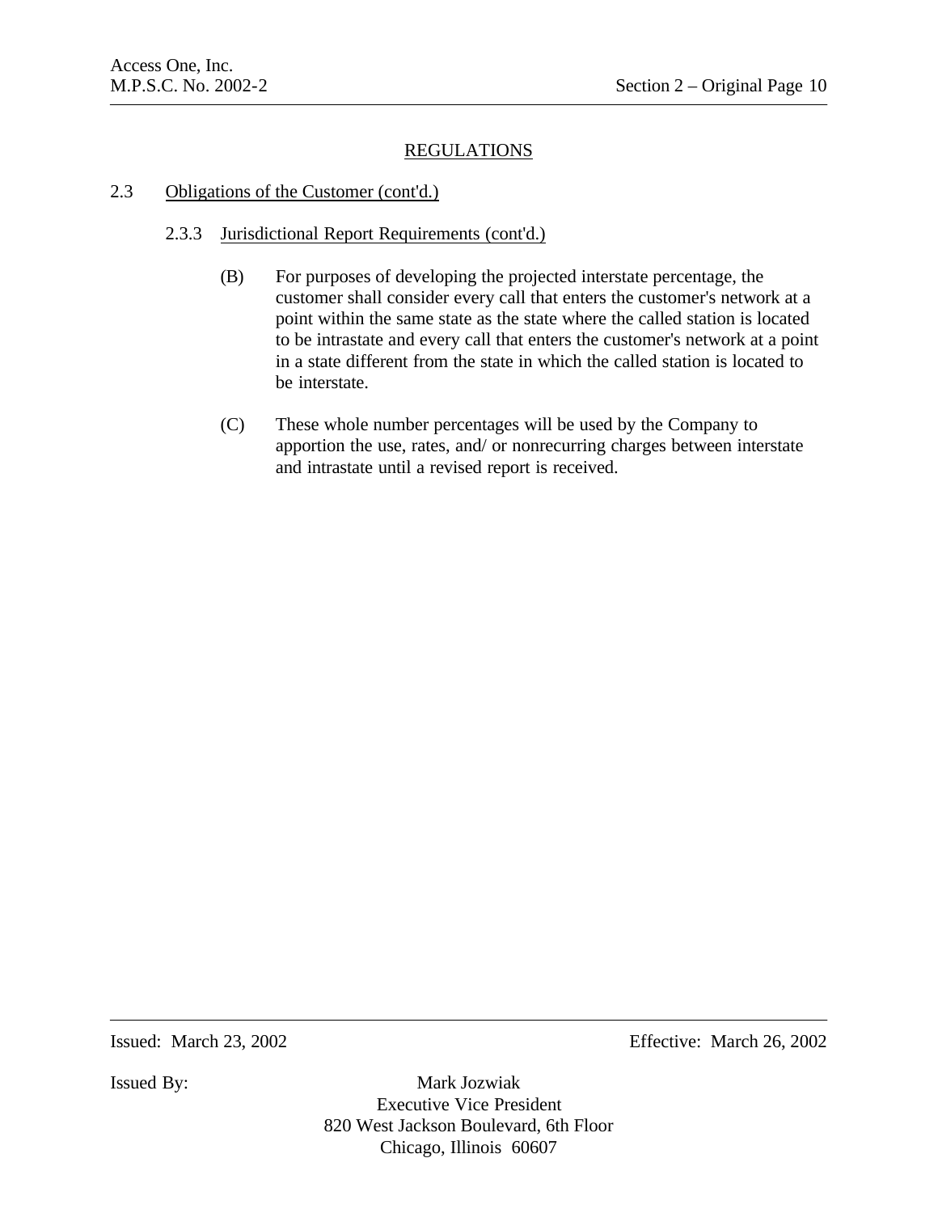## REGULATIONS

### 2.3 Obligations of the Customer (cont'd.)

#### 2.3.3 Jurisdictional Report Requirements (cont'd.)

(B) For purposes of developing the projected interstate percentage, the customer shall consider every call that enters the customer's network at a point within the same state as the state where the called station is located to be intrastate and every call that enters the customer's network at a point in a state different from the state in which the called station is located to be interstate.

(C) These whole number percentages will be used by the Company to apportion the use, rates, and/ or nonrecurring charges between interstate and intrastate until a revised report is received.

---

Issued: March 23, 2002 Effective: March 26, 2002

Issued By: Mark Jozwiak
Executive Vice President
820 West Jackson Boulevard, 6th Floor
Chicago, Illinois 60607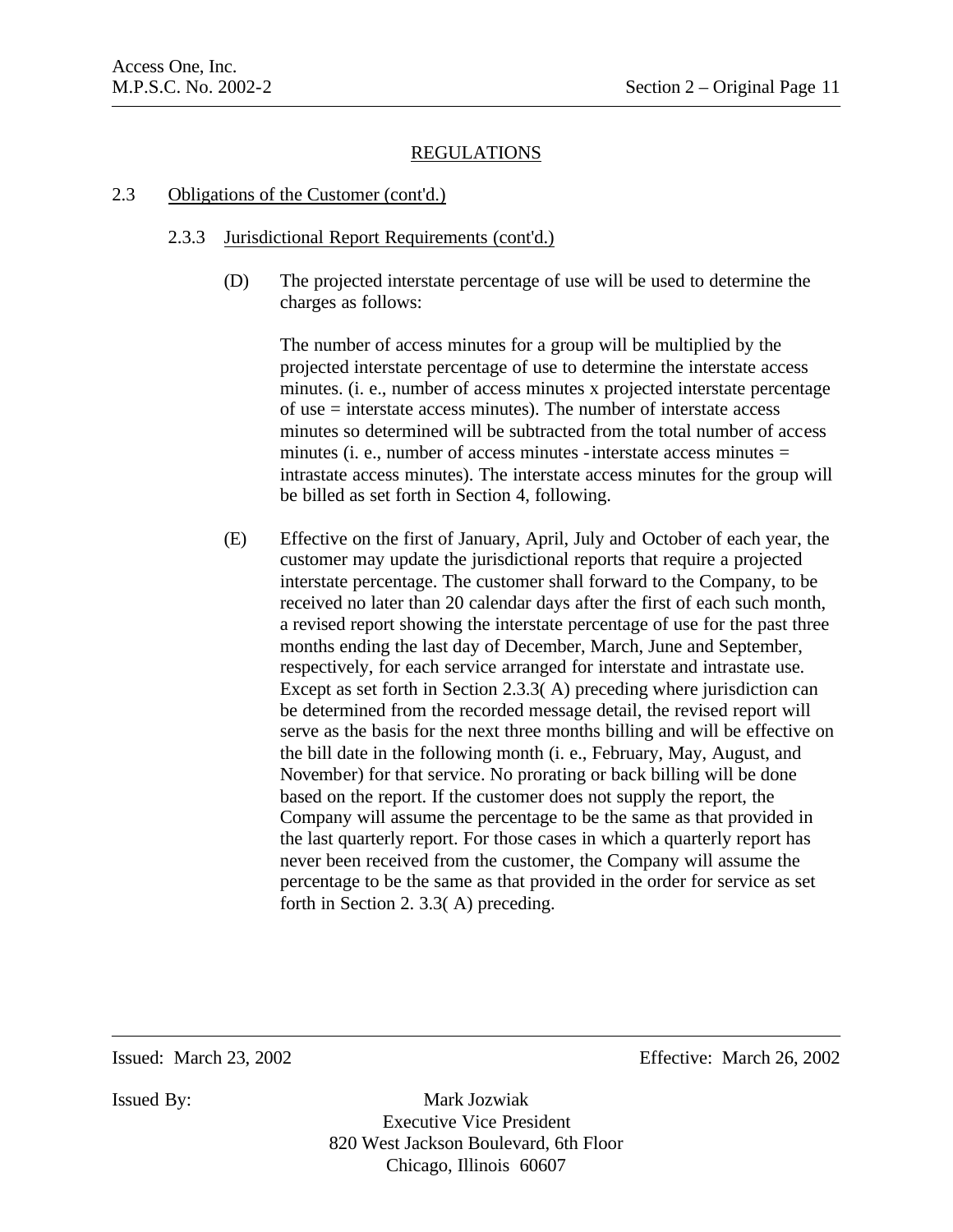## REGULATIONS

### 2.3 Obligations of the Customer (cont'd.)

#### 2.3.3 Jurisdictional Report Requirements (cont'd.)

(D) The projected interstate percentage of use will be used to determine the charges as follows:

The number of access minutes for a group will be multiplied by the projected interstate percentage of use to determine the interstate access minutes. (i. e., number of access minutes x projected interstate percentage of use = interstate access minutes). The number of interstate access minutes so determined will be subtracted from the total number of access minutes (i. e., number of access minutes - interstate access minutes = intrastate access minutes). The interstate access minutes for the group will be billed as set forth in Section 4, following.

(E) Effective on the first of January, April, July and October of each year, the customer may update the jurisdictional reports that require a projected interstate percentage. The customer shall forward to the Company, to be received no later than 20 calendar days after the first of each such month, a revised report showing the interstate percentage of use for the past three months ending the last day of December, March, June and September, respectively, for each service arranged for interstate and intrastate use. Except as set forth in Section 2.3.3( A) preceding where jurisdiction can be determined from the recorded message detail, the revised report will serve as the basis for the next three months billing and will be effective on the bill date in the following month (i. e., February, May, August, and November) for that service. No prorating or back billing will be done based on the report. If the customer does not supply the report, the Company will assume the percentage to be the same as that provided in the last quarterly report. For those cases in which a quarterly report has never been received from the customer, the Company will assume the percentage to be the same as that provided in the order for service as set forth in Section 2. 3.3( A) preceding.

Issued: March 23, 2002 Effective: March 26, 2002

Issued By: Mark Jozwiak
Executive Vice President
820 West Jackson Boulevard, 6th Floor
Chicago, Illinois 60607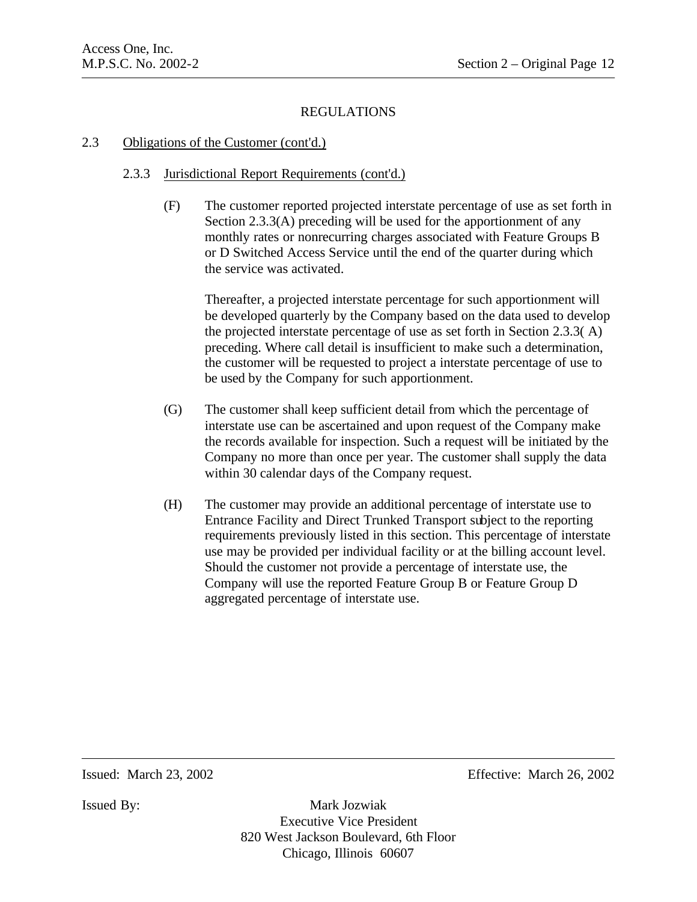# REGULATIONS

## 2.3 Obligations of the Customer (cont'd.)

### 2.3.3 Jurisdictional Report Requirements (cont'd.)

(F) The customer reported projected interstate percentage of use as set forth in Section 2.3.3(A) preceding will be used for the apportionment of any monthly rates or nonrecurring charges associated with Feature Groups B or D Switched Access Service until the end of the quarter during which the service was activated.

Thereafter, a projected interstate percentage for such apportionment will be developed quarterly by the Company based on the data used to develop the projected interstate percentage of use as set forth in Section 2.3.3( A) preceding. Where call detail is insufficient to make such a determination, the customer will be requested to project a interstate percentage of use to be used by the Company for such apportionment.

(G) The customer shall keep sufficient detail from which the percentage of interstate use can be ascertained and upon request of the Company make the records available for inspection. Such a request will be initiated by the Company no more than once per year. The customer shall supply the data within 30 calendar days of the Company request.

(H) The customer may provide an additional percentage of interstate use to Entrance Facility and Direct Trunked Transport subject to the reporting requirements previously listed in this section. This percentage of interstate use may be provided per individual facility or at the billing account level. Should the customer not provide a percentage of interstate use, the Company will use the reported Feature Group B or Feature Group D aggregated percentage of interstate use.

Issued: March 23, 2002 Effective: March 26, 2002

Issued By: Mark Jozwiak
Executive Vice President
820 West Jackson Boulevard, 6th Floor
Chicago, Illinois 60607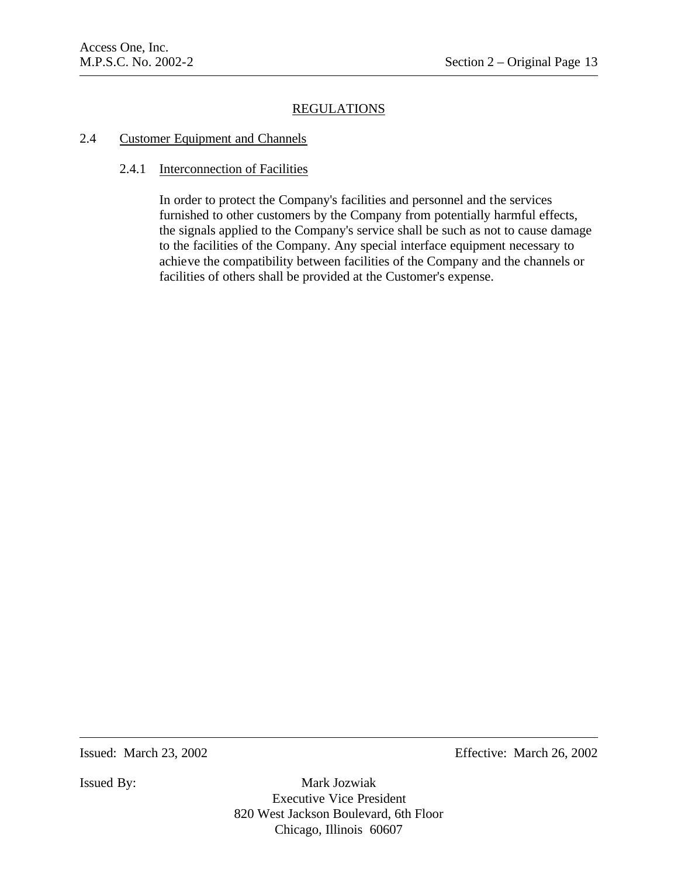## REGULATIONS

### 2.4 Customer Equipment and Channels

#### 2.4.1 Interconnection of Facilities

In order to protect the Company's facilities and personnel and the services furnished to other customers by the Company from potentially harmful effects, the signals applied to the Company's service shall be such as not to cause damage to the facilities of the Company. Any special interface equipment necessary to achieve the compatibility between facilities of the Company and the channels or facilities of others shall be provided at the Customer's expense.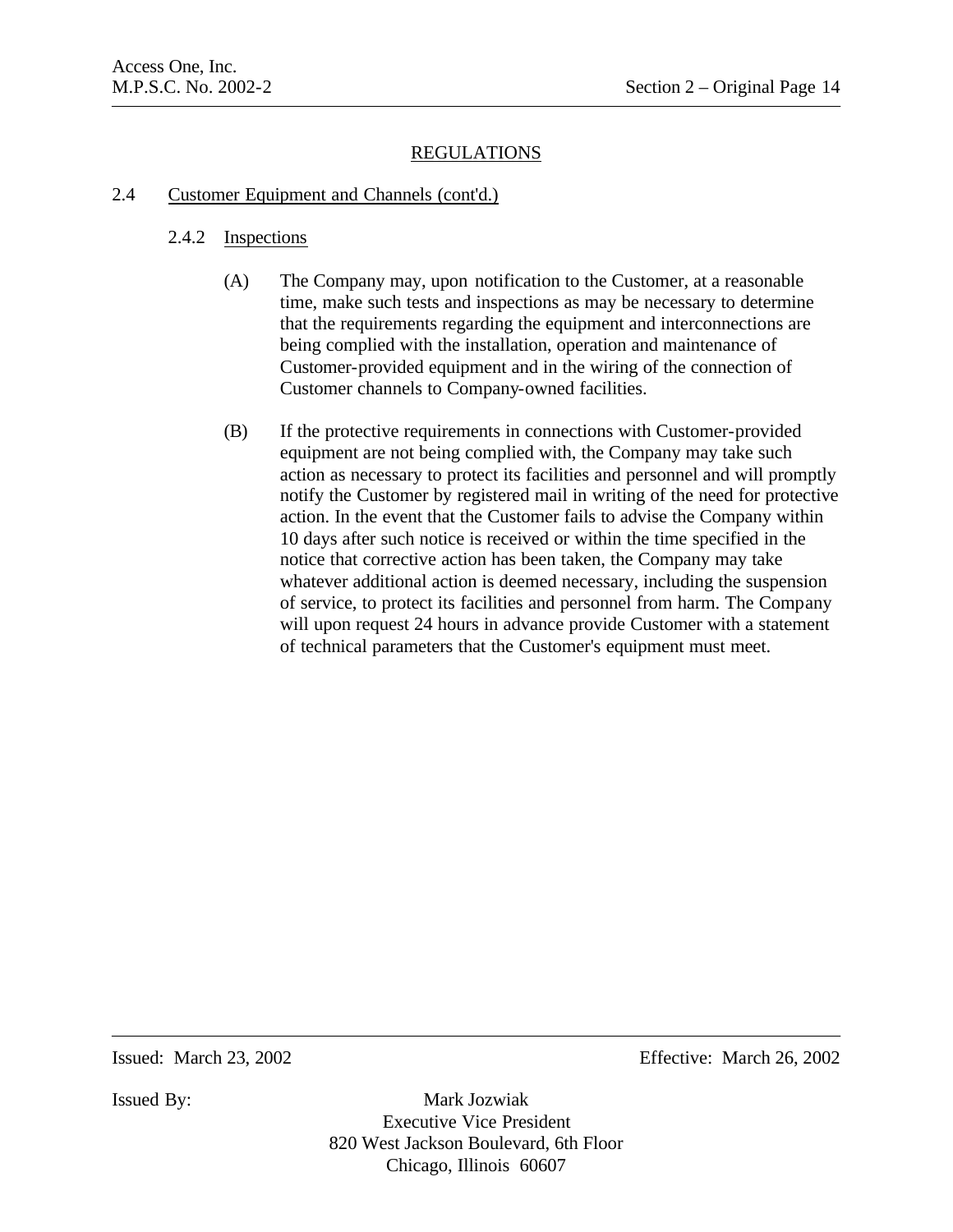## REGULATIONS

### 2.4 Customer Equipment and Channels (cont'd.)

#### 2.4.2 Inspections

(A) The Company may, upon notification to the Customer, at a reasonable time, make such tests and inspections as may be necessary to determine that the requirements regarding the equipment and interconnections are being complied with the installation, operation and maintenance of Customer-provided equipment and in the wiring of the connection of Customer channels to Company-owned facilities.

(B) If the protective requirements in connections with Customer-provided equipment are not being complied with, the Company may take such action as necessary to protect its facilities and personnel and will promptly notify the Customer by registered mail in writing of the need for protective action. In the event that the Customer fails to advise the Company within 10 days after such notice is received or within the time specified in the notice that corrective action has been taken, the Company may take whatever additional action is deemed necessary, including the suspension of service, to protect its facilities and personnel from harm. The Company will upon request 24 hours in advance provide Customer with a statement of technical parameters that the Customer's equipment must meet.

Issued: March 23, 2002 Effective: March 26, 2002

Issued By: Mark Jozwiak
Executive Vice President
820 West Jackson Boulevard, 6th Floor
Chicago, Illinois 60607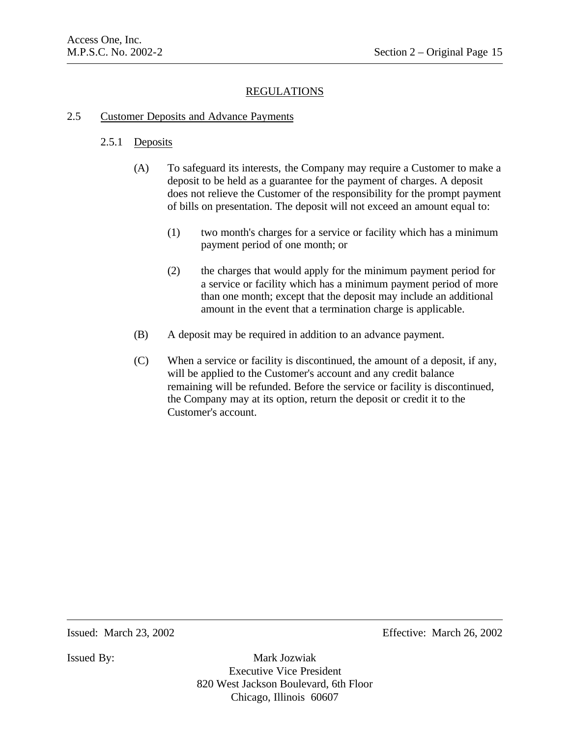## REGULATIONS

### 2.5 Customer Deposits and Advance Payments

#### 2.5.1 Deposits

(A) To safeguard its interests, the Company may require a Customer to make a deposit to be held as a guarantee for the payment of charges. A deposit does not relieve the Customer of the responsibility for the prompt payment of bills on presentation. The deposit will not exceed an amount equal to:

(1) two month's charges for a service or facility which has a minimum payment period of one month; or

(2) the charges that would apply for the minimum payment period for a service or facility which has a minimum payment period of more than one month; except that the deposit may include an additional amount in the event that a termination charge is applicable.

(B) A deposit may be required in addition to an advance payment.

(C) When a service or facility is discontinued, the amount of a deposit, if any, will be applied to the Customer's account and any credit balance remaining will be refunded. Before the service or facility is discontinued, the Company may at its option, return the deposit or credit it to the Customer's account.

Issued: March 23, 2002 Effective: March 26, 2002

Issued By: Mark Jozwiak
Executive Vice President
820 West Jackson Boulevard, 6th Floor
Chicago, Illinois 60607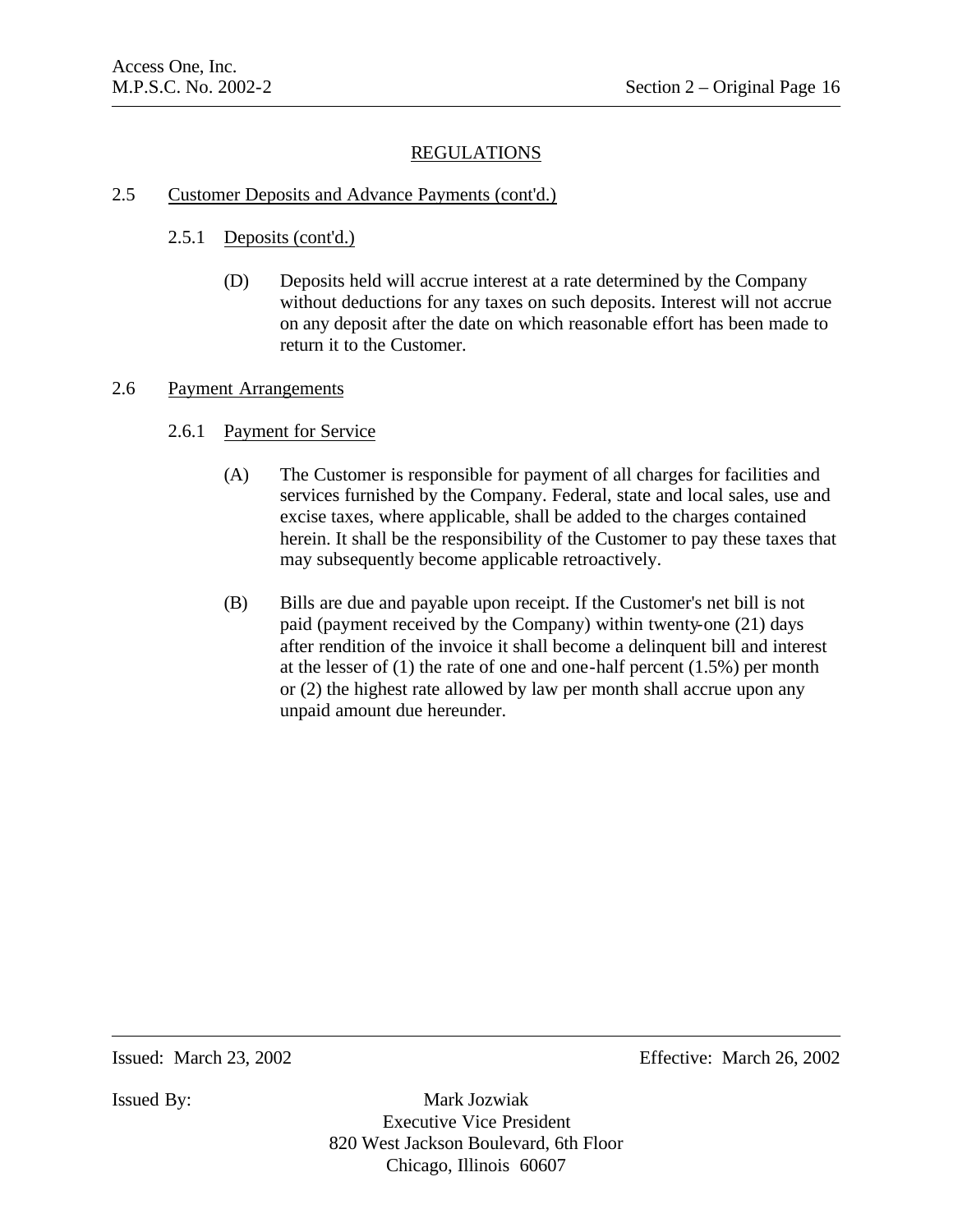## REGULATIONS

### 2.5 Customer Deposits and Advance Payments (cont'd.)

#### 2.5.1 Deposits (cont'd.)

(D) Deposits held will accrue interest at a rate determined by the Company without deductions for any taxes on such deposits. Interest will not accrue on any deposit after the date on which reasonable effort has been made to return it to the Customer.

### 2.6 Payment Arrangements

#### 2.6.1 Payment for Service

(A) The Customer is responsible for payment of all charges for facilities and services furnished by the Company. Federal, state and local sales, use and excise taxes, where applicable, shall be added to the charges contained herein. It shall be the responsibility of the Customer to pay these taxes that may subsequently become applicable retroactively.

(B) Bills are due and payable upon receipt. If the Customer's net bill is not paid (payment received by the Company) within twenty-one (21) days after rendition of the invoice it shall become a delinquent bill and interest at the lesser of (1) the rate of one and one-half percent (1.5%) per month or (2) the highest rate allowed by law per month shall accrue upon any unpaid amount due hereunder.

---

Issued: March 23, 2002 Effective: March 26, 2002

Issued By: Mark Jozwiak
Executive Vice President
820 West Jackson Boulevard, 6th Floor
Chicago, Illinois 60607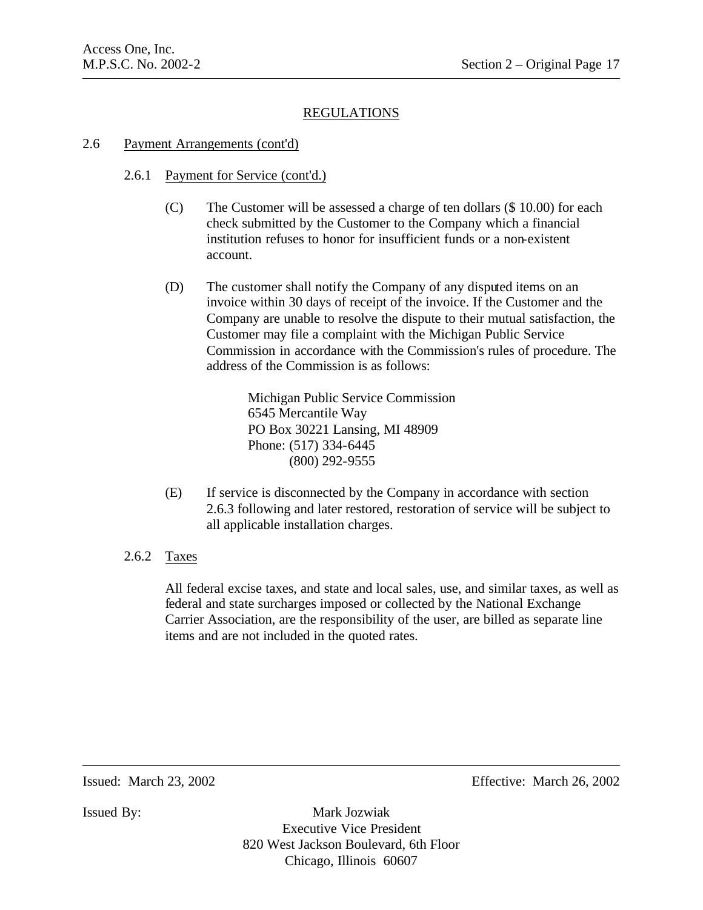## REGULATIONS

### 2.6 Payment Arrangements (cont'd)

#### 2.6.1 Payment for Service (cont'd.)

(C) The Customer will be assessed a charge of ten dollars ($ 10.00) for each check submitted by the Customer to the Company which a financial institution refuses to honor for insufficient funds or a non-existent account.

(D) The customer shall notify the Company of any disputed items on an invoice within 30 days of receipt of the invoice. If the Customer and the Company are unable to resolve the dispute to their mutual satisfaction, the Customer may file a complaint with the Michigan Public Service Commission in accordance with the Commission's rules of procedure. The address of the Commission is as follows:

> Michigan Public Service Commission
> 6545 Mercantile Way
> PO Box 30221 Lansing, MI 48909
> Phone: (517) 334-6445
> (800) 292-9555

(E) If service is disconnected by the Company in accordance with section 2.6.3 following and later restored, restoration of service will be subject to all applicable installation charges.

#### 2.6.2 Taxes

All federal excise taxes, and state and local sales, use, and similar taxes, as well as federal and state surcharges imposed or collected by the National Exchange Carrier Association, are the responsibility of the user, are billed as separate line items and are not included in the quoted rates.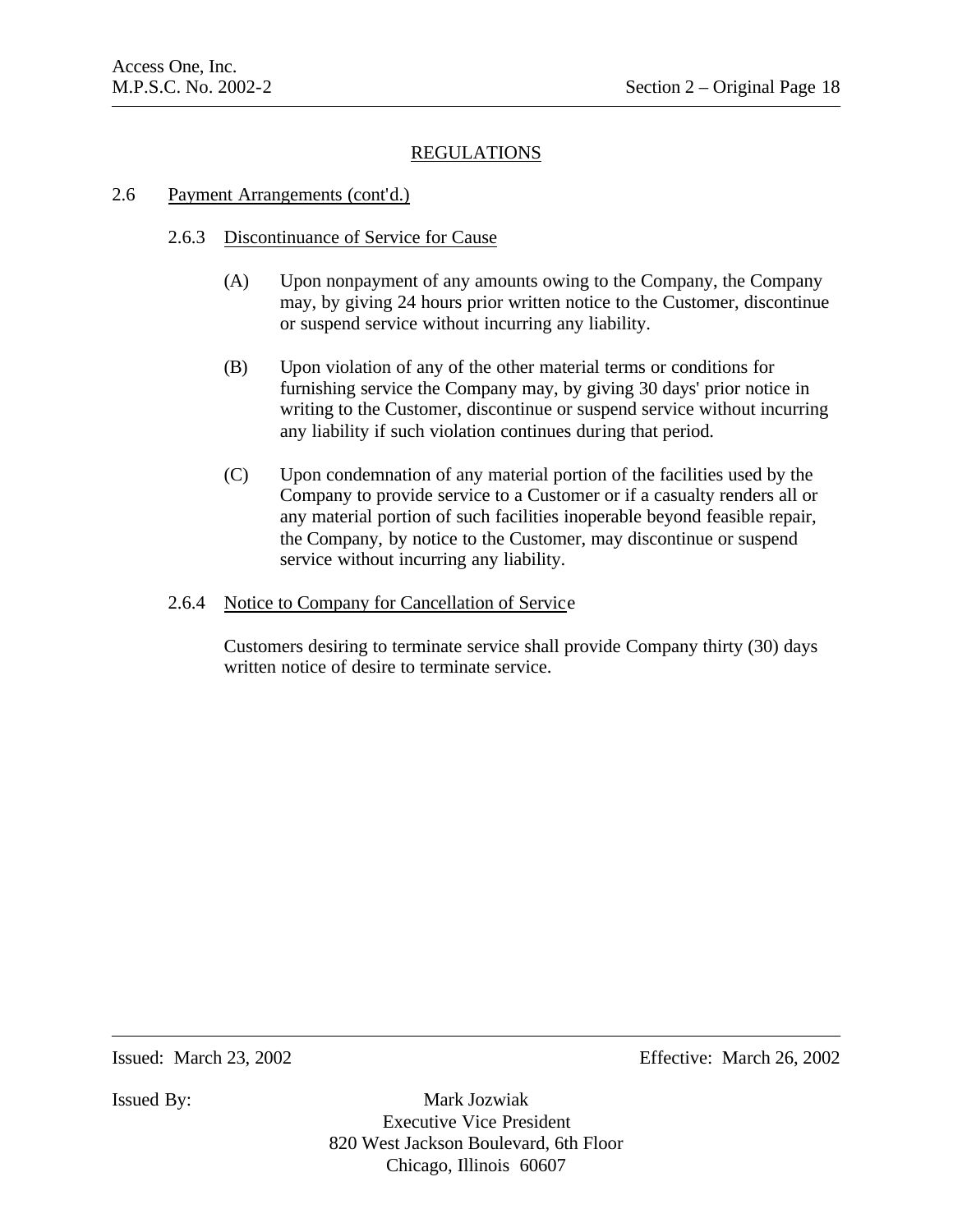## REGULATIONS

### 2.6 Payment Arrangements (cont'd.)

#### 2.6.3 Discontinuance of Service for Cause

(A) Upon nonpayment of any amounts owing to the Company, the Company may, by giving 24 hours prior written notice to the Customer, discontinue or suspend service without incurring any liability.

(B) Upon violation of any of the other material terms or conditions for furnishing service the Company may, by giving 30 days' prior notice in writing to the Customer, discontinue or suspend service without incurring any liability if such violation continues during that period.

(C) Upon condemnation of any material portion of the facilities used by the Company to provide service to a Customer or if a casualty renders all or any material portion of such facilities inoperable beyond feasible repair, the Company, by notice to the Customer, may discontinue or suspend service without incurring any liability.

#### 2.6.4 Notice to Company for Cancellation of Service

Customers desiring to terminate service shall provide Company thirty (30) days written notice of desire to terminate service.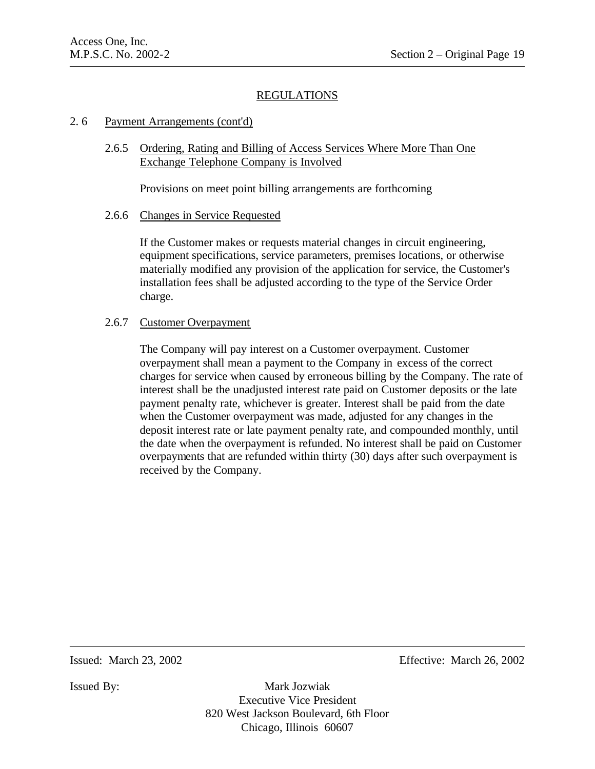## REGULATIONS

### 2.6 Payment Arrangements (cont'd)

#### 2.6.5 Ordering, Rating and Billing of Access Services Where More Than One Exchange Telephone Company is Involved

Provisions on meet point billing arrangements are forthcoming

#### 2.6.6 Changes in Service Requested

If the Customer makes or requests material changes in circuit engineering, equipment specifications, service parameters, premises locations, or otherwise materially modified any provision of the application for service, the Customer's installation fees shall be adjusted according to the type of the Service Order charge.

#### 2.6.7 Customer Overpayment

The Company will pay interest on a Customer overpayment. Customer overpayment shall mean a payment to the Company in excess of the correct charges for service when caused by erroneous billing by the Company. The rate of interest shall be the unadjusted interest rate paid on Customer deposits or the late payment penalty rate, whichever is greater. Interest shall be paid from the date when the Customer overpayment was made, adjusted for any changes in the deposit interest rate or late payment penalty rate, and compounded monthly, until the date when the overpayment is refunded. No interest shall be paid on Customer overpayments that are refunded within thirty (30) days after such overpayment is received by the Company.

Issued: March 23, 2002 Effective: March 26, 2002

Issued By: Mark Jozwiak
Executive Vice President
820 West Jackson Boulevard, 6th Floor
Chicago, Illinois 60607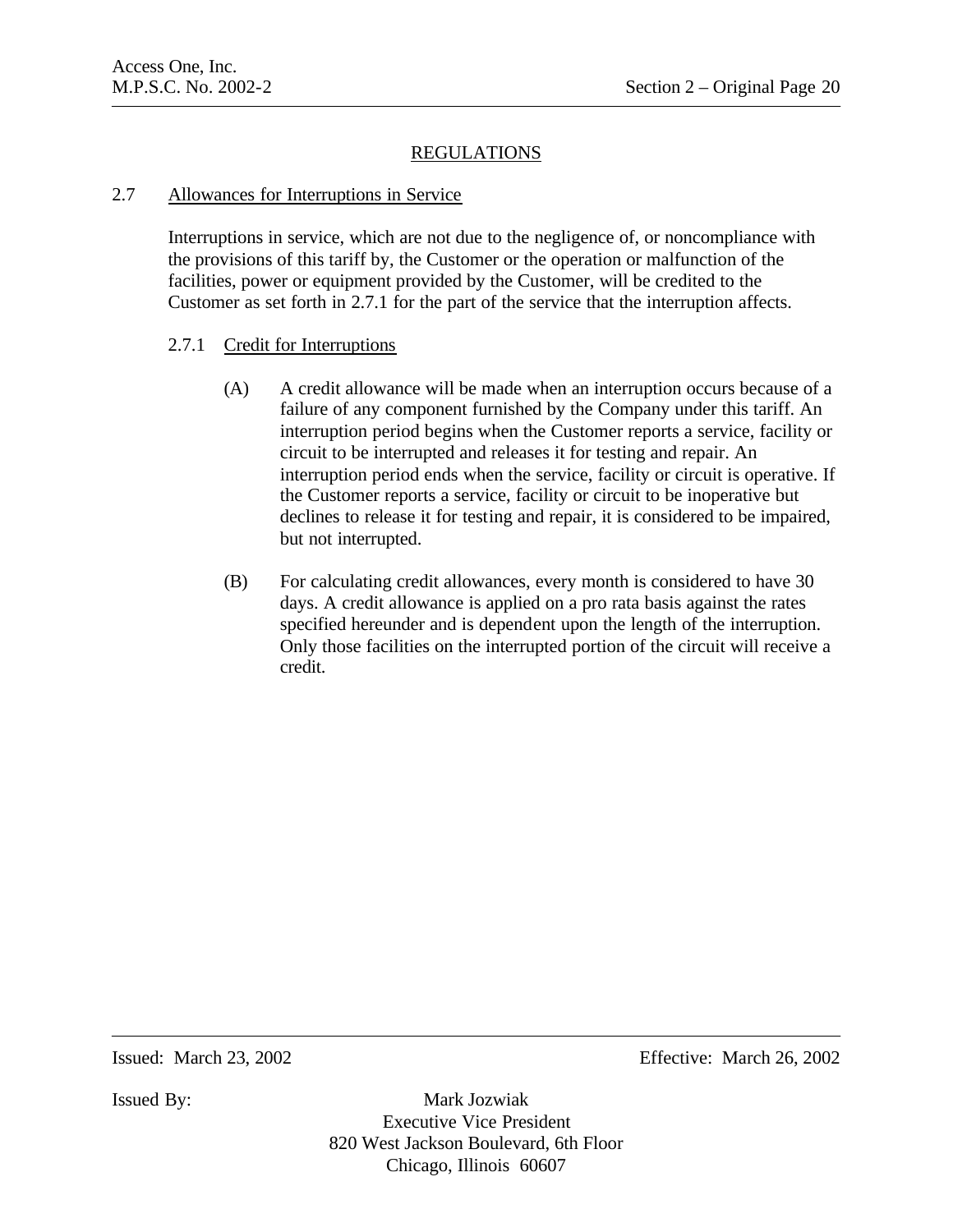## REGULATIONS

### 2.7 Allowances for Interruptions in Service

Interruptions in service, which are not due to the negligence of, or noncompliance with the provisions of this tariff by, the Customer or the operation or malfunction of the facilities, power or equipment provided by the Customer, will be credited to the Customer as set forth in 2.7.1 for the part of the service that the interruption affects.

#### 2.7.1 Credit for Interruptions

(A) A credit allowance will be made when an interruption occurs because of a failure of any component furnished by the Company under this tariff. An interruption period begins when the Customer reports a service, facility or circuit to be interrupted and releases it for testing and repair. An interruption period ends when the service, facility or circuit is operative. If the Customer reports a service, facility or circuit to be inoperative but declines to release it for testing and repair, it is considered to be impaired, but not interrupted.

(B) For calculating credit allowances, every month is considered to have 30 days. A credit allowance is applied on a pro rata basis against the rates specified hereunder and is dependent upon the length of the interruption. Only those facilities on the interrupted portion of the circuit will receive a credit.

Issued: March 23, 2002 Effective: March 26, 2002

Issued By: Mark Jozwiak
Executive Vice President
820 West Jackson Boulevard, 6th Floor
Chicago, Illinois 60607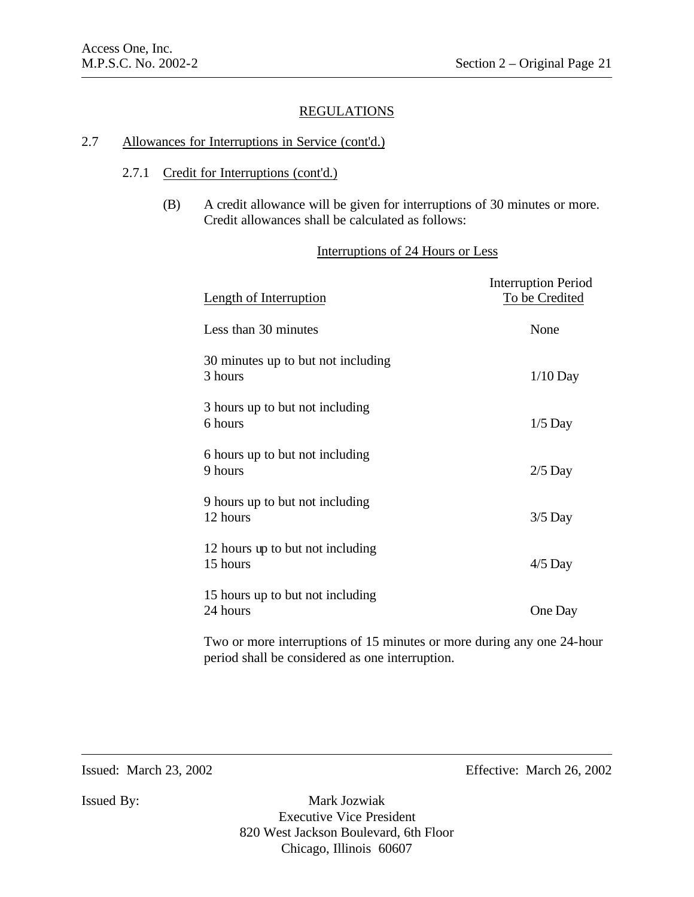## REGULATIONS

### 2.7 Allowances for Interruptions in Service (cont'd.)

#### 2.7.1 Credit for Interruptions (cont'd.)

(B) A credit allowance will be given for interruptions of 30 minutes or more. Credit allowances shall be calculated as follows:

Interruptions of 24 Hours or Less

| Length of Interruption | Interruption Period To be Credited |
|---|---|
| Less than 30 minutes | None |
| 30 minutes up to but not including 3 hours | 1/10 Day |
| 3 hours up to but not including 6 hours | 1/5 Day |
| 6 hours up to but not including 9 hours | 2/5 Day |
| 9 hours up to but not including 12 hours | 3/5 Day |
| 12 hours up to but not including 15 hours | 4/5 Day |
| 15 hours up to but not including 24 hours | One Day |

Two or more interruptions of 15 minutes or more during any one 24-hour period shall be considered as one interruption.

Issued: March 23, 2002 Effective: March 26, 2002

Issued By: Mark Jozwiak
Executive Vice President
820 West Jackson Boulevard, 6th Floor
Chicago, Illinois 60607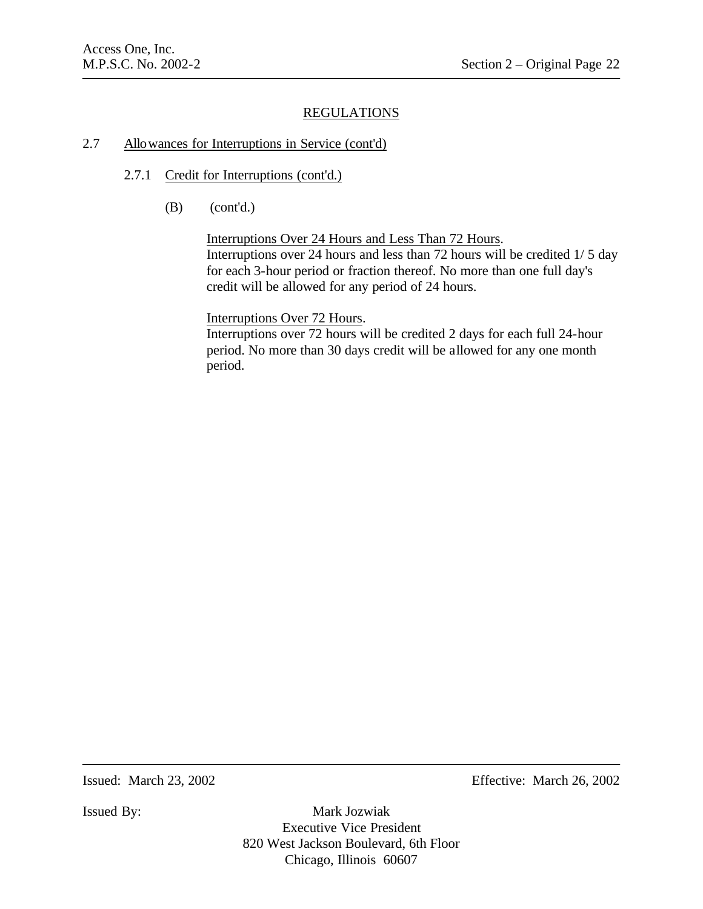## REGULATIONS

### 2.7 Allowances for Interruptions in Service (cont'd)

#### 2.7.1 Credit for Interruptions (cont'd.)

(B) (cont'd.)

Interruptions Over 24 Hours and Less Than 72 Hours.
Interruptions over 24 hours and less than 72 hours will be credited 1/ 5 day for each 3-hour period or fraction thereof. No more than one full day's credit will be allowed for any period of 24 hours.

Interruptions Over 72 Hours.
Interruptions over 72 hours will be credited 2 days for each full 24-hour period. No more than 30 days credit will be allowed for any one month period.

Issued: March 23, 2002 Effective: March 26, 2002

Issued By: Mark Jozwiak
Executive Vice President
820 West Jackson Boulevard, 6th Floor
Chicago, Illinois 60607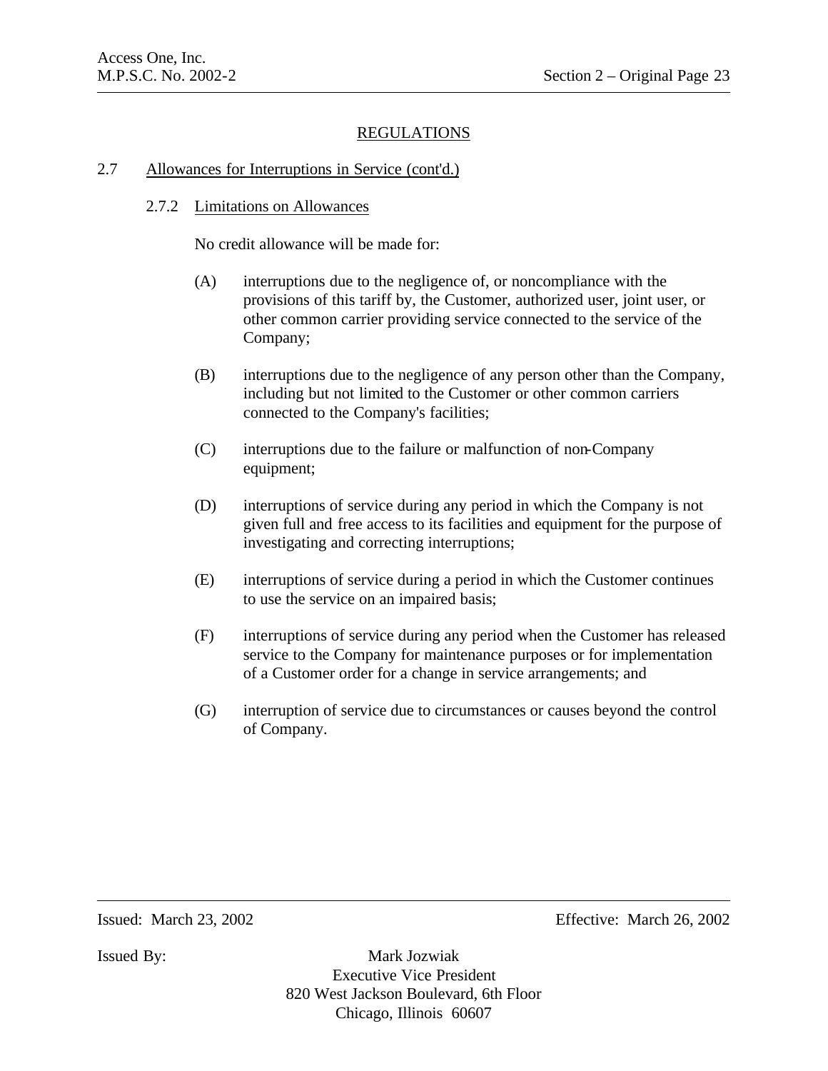## REGULATIONS

### 2.7 Allowances for Interruptions in Service (cont'd.)

#### 2.7.2 Limitations on Allowances

No credit allowance will be made for:

(A) interruptions due to the negligence of, or noncompliance with the provisions of this tariff by, the Customer, authorized user, joint user, or other common carrier providing service connected to the service of the Company;

(B) interruptions due to the negligence of any person other than the Company, including but not limited to the Customer or other common carriers connected to the Company's facilities;

(C) interruptions due to the failure or malfunction of non-Company equipment;

(D) interruptions of service during any period in which the Company is not given full and free access to its facilities and equipment for the purpose of investigating and correcting interruptions;

(E) interruptions of service during a period in which the Customer continues to use the service on an impaired basis;

(F) interruptions of service during any period when the Customer has released service to the Company for maintenance purposes or for implementation of a Customer order for a change in service arrangements; and

(G) interruption of service due to circumstances or causes beyond the control of Company.

Issued: March 23, 2002 Effective: March 26, 2002

Issued By: Mark Jozwiak
Executive Vice President
820 West Jackson Boulevard, 6th Floor
Chicago, Illinois 60607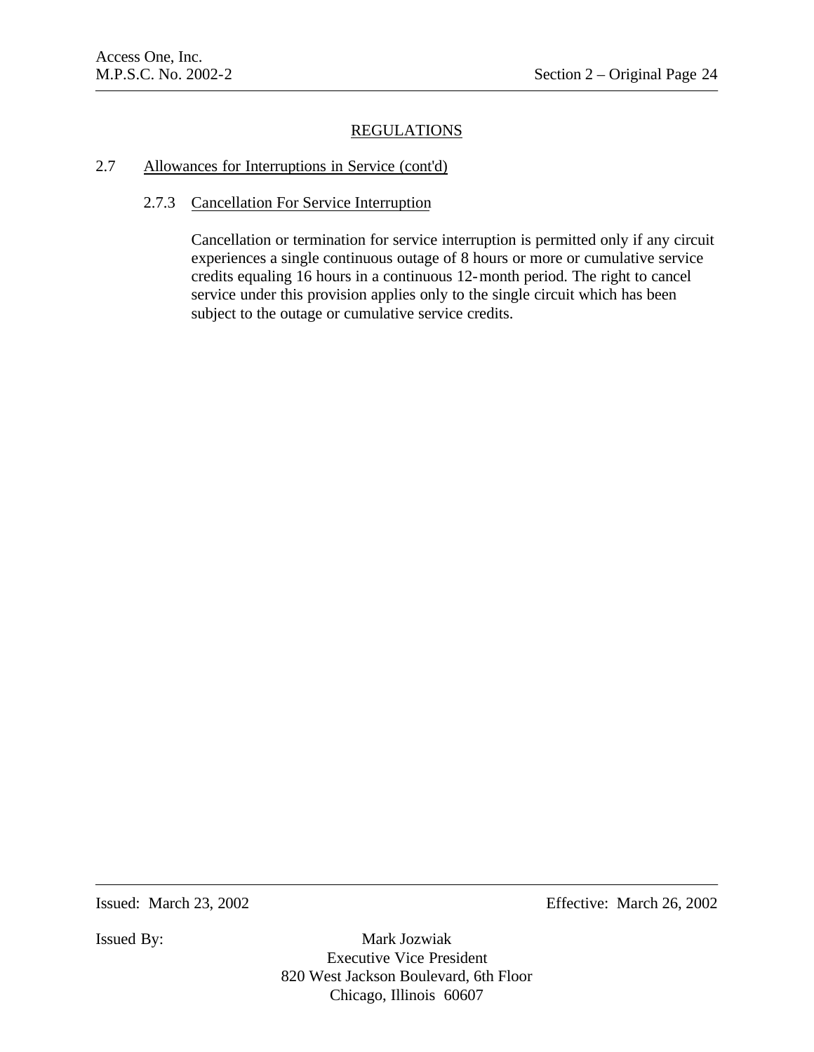## REGULATIONS

### 2.7 Allowances for Interruptions in Service (cont'd)

#### 2.7.3 Cancellation For Service Interruption

Cancellation or termination for service interruption is permitted only if any circuit experiences a single continuous outage of 8 hours or more or cumulative service credits equaling 16 hours in a continuous 12-month period. The right to cancel service under this provision applies only to the single circuit which has been subject to the outage or cumulative service credits.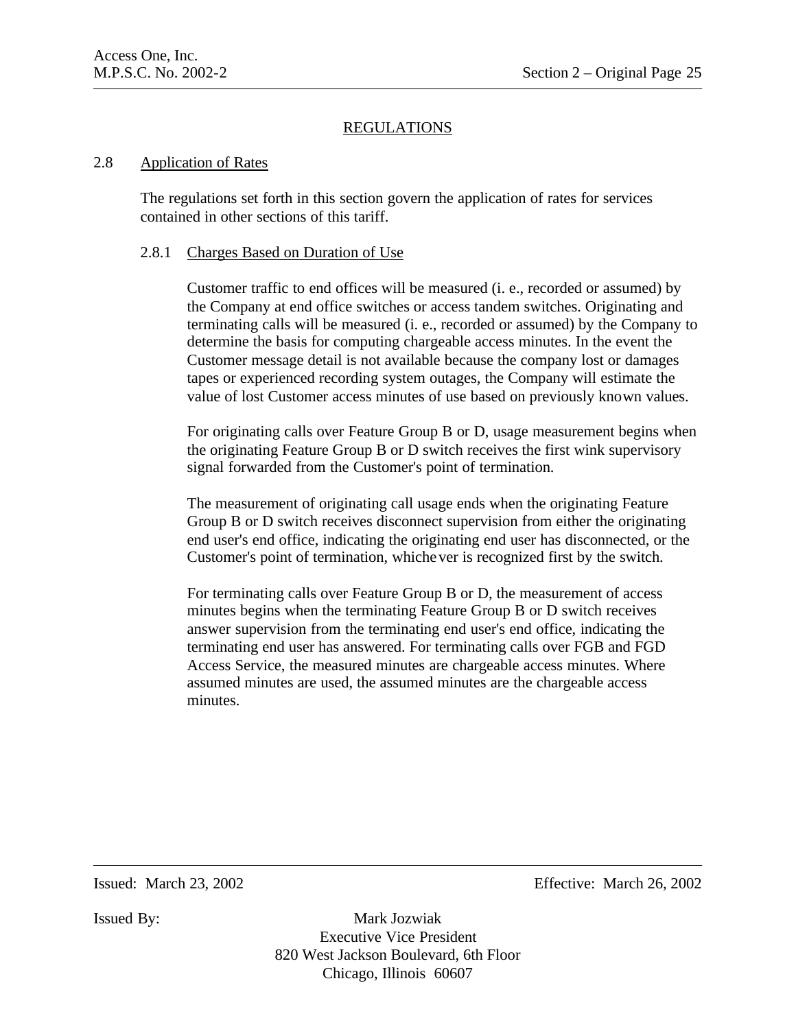## REGULATIONS

### 2.8 Application of Rates

The regulations set forth in this section govern the application of rates for services contained in other sections of this tariff.

#### 2.8.1 Charges Based on Duration of Use

Customer traffic to end offices will be measured (i. e., recorded or assumed) by the Company at end office switches or access tandem switches. Originating and terminating calls will be measured (i. e., recorded or assumed) by the Company to determine the basis for computing chargeable access minutes. In the event the Customer message detail is not available because the company lost or damages tapes or experienced recording system outages, the Company will estimate the value of lost Customer access minutes of use based on previously known values.

For originating calls over Feature Group B or D, usage measurement begins when the originating Feature Group B or D switch receives the first wink supervisory signal forwarded from the Customer's point of termination.

The measurement of originating call usage ends when the originating Feature Group B or D switch receives disconnect supervision from either the originating end user's end office, indicating the originating end user has disconnected, or the Customer's point of termination, whichever is recognized first by the switch.

For terminating calls over Feature Group B or D, the measurement of access minutes begins when the terminating Feature Group B or D switch receives answer supervision from the terminating end user's end office, indicating the terminating end user has answered. For terminating calls over FGB and FGD Access Service, the measured minutes are chargeable access minutes. Where assumed minutes are used, the assumed minutes are the chargeable access minutes.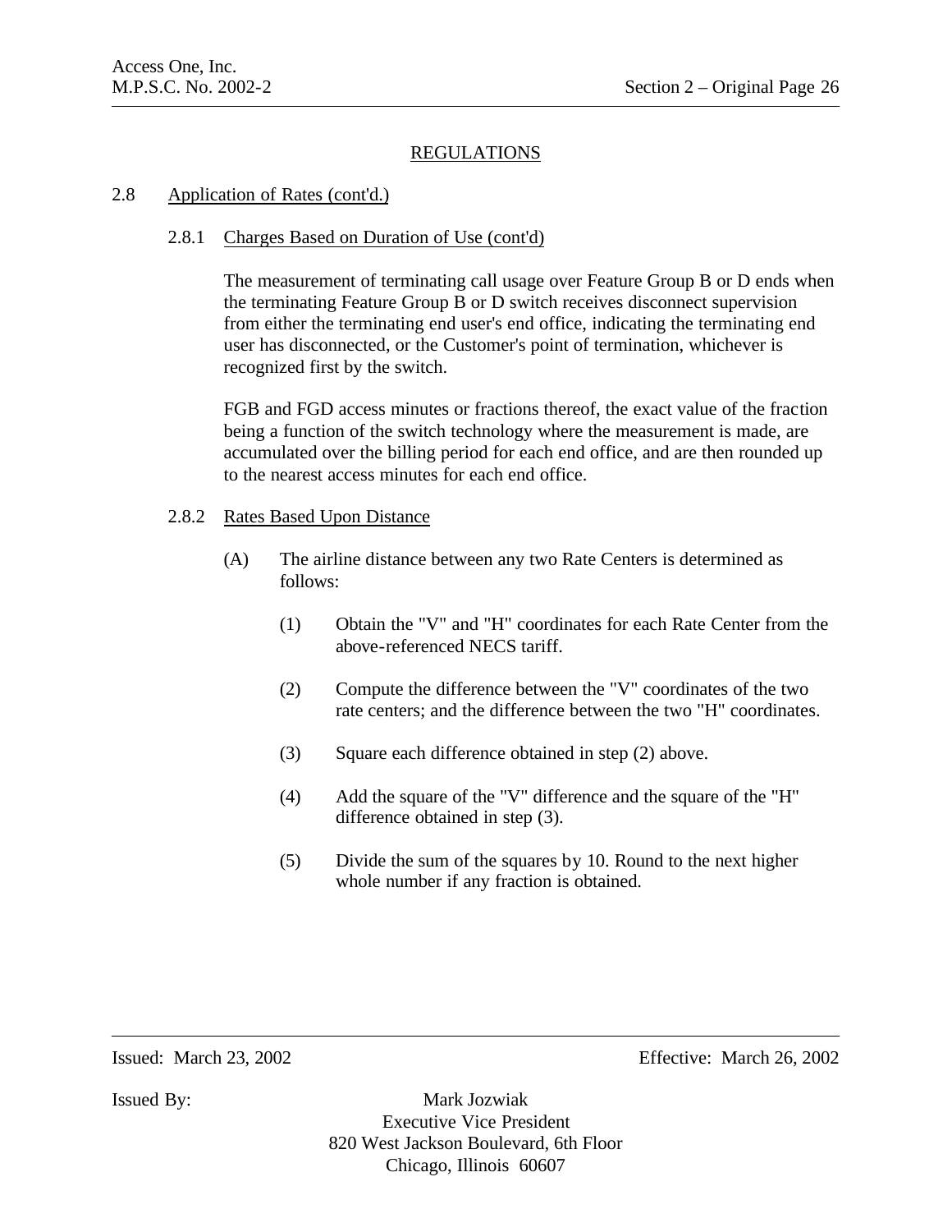## REGULATIONS

2.8 Application of Rates (cont'd.)

2.8.1 Charges Based on Duration of Use (cont'd)

The measurement of terminating call usage over Feature Group B or D ends when the terminating Feature Group B or D switch receives disconnect supervision from either the terminating end user's end office, indicating the terminating end user has disconnected, or the Customer's point of termination, whichever is recognized first by the switch.

FGB and FGD access minutes or fractions thereof, the exact value of the fraction being a function of the switch technology where the measurement is made, are accumulated over the billing period for each end office, and are then rounded up to the nearest access minutes for each end office.

2.8.2 Rates Based Upon Distance

(A) The airline distance between any two Rate Centers is determined as follows:

(1) Obtain the "V" and "H" coordinates for each Rate Center from the above-referenced NECS tariff.

(2) Compute the difference between the "V" coordinates of the two rate centers; and the difference between the two "H" coordinates.

(3) Square each difference obtained in step (2) above.

(4) Add the square of the "V" difference and the square of the "H" difference obtained in step (3).

(5) Divide the sum of the squares by 10. Round to the next higher whole number if any fraction is obtained.

Issued: March 23, 2002 Effective: March 26, 2002

Issued By: Mark Jozwiak
Executive Vice President
820 West Jackson Boulevard, 6th Floor
Chicago, Illinois 60607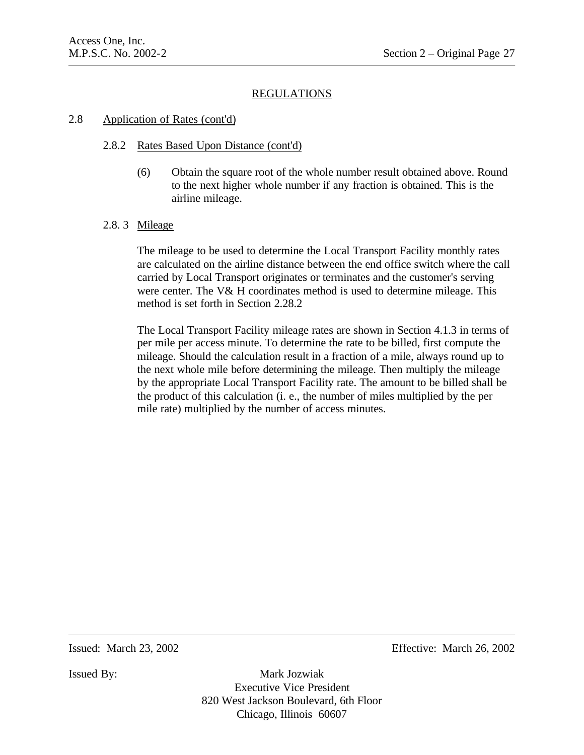## REGULATIONS

### 2.8 Application of Rates (cont'd)

#### 2.8.2 Rates Based Upon Distance (cont'd)

(6) Obtain the square root of the whole number result obtained above. Round to the next higher whole number if any fraction is obtained. This is the airline mileage.

#### 2.8. 3 Mileage

The mileage to be used to determine the Local Transport Facility monthly rates are calculated on the airline distance between the end office switch where the call carried by Local Transport originates or terminates and the customer's serving were center. The V& H coordinates method is used to determine mileage. This method is set forth in Section 2.28.2

The Local Transport Facility mileage rates are shown in Section 4.1.3 in terms of per mile per access minute. To determine the rate to be billed, first compute the mileage. Should the calculation result in a fraction of a mile, always round up to the next whole mile before determining the mileage. Then multiply the mileage by the appropriate Local Transport Facility rate. The amount to be billed shall be the product of this calculation (i. e., the number of miles multiplied by the per mile rate) multiplied by the number of access minutes.

Issued: March 23, 2002 Effective: March 26, 2002

Issued By: Mark Jozwiak
Executive Vice President
820 West Jackson Boulevard, 6th Floor
Chicago, Illinois 60607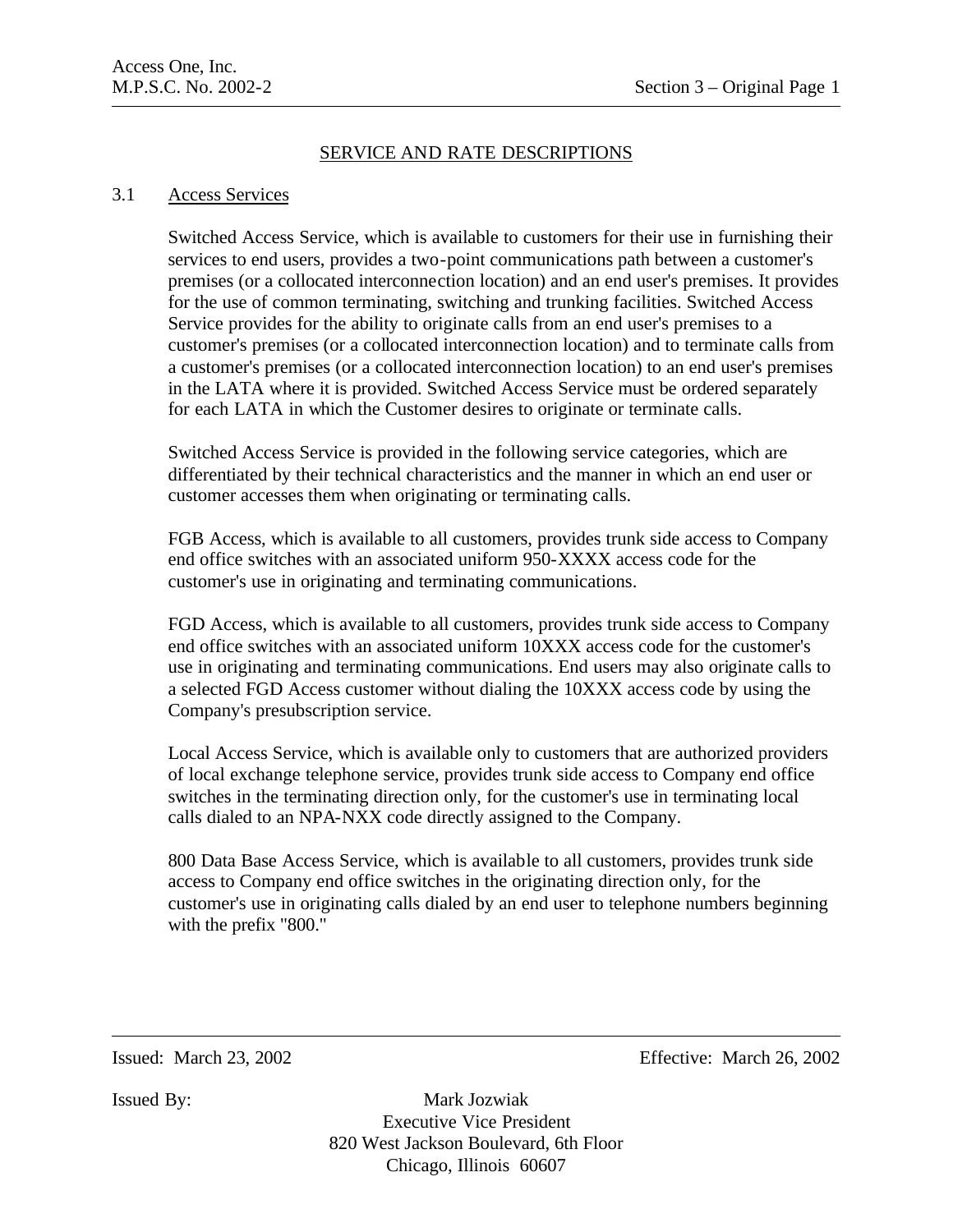## SERVICE AND RATE DESCRIPTIONS

### 3.1 Access Services

Switched Access Service, which is available to customers for their use in furnishing their services to end users, provides a two-point communications path between a customer's premises (or a collocated interconnection location) and an end user's premises. It provides for the use of common terminating, switching and trunking facilities. Switched Access Service provides for the ability to originate calls from an end user's premises to a customer's premises (or a collocated interconnection location) and to terminate calls from a customer's premises (or a collocated interconnection location) to an end user's premises in the LATA where it is provided. Switched Access Service must be ordered separately for each LATA in which the Customer desires to originate or terminate calls.

Switched Access Service is provided in the following service categories, which are differentiated by their technical characteristics and the manner in which an end user or customer accesses them when originating or terminating calls.

FGB Access, which is available to all customers, provides trunk side access to Company end office switches with an associated uniform 950-XXXX access code for the customer's use in originating and terminating communications.

FGD Access, which is available to all customers, provides trunk side access to Company end office switches with an associated uniform 10XXX access code for the customer's use in originating and terminating communications. End users may also originate calls to a selected FGD Access customer without dialing the 10XXX access code by using the Company's presubscription service.

Local Access Service, which is available only to customers that are authorized providers of local exchange telephone service, provides trunk side access to Company end office switches in the terminating direction only, for the customer's use in terminating local calls dialed to an NPA-NXX code directly assigned to the Company.

800 Data Base Access Service, which is available to all customers, provides trunk side access to Company end office switches in the originating direction only, for the customer's use in originating calls dialed by an end user to telephone numbers beginning with the prefix "800."

Issued: March 23, 2002 Effective: March 26, 2002

Issued By: Mark Jozwiak
Executive Vice President
820 West Jackson Boulevard, 6th Floor
Chicago, Illinois 60607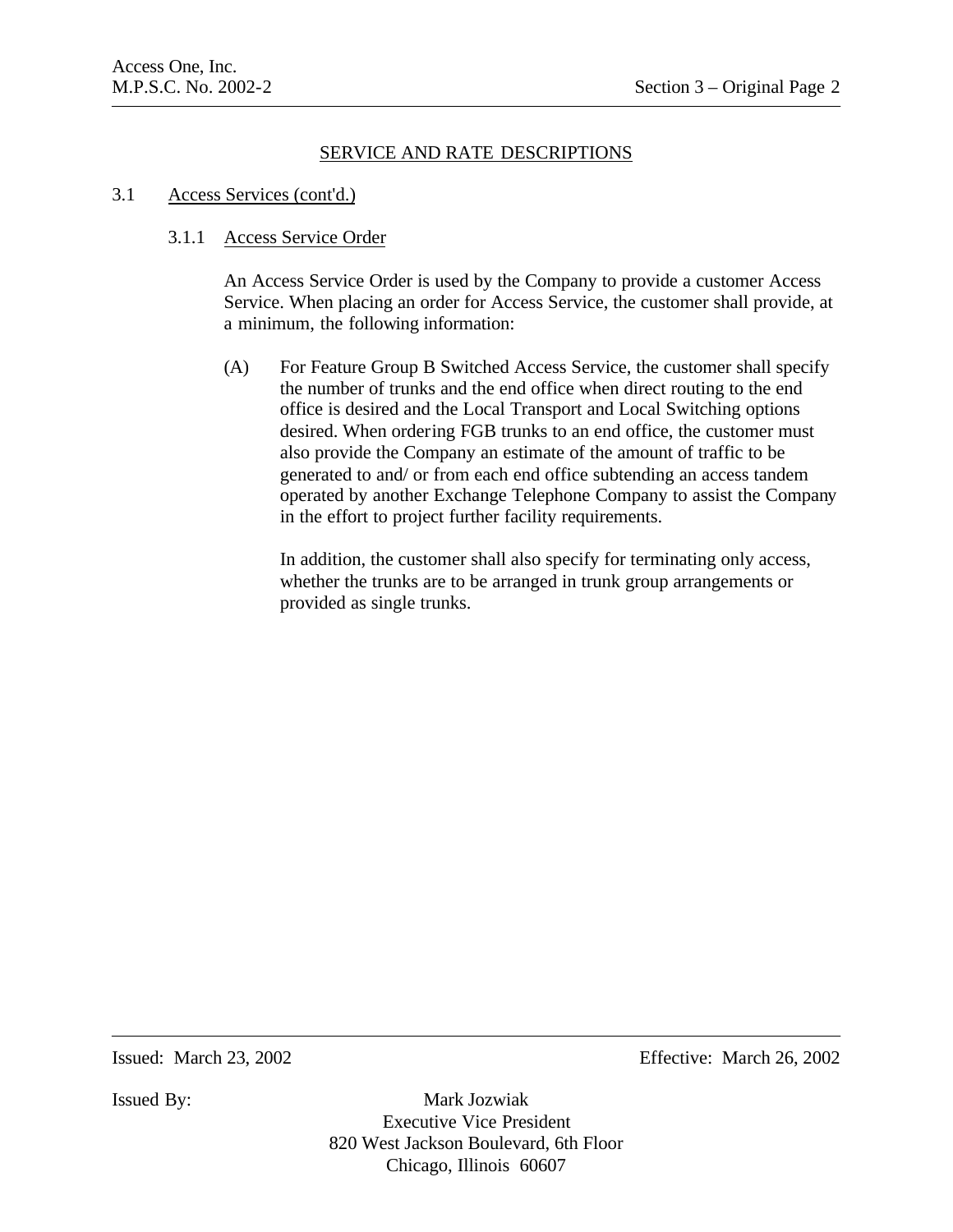## SERVICE AND RATE DESCRIPTIONS

### 3.1 Access Services (cont'd.)

#### 3.1.1 Access Service Order

An Access Service Order is used by the Company to provide a customer Access Service. When placing an order for Access Service, the customer shall provide, at a minimum, the following information:

(A) For Feature Group B Switched Access Service, the customer shall specify the number of trunks and the end office when direct routing to the end office is desired and the Local Transport and Local Switching options desired. When ordering FGB trunks to an end office, the customer must also provide the Company an estimate of the amount of traffic to be generated to and/ or from each end office subtending an access tandem operated by another Exchange Telephone Company to assist the Company in the effort to project further facility requirements.

In addition, the customer shall also specify for terminating only access, whether the trunks are to be arranged in trunk group arrangements or provided as single trunks.

Issued: March 23, 2002

Effective: March 26, 2002

Issued By: Mark Jozwiak
Executive Vice President
820 West Jackson Boulevard, 6th Floor
Chicago, Illinois 60607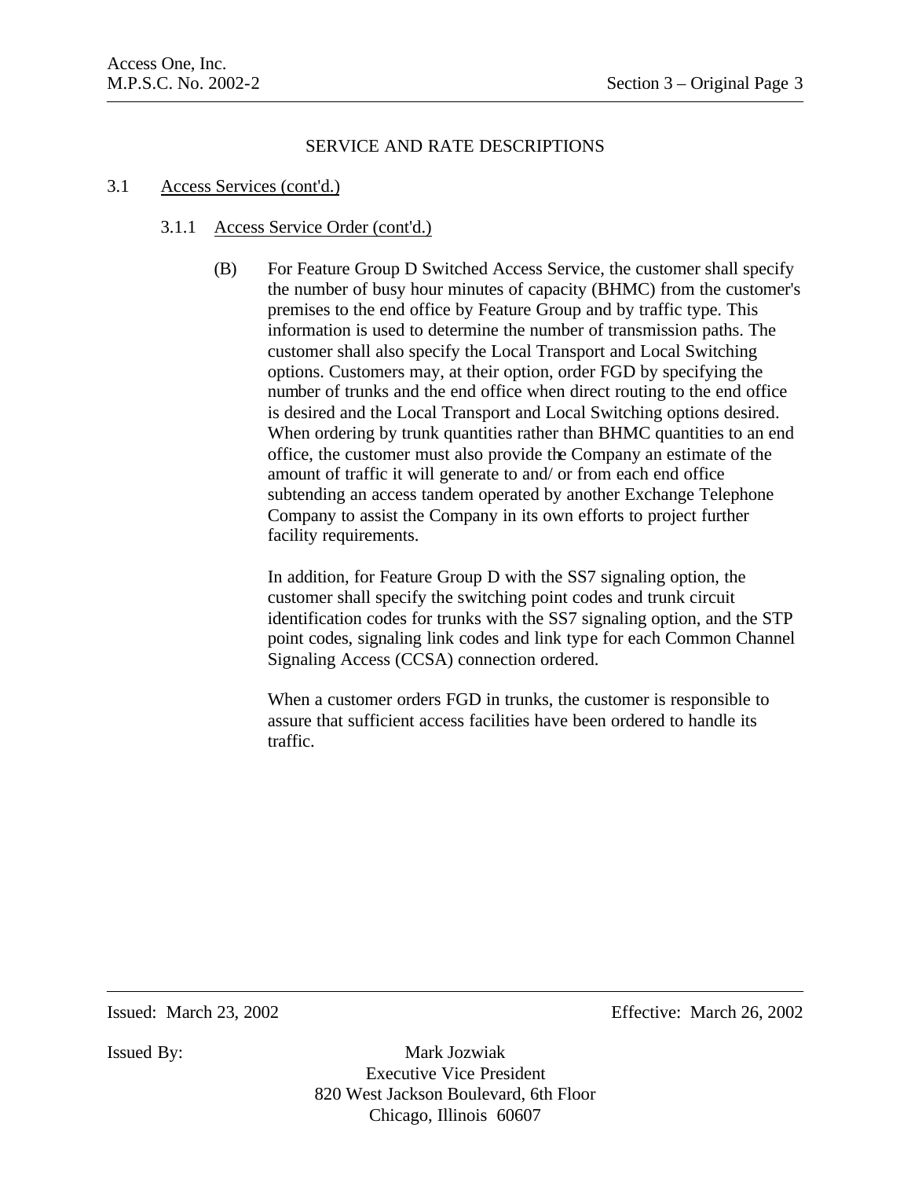SERVICE AND RATE DESCRIPTIONS

3.1 Access Services (cont'd.)

3.1.1 Access Service Order (cont'd.)

(B) For Feature Group D Switched Access Service, the customer shall specify the number of busy hour minutes of capacity (BHMC) from the customer's premises to the end office by Feature Group and by traffic type. This information is used to determine the number of transmission paths. The customer shall also specify the Local Transport and Local Switching options. Customers may, at their option, order FGD by specifying the number of trunks and the end office when direct routing to the end office is desired and the Local Transport and Local Switching options desired. When ordering by trunk quantities rather than BHMC quantities to an end office, the customer must also provide the Company an estimate of the amount of traffic it will generate to and/ or from each end office subtending an access tandem operated by another Exchange Telephone Company to assist the Company in its own efforts to project further facility requirements.

In addition, for Feature Group D with the SS7 signaling option, the customer shall specify the switching point codes and trunk circuit identification codes for trunks with the SS7 signaling option, and the STP point codes, signaling link codes and link type for each Common Channel Signaling Access (CCSA) connection ordered.

When a customer orders FGD in trunks, the customer is responsible to assure that sufficient access facilities have been ordered to handle its traffic.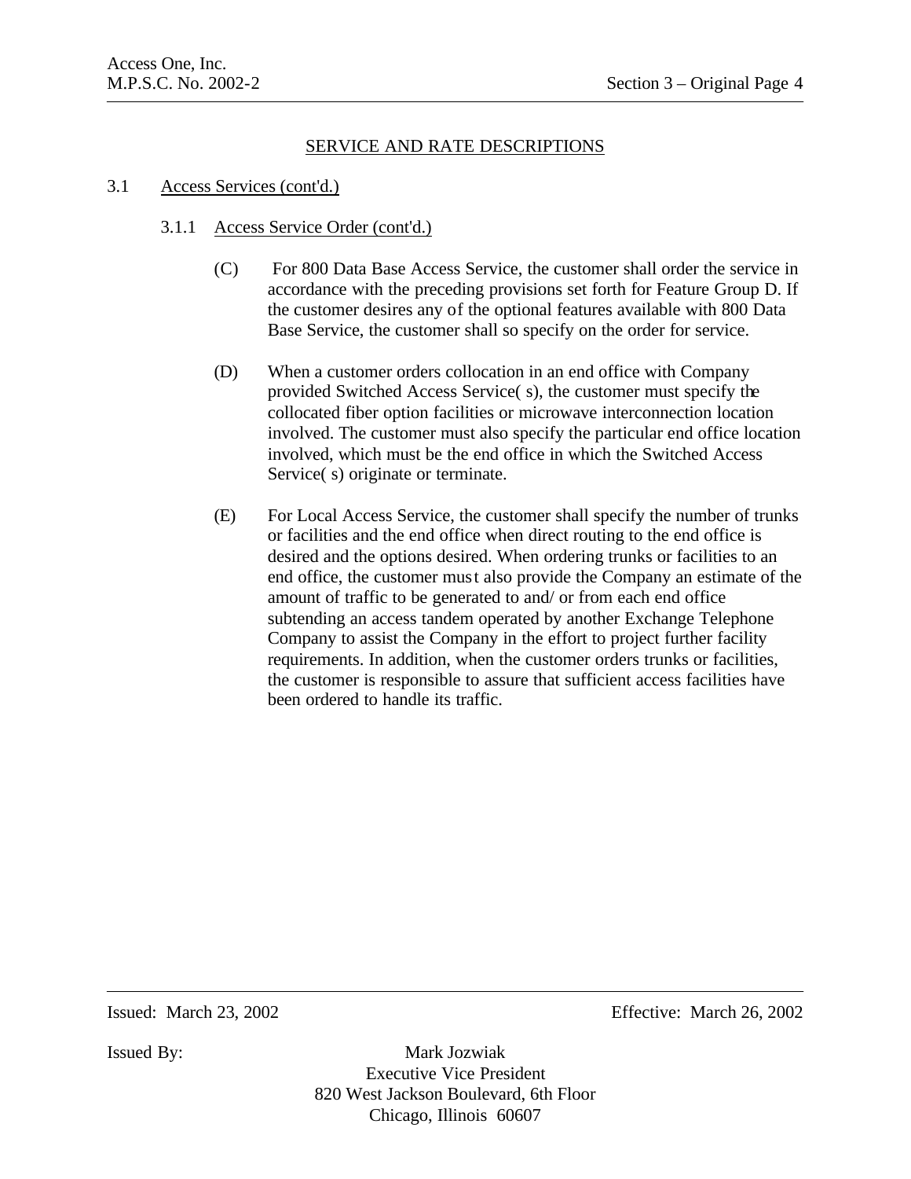## SERVICE AND RATE DESCRIPTIONS

### 3.1 Access Services (cont'd.)

#### 3.1.1 Access Service Order (cont'd.)

(C) For 800 Data Base Access Service, the customer shall order the service in accordance with the preceding provisions set forth for Feature Group D. If the customer desires any of the optional features available with 800 Data Base Service, the customer shall so specify on the order for service.

(D) When a customer orders collocation in an end office with Company provided Switched Access Service( s), the customer must specify the collocated fiber option facilities or microwave interconnection location involved. The customer must also specify the particular end office location involved, which must be the end office in which the Switched Access Service( s) originate or terminate.

(E) For Local Access Service, the customer shall specify the number of trunks or facilities and the end office when direct routing to the end office is desired and the options desired. When ordering trunks or facilities to an end office, the customer must also provide the Company an estimate of the amount of traffic to be generated to and/ or from each end office subtending an access tandem operated by another Exchange Telephone Company to assist the Company in the effort to project further facility requirements. In addition, when the customer orders trunks or facilities, the customer is responsible to assure that sufficient access facilities have been ordered to handle its traffic.

Issued: March 23, 2002 Effective: March 26, 2002

Issued By: Mark Jozwiak
Executive Vice President
820 West Jackson Boulevard, 6th Floor
Chicago, Illinois 60607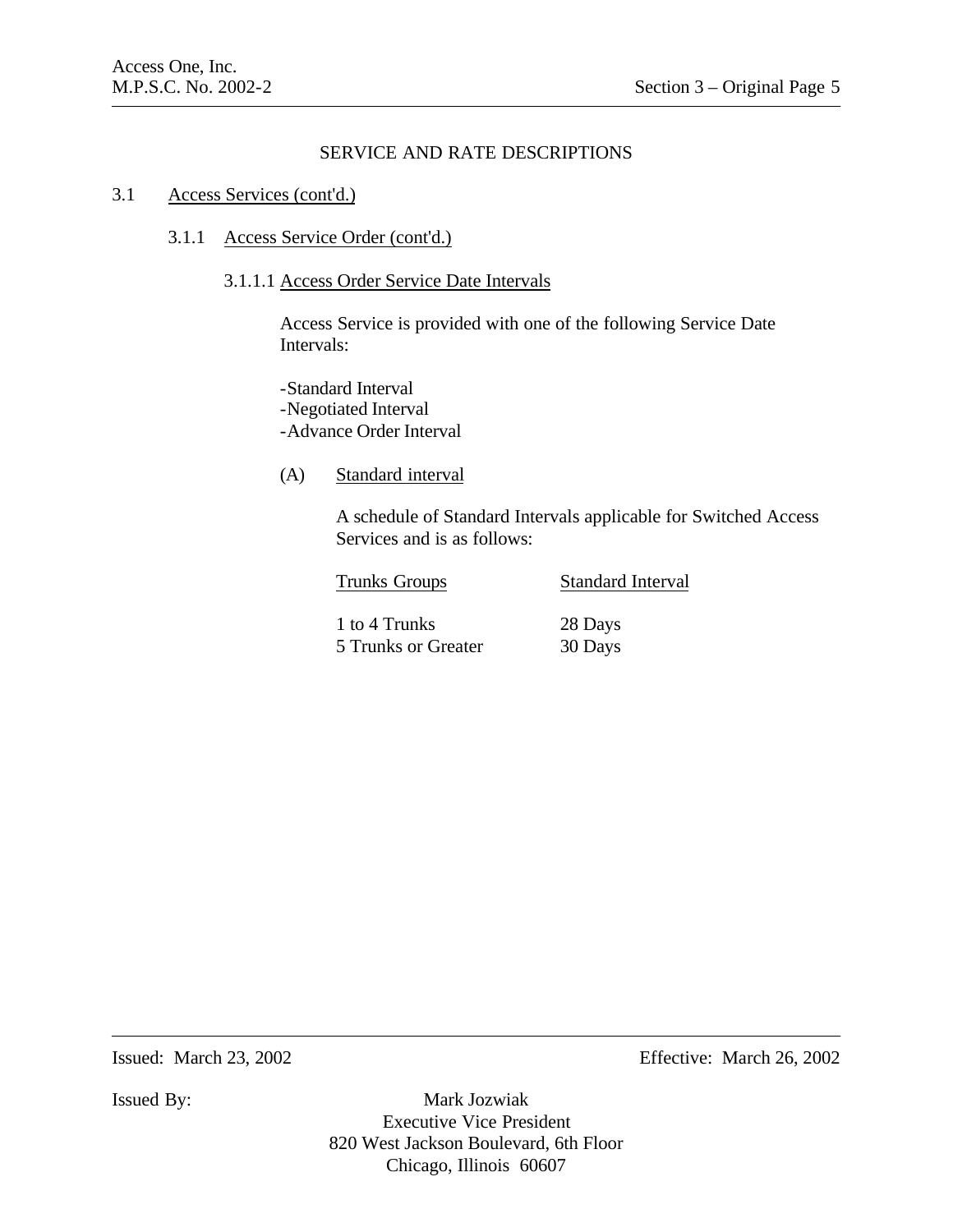## SERVICE AND RATE DESCRIPTIONS

### 3.1 Access Services (cont'd.)

#### 3.1.1 Access Service Order (cont'd.)

##### 3.1.1.1 Access Order Service Date Intervals

Access Service is provided with one of the following Service Date Intervals:

- Standard Interval
- Negotiated Interval
- Advance Order Interval

(A) Standard interval

A schedule of Standard Intervals applicable for Switched Access Services and is as follows:

| Trunks Groups | Standard Interval |
|---|---|
| 1 to 4 Trunks | 28 Days |
| 5 Trunks or Greater | 30 Days |

Issued: March 23, 2002 Effective: March 26, 2002

Issued By: Mark Jozwiak
Executive Vice President
820 West Jackson Boulevard, 6th Floor
Chicago, Illinois 60607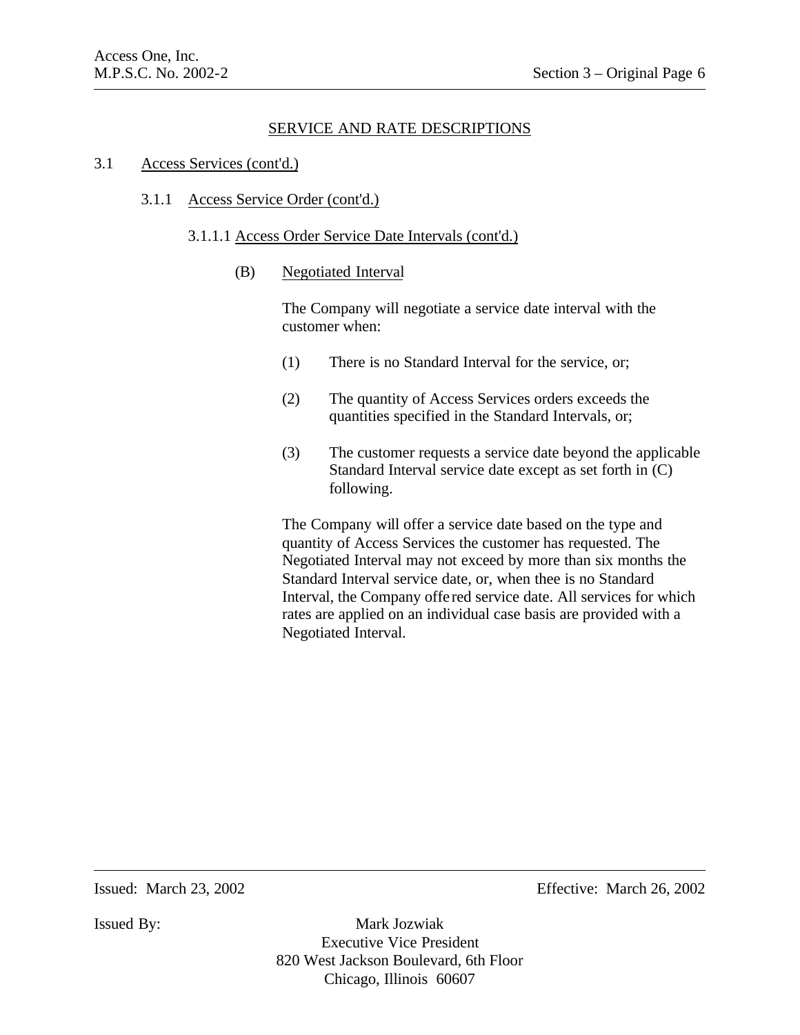## SERVICE AND RATE DESCRIPTIONS

3.1 Access Services (cont'd.)

3.1.1 Access Service Order (cont'd.)

3.1.1.1 Access Order Service Date Intervals (cont'd.)

(B) Negotiated Interval

The Company will negotiate a service date interval with the customer when:

(1) There is no Standard Interval for the service, or;

(2) The quantity of Access Services orders exceeds the quantities specified in the Standard Intervals, or;

(3) The customer requests a service date beyond the applicable Standard Interval service date except as set forth in (C) following.

The Company will offer a service date based on the type and quantity of Access Services the customer has requested. The Negotiated Interval may not exceed by more than six months the Standard Interval service date, or, when thee is no Standard Interval, the Company offered service date. All services for which rates are applied on an individual case basis are provided with a Negotiated Interval.

Issued: March 23, 2002 Effective: March 26, 2002

Issued By: Mark Jozwiak
Executive Vice President
820 West Jackson Boulevard, 6th Floor
Chicago, Illinois 60607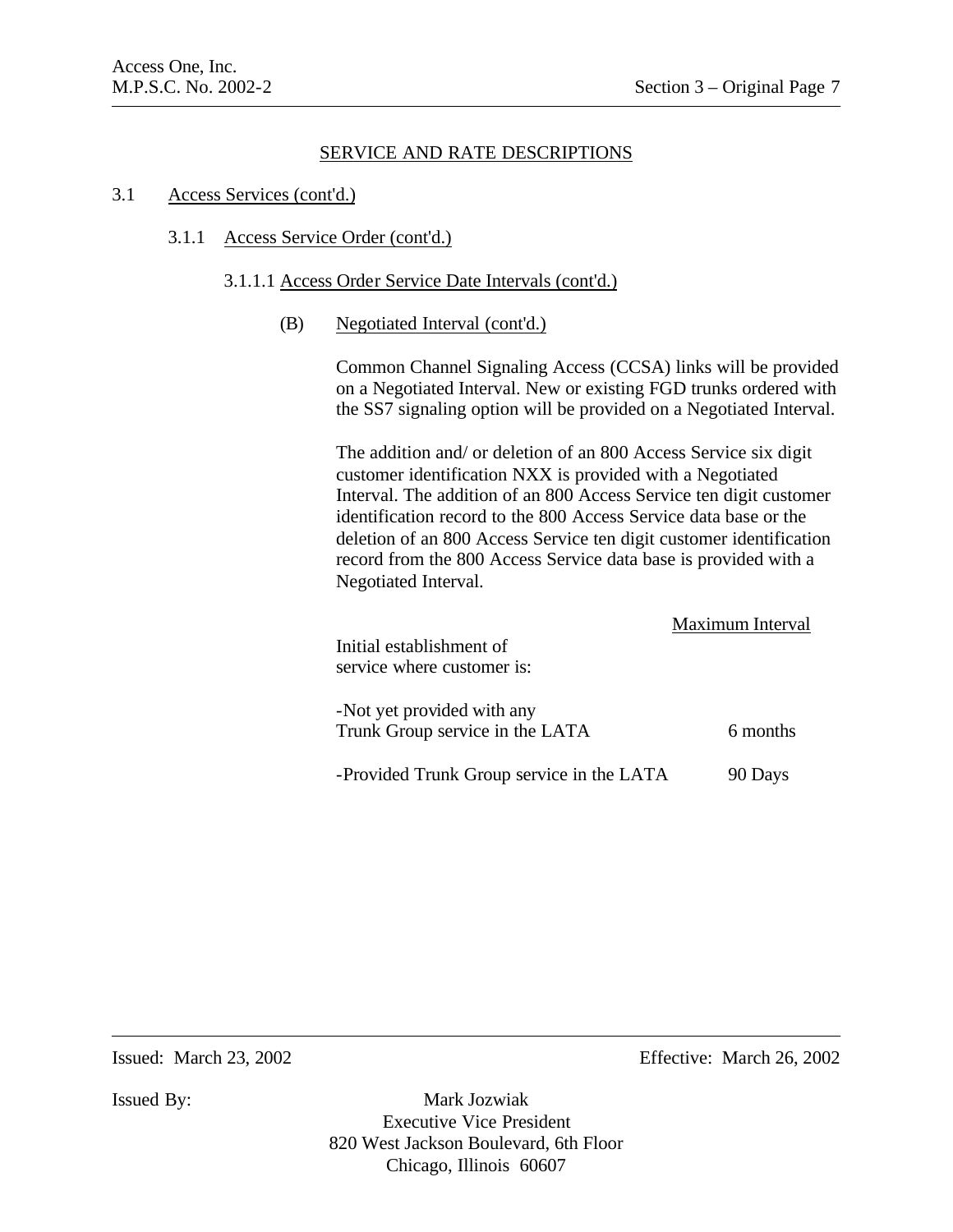## SERVICE AND RATE DESCRIPTIONS

3.1 Access Services (cont'd.)

3.1.1 Access Service Order (cont'd.)

3.1.1.1 Access Order Service Date Intervals (cont'd.)

(B) Negotiated Interval (cont'd.)

Common Channel Signaling Access (CCSA) links will be provided on a Negotiated Interval. New or existing FGD trunks ordered with the SS7 signaling option will be provided on a Negotiated Interval.

The addition and/ or deletion of an 800 Access Service six digit customer identification NXX is provided with a Negotiated Interval. The addition of an 800 Access Service ten digit customer identification record to the 800 Access Service data base or the deletion of an 800 Access Service ten digit customer identification record from the 800 Access Service data base is provided with a Negotiated Interval.

| Initial establishment of service where customer is: | Maximum Interval |
|---|---|
| -Not yet provided with any Trunk Group service in the LATA | 6 months |
| -Provided Trunk Group service in the LATA | 90 Days |

Issued: March 23, 2002

Effective: March 26, 2002

Issued By: Mark Jozwiak
Executive Vice President
820 West Jackson Boulevard, 6th Floor
Chicago, Illinois 60607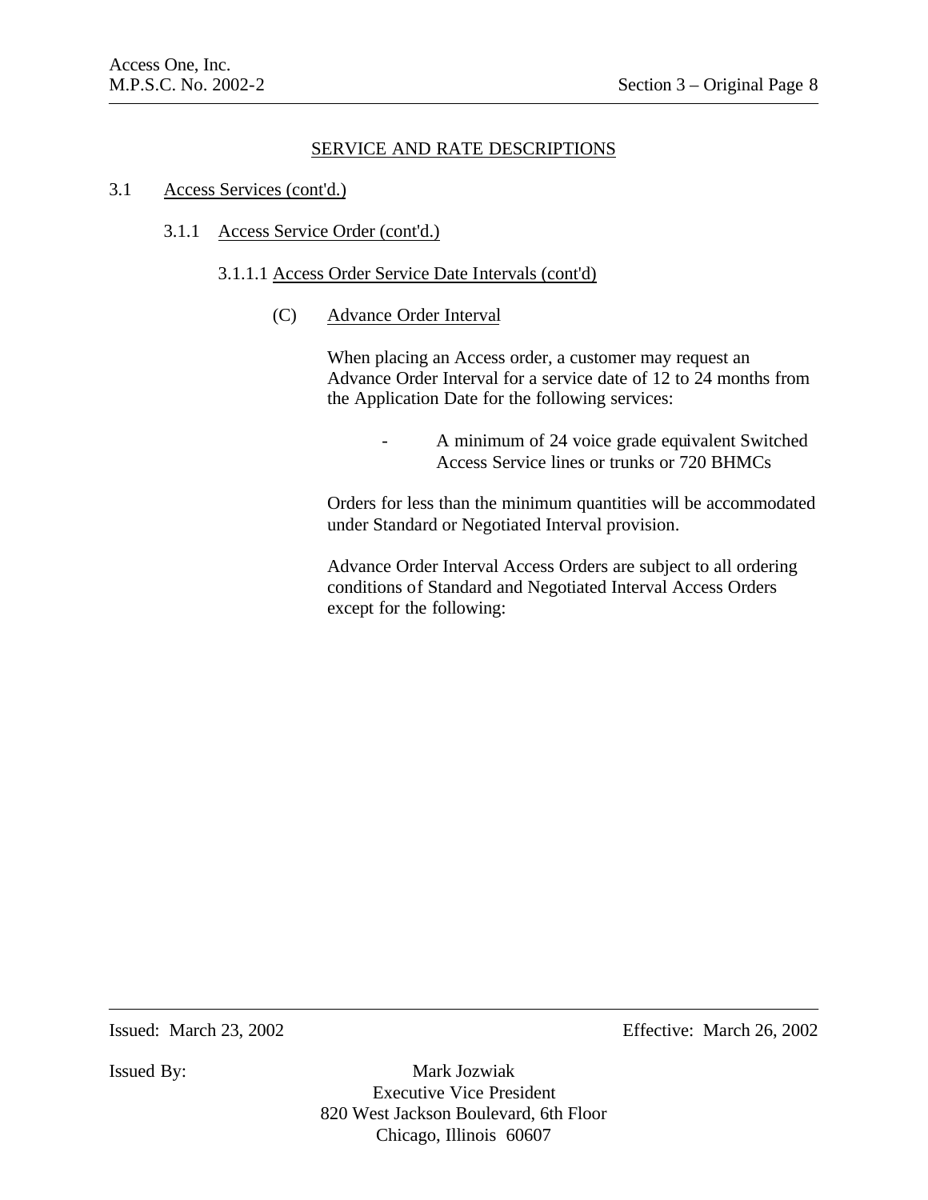## SERVICE AND RATE DESCRIPTIONS

3.1 Access Services (cont'd.)

3.1.1 Access Service Order (cont'd.)

3.1.1.1 Access Order Service Date Intervals (cont'd)

(C) Advance Order Interval

When placing an Access order, a customer may request an Advance Order Interval for a service date of 12 to 24 months from the Application Date for the following services:

- A minimum of 24 voice grade equivalent Switched Access Service lines or trunks or 720 BHMCs

Orders for less than the minimum quantities will be accommodated under Standard or Negotiated Interval provision.

Advance Order Interval Access Orders are subject to all ordering conditions of Standard and Negotiated Interval Access Orders except for the following:

Issued: March 23, 2002 Effective: March 26, 2002

Issued By: Mark Jozwiak
Executive Vice President
820 West Jackson Boulevard, 6th Floor
Chicago, Illinois 60607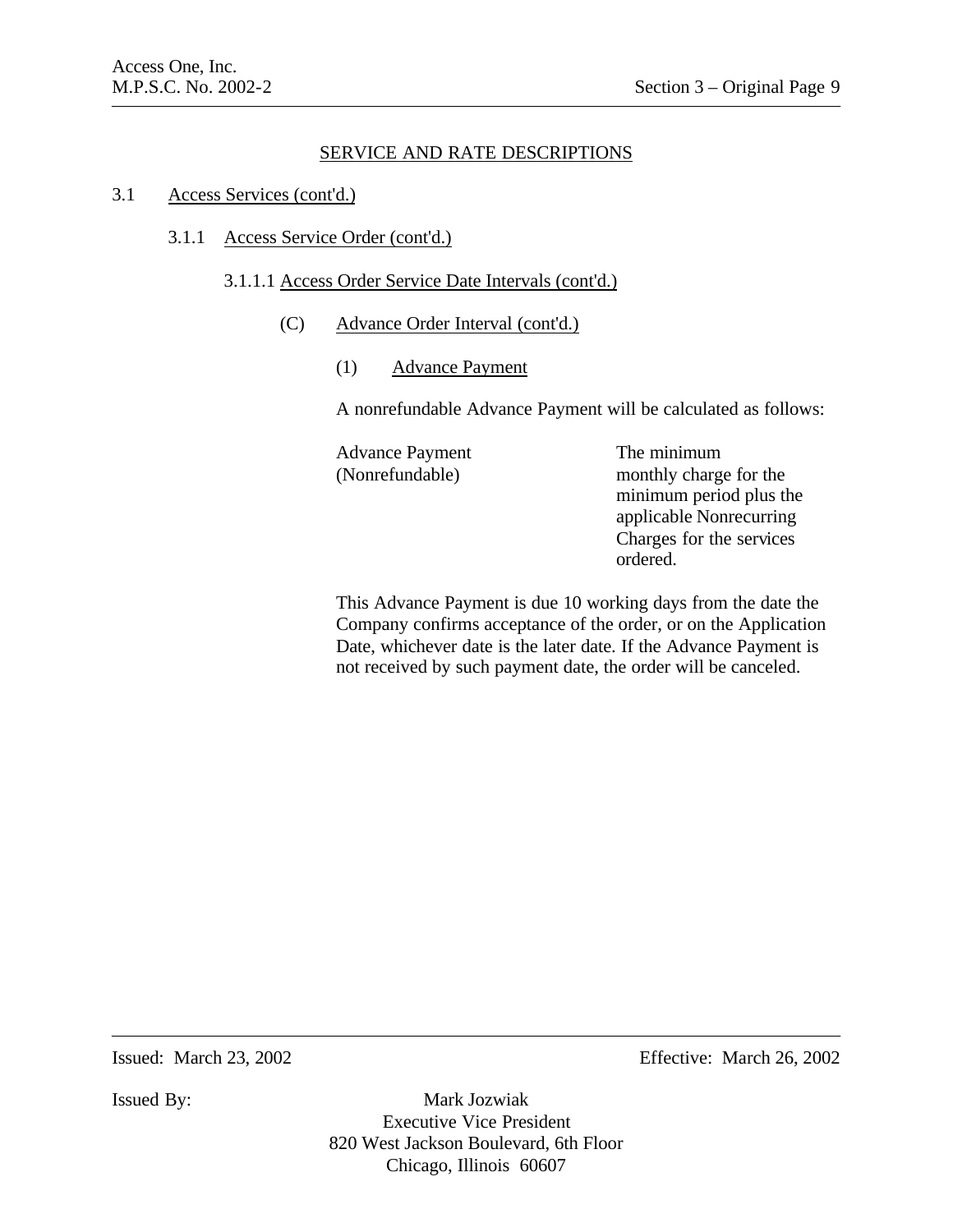## SERVICE AND RATE DESCRIPTIONS

3.1 Access Services (cont'd.)

3.1.1 Access Service Order (cont'd.)

3.1.1.1 Access Order Service Date Intervals (cont'd.)

(C) Advance Order Interval (cont'd.)

(1) Advance Payment

A nonrefundable Advance Payment will be calculated as follows:

| | |
|---|---|
| Advance Payment (Nonrefundable) | The minimum monthly charge for the minimum period plus the applicable Nonrecurring Charges for the services ordered. |

This Advance Payment is due 10 working days from the date the Company confirms acceptance of the order, or on the Application Date, whichever date is the later date. If the Advance Payment is not received by such payment date, the order will be canceled.

Issued: March 23, 2002 Effective: March 26, 2002

Issued By: Mark Jozwiak
Executive Vice President
820 West Jackson Boulevard, 6th Floor
Chicago, Illinois 60607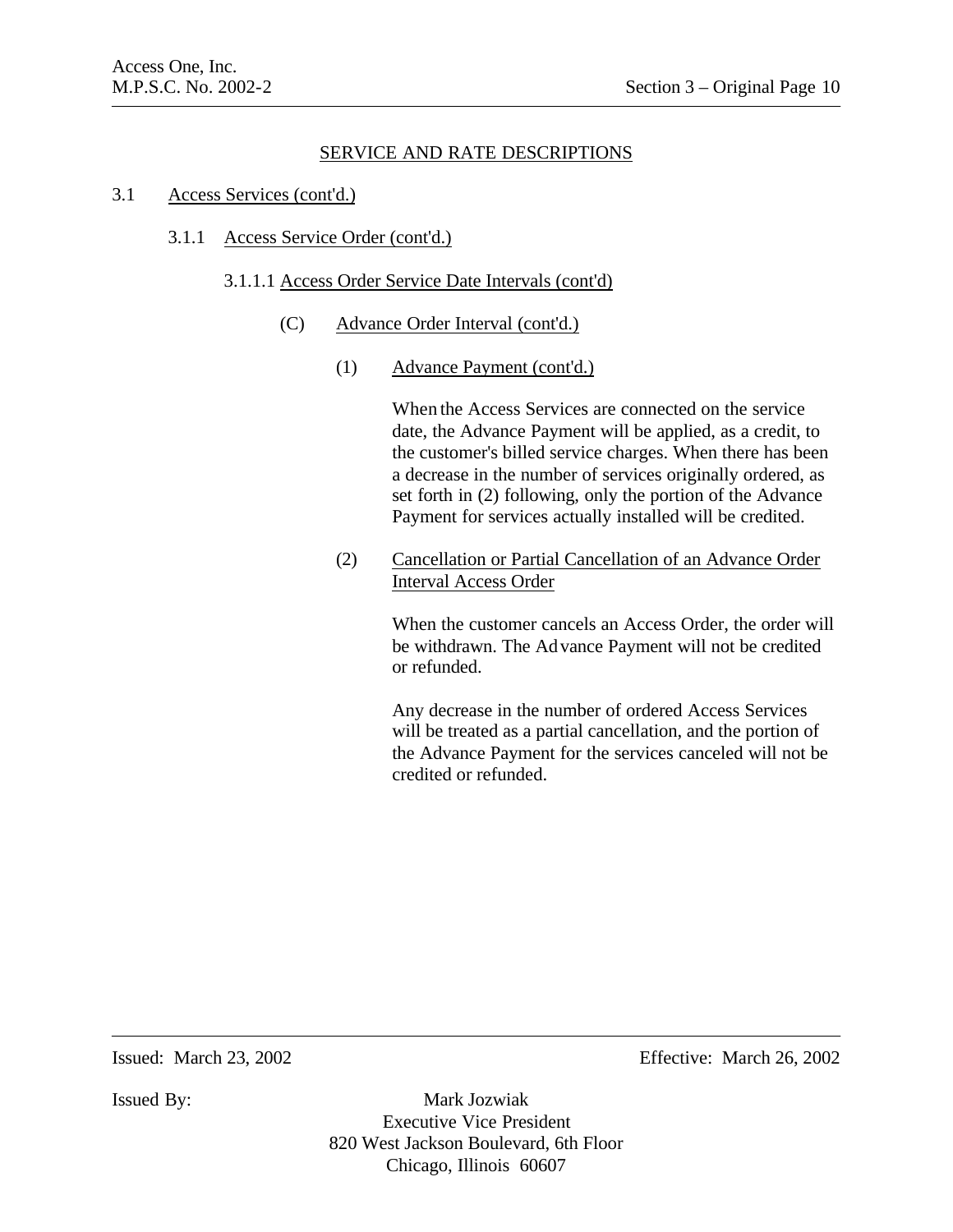SERVICE AND RATE DESCRIPTIONS

3.1 Access Services (cont'd.)

3.1.1 Access Service Order (cont'd.)

3.1.1.1 Access Order Service Date Intervals (cont'd)

(C) Advance Order Interval (cont'd.)

(1) Advance Payment (cont'd.)

When the Access Services are connected on the service date, the Advance Payment will be applied, as a credit, to the customer's billed service charges. When there has been a decrease in the number of services originally ordered, as set forth in (2) following, only the portion of the Advance Payment for services actually installed will be credited.

(2) Cancellation or Partial Cancellation of an Advance Order Interval Access Order

When the customer cancels an Access Order, the order will be withdrawn. The Advance Payment will not be credited or refunded.

Any decrease in the number of ordered Access Services will be treated as a partial cancellation, and the portion of the Advance Payment for the services canceled will not be credited or refunded.

Issued: March 23, 2002 Effective: March 26, 2002

Issued By: Mark Jozwiak
Executive Vice President
820 West Jackson Boulevard, 6th Floor
Chicago, Illinois 60607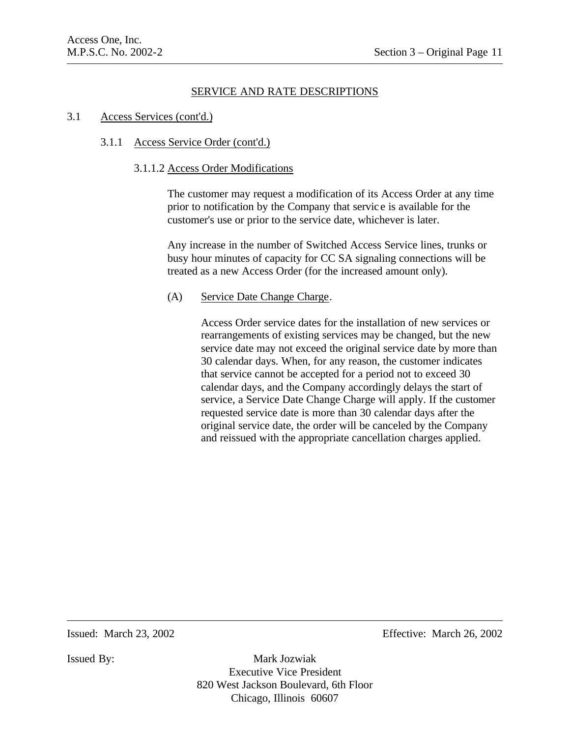## SERVICE AND RATE DESCRIPTIONS

3.1 Access Services (cont'd.)

3.1.1 Access Service Order (cont'd.)

3.1.1.2 Access Order Modifications

The customer may request a modification of its Access Order at any time prior to notification by the Company that service is available for the customer's use or prior to the service date, whichever is later.

Any increase in the number of Switched Access Service lines, trunks or busy hour minutes of capacity for CC SA signaling connections will be treated as a new Access Order (for the increased amount only).

(A) Service Date Change Charge.

Access Order service dates for the installation of new services or rearrangements of existing services may be changed, but the new service date may not exceed the original service date by more than 30 calendar days. When, for any reason, the customer indicates that service cannot be accepted for a period not to exceed 30 calendar days, and the Company accordingly delays the start of service, a Service Date Change Charge will apply. If the customer requested service date is more than 30 calendar days after the original service date, the order will be canceled by the Company and reissued with the appropriate cancellation charges applied.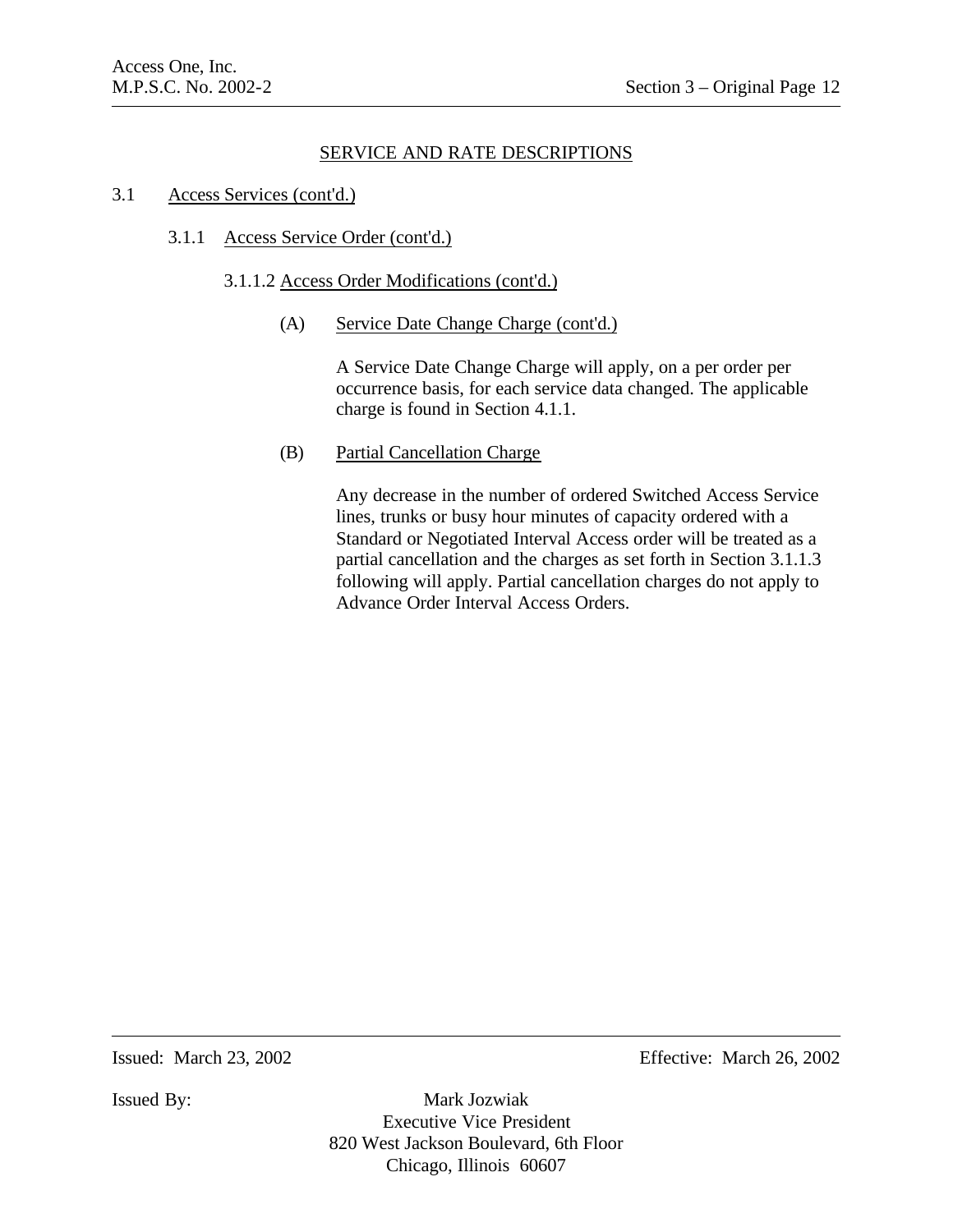## SERVICE AND RATE DESCRIPTIONS

3.1 Access Services (cont'd.)

3.1.1 Access Service Order (cont'd.)

3.1.1.2 Access Order Modifications (cont'd.)

(A) Service Date Change Charge (cont'd.)

A Service Date Change Charge will apply, on a per order per occurrence basis, for each service data changed. The applicable charge is found in Section 4.1.1.

(B) Partial Cancellation Charge

Any decrease in the number of ordered Switched Access Service lines, trunks or busy hour minutes of capacity ordered with a Standard or Negotiated Interval Access order will be treated as a partial cancellation and the charges as set forth in Section 3.1.1.3 following will apply. Partial cancellation charges do not apply to Advance Order Interval Access Orders.

Issued: March 23, 2002 Effective: March 26, 2002

Issued By: Mark Jozwiak
Executive Vice President
820 West Jackson Boulevard, 6th Floor
Chicago, Illinois 60607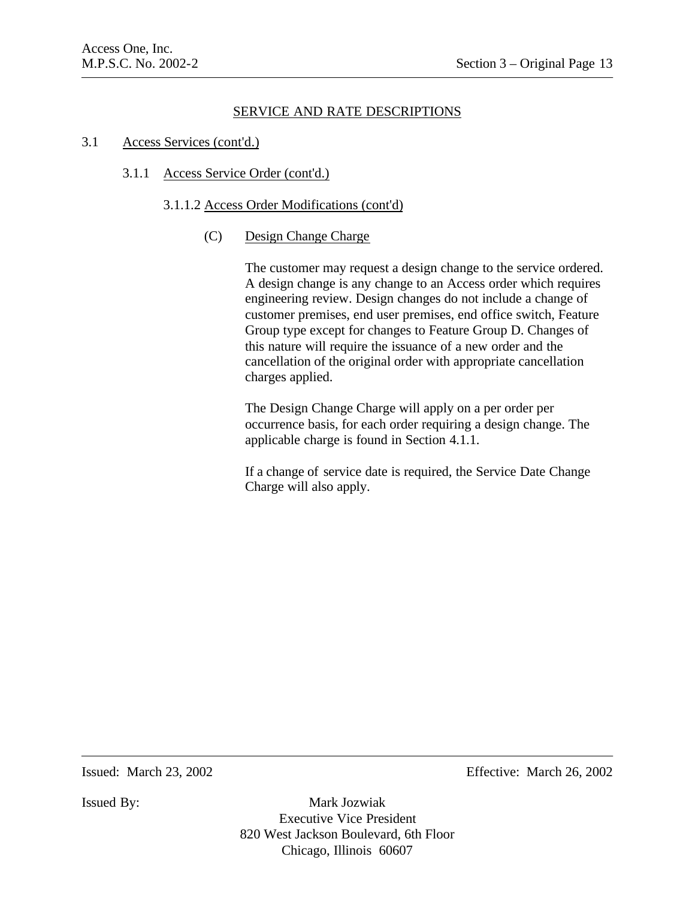## SERVICE AND RATE DESCRIPTIONS

3.1 Access Services (cont'd.)

3.1.1 Access Service Order (cont'd.)

3.1.1.2 Access Order Modifications (cont'd)

(C) Design Change Charge

The customer may request a design change to the service ordered. A design change is any change to an Access order which requires engineering review. Design changes do not include a change of customer premises, end user premises, end office switch, Feature Group type except for changes to Feature Group D. Changes of this nature will require the issuance of a new order and the cancellation of the original order with appropriate cancellation charges applied.

The Design Change Charge will apply on a per order per occurrence basis, for each order requiring a design change. The applicable charge is found in Section 4.1.1.

If a change of service date is required, the Service Date Change Charge will also apply.

Issued: March 23, 2002

Effective: March 26, 2002

Issued By:

Mark Jozwiak
Executive Vice President
820 West Jackson Boulevard, 6th Floor
Chicago, Illinois 60607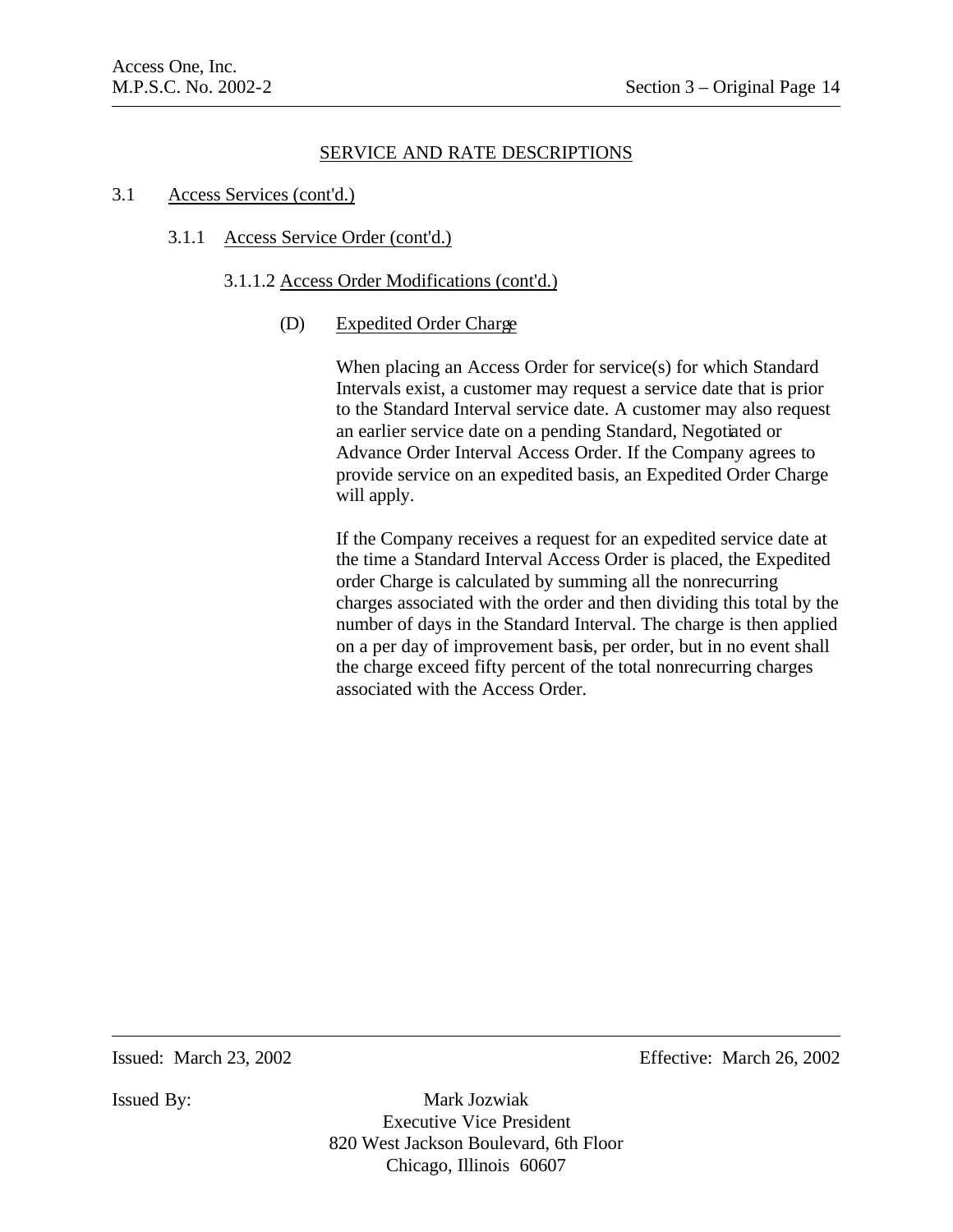## SERVICE AND RATE DESCRIPTIONS

3.1 Access Services (cont'd.)

3.1.1 Access Service Order (cont'd.)

3.1.1.2 Access Order Modifications (cont'd.)

(D) Expedited Order Charge

When placing an Access Order for service(s) for which Standard Intervals exist, a customer may request a service date that is prior to the Standard Interval service date. A customer may also request an earlier service date on a pending Standard, Negotiated or Advance Order Interval Access Order. If the Company agrees to provide service on an expedited basis, an Expedited Order Charge will apply.

If the Company receives a request for an expedited service date at the time a Standard Interval Access Order is placed, the Expedited order Charge is calculated by summing all the nonrecurring charges associated with the order and then dividing this total by the number of days in the Standard Interval. The charge is then applied on a per day of improvement basis, per order, but in no event shall the charge exceed fifty percent of the total nonrecurring charges associated with the Access Order.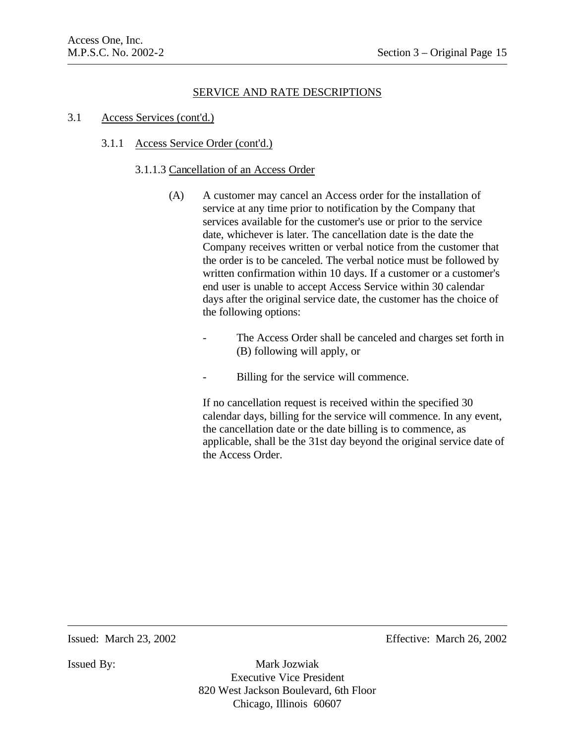## SERVICE AND RATE DESCRIPTIONS

3.1 Access Services (cont'd.)

3.1.1 Access Service Order (cont'd.)

3.1.1.3 Cancellation of an Access Order

(A) A customer may cancel an Access order for the installation of service at any time prior to notification by the Company that services available for the customer's use or prior to the service date, whichever is later. The cancellation date is the date the Company receives written or verbal notice from the customer that the order is to be canceled. The verbal notice must be followed by written confirmation within 10 days. If a customer or a customer's end user is unable to accept Access Service within 30 calendar days after the original service date, the customer has the choice of the following options:

- The Access Order shall be canceled and charges set forth in (B) following will apply, or
- Billing for the service will commence.

If no cancellation request is received within the specified 30 calendar days, billing for the service will commence. In any event, the cancellation date or the date billing is to commence, as applicable, shall be the 31st day beyond the original service date of the Access Order.

Issued: March 23, 2002 Effective: March 26, 2002

Issued By: Mark Jozwiak
Executive Vice President
820 West Jackson Boulevard, 6th Floor
Chicago, Illinois 60607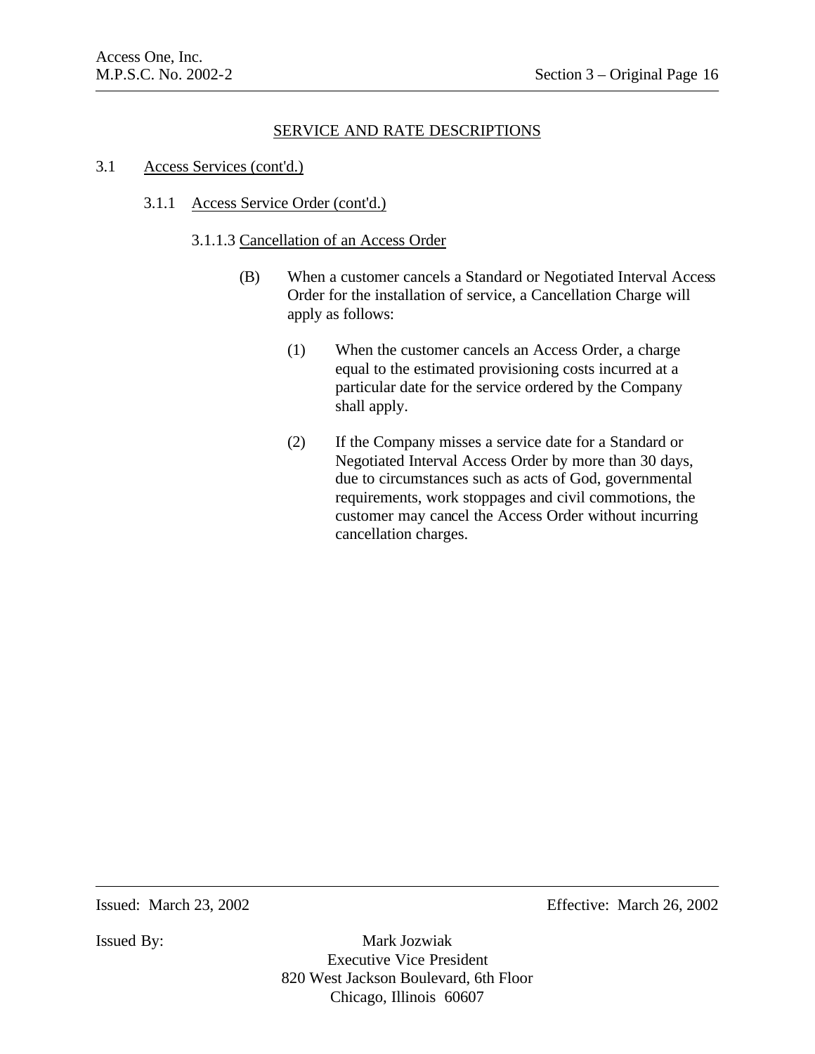## SERVICE AND RATE DESCRIPTIONS

3.1 Access Services (cont'd.)

3.1.1 Access Service Order (cont'd.)

3.1.1.3 Cancellation of an Access Order

(B) When a customer cancels a Standard or Negotiated Interval Access Order for the installation of service, a Cancellation Charge will apply as follows:

(1) When the customer cancels an Access Order, a charge equal to the estimated provisioning costs incurred at a particular date for the service ordered by the Company shall apply.

(2) If the Company misses a service date for a Standard or Negotiated Interval Access Order by more than 30 days, due to circumstances such as acts of God, governmental requirements, work stoppages and civil commotions, the customer may cancel the Access Order without incurring cancellation charges.

Issued: March 23, 2002 Effective: March 26, 2002

Issued By: Mark Jozwiak
Executive Vice President
820 West Jackson Boulevard, 6th Floor
Chicago, Illinois 60607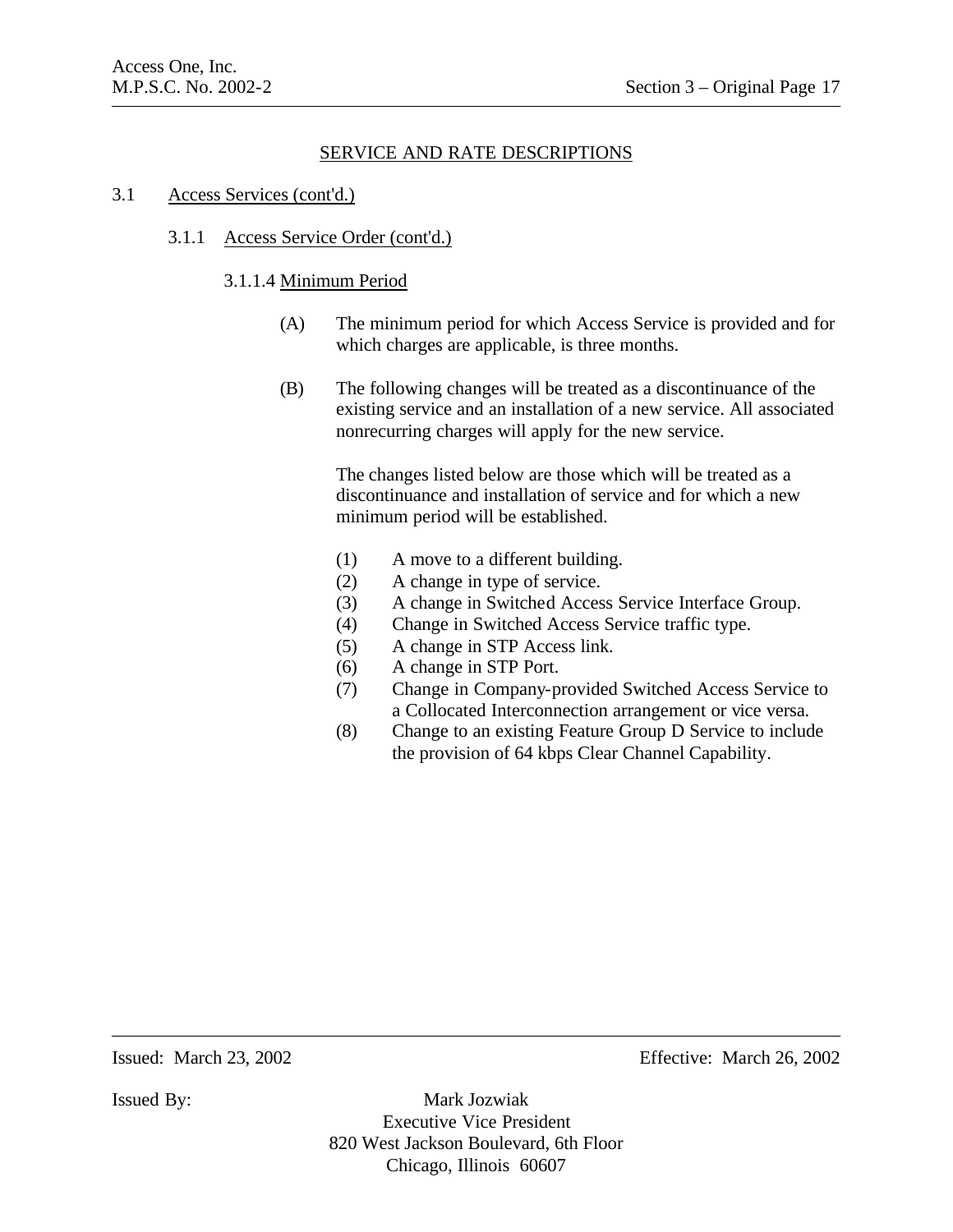## SERVICE AND RATE DESCRIPTIONS

### 3.1 Access Services (cont'd.)

#### 3.1.1 Access Service Order (cont'd.)

##### 3.1.1.4 Minimum Period

(A) The minimum period for which Access Service is provided and for which charges are applicable, is three months.

(B) The following changes will be treated as a discontinuance of the existing service and an installation of a new service. All associated nonrecurring charges will apply for the new service.

The changes listed below are those which will be treated as a discontinuance and installation of service and for which a new minimum period will be established.

(1) A move to a different building.
(2) A change in type of service.
(3) A change in Switched Access Service Interface Group.
(4) Change in Switched Access Service traffic type.
(5) A change in STP Access link.
(6) A change in STP Port.
(7) Change in Company-provided Switched Access Service to a Collocated Interconnection arrangement or vice versa.
(8) Change to an existing Feature Group D Service to include the provision of 64 kbps Clear Channel Capability.

Issued: March 23, 2002 Effective: March 26, 2002

Issued By: Mark Jozwiak
Executive Vice President
820 West Jackson Boulevard, 6th Floor
Chicago, Illinois 60607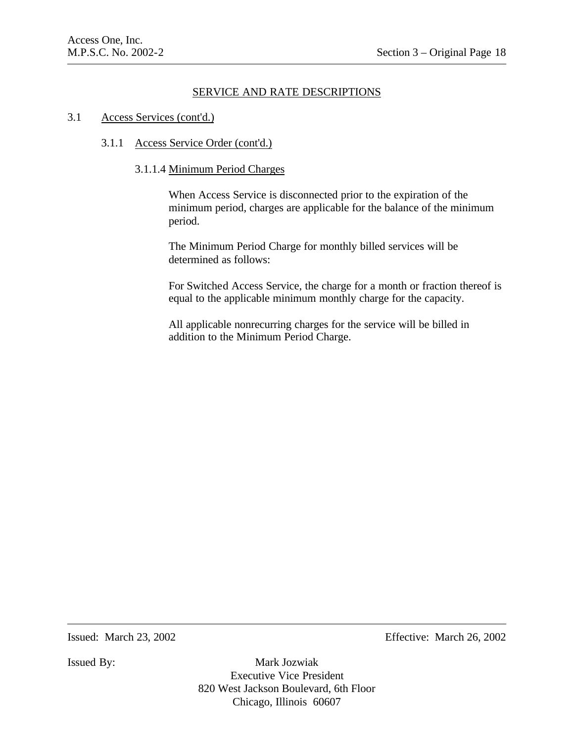## SERVICE AND RATE DESCRIPTIONS

### 3.1 Access Services (cont'd.)

#### 3.1.1 Access Service Order (cont'd.)

##### 3.1.1.4 Minimum Period Charges

When Access Service is disconnected prior to the expiration of the minimum period, charges are applicable for the balance of the minimum period.

The Minimum Period Charge for monthly billed services will be determined as follows:

For Switched Access Service, the charge for a month or fraction thereof is equal to the applicable minimum monthly charge for the capacity.

All applicable nonrecurring charges for the service will be billed in addition to the Minimum Period Charge.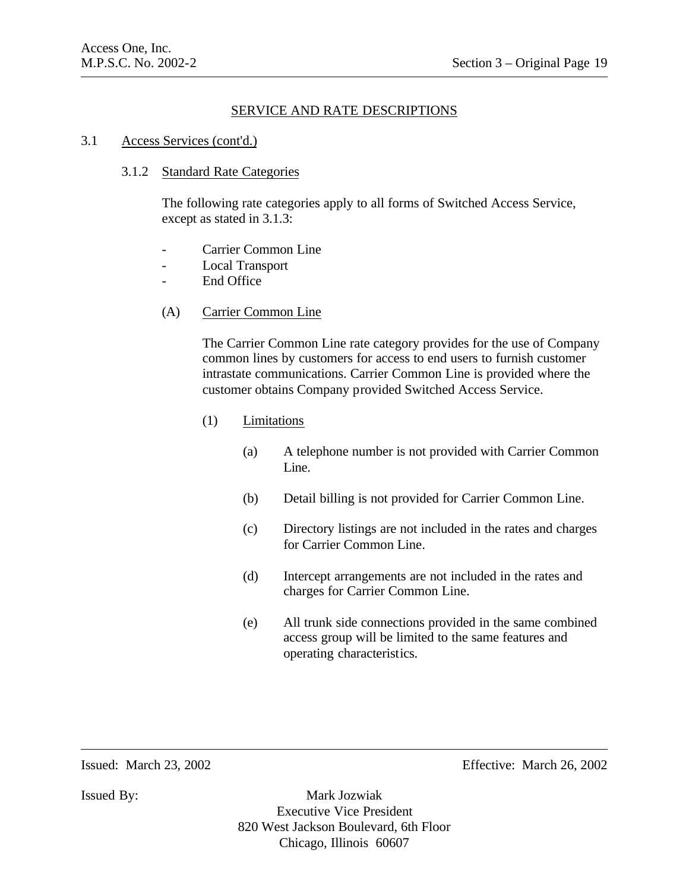## SERVICE AND RATE DESCRIPTIONS

3.1 Access Services (cont'd.)

3.1.2 Standard Rate Categories

The following rate categories apply to all forms of Switched Access Service, except as stated in 3.1.3:

- Carrier Common Line
- Local Transport
- End Office

(A) Carrier Common Line

The Carrier Common Line rate category provides for the use of Company common lines by customers for access to end users to furnish customer intrastate communications. Carrier Common Line is provided where the customer obtains Company provided Switched Access Service.

(1) Limitations

(a) A telephone number is not provided with Carrier Common Line.

(b) Detail billing is not provided for Carrier Common Line.

(c) Directory listings are not included in the rates and charges for Carrier Common Line.

(d) Intercept arrangements are not included in the rates and charges for Carrier Common Line.

(e) All trunk side connections provided in the same combined access group will be limited to the same features and operating characteristics.

Issued: March 23, 2002

Effective: March 26, 2002

Issued By: Mark Jozwiak
Executive Vice President
820 West Jackson Boulevard, 6th Floor
Chicago, Illinois 60607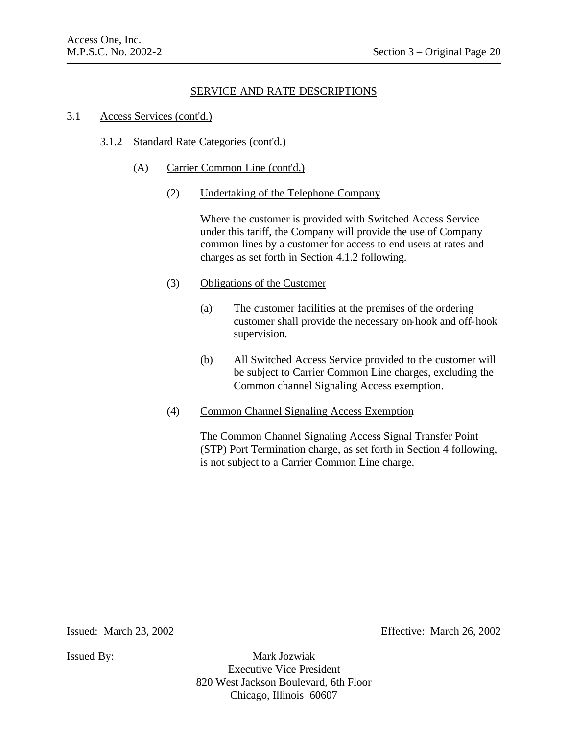## SERVICE AND RATE DESCRIPTIONS

3.1 Access Services (cont'd.)

3.1.2 Standard Rate Categories (cont'd.)

(A) Carrier Common Line (cont'd.)

(2) Undertaking of the Telephone Company

Where the customer is provided with Switched Access Service under this tariff, the Company will provide the use of Company common lines by a customer for access to end users at rates and charges as set forth in Section 4.1.2 following.

(3) Obligations of the Customer

(a) The customer facilities at the premises of the ordering customer shall provide the necessary on-hook and off-hook supervision.

(b) All Switched Access Service provided to the customer will be subject to Carrier Common Line charges, excluding the Common channel Signaling Access exemption.

(4) Common Channel Signaling Access Exemption

The Common Channel Signaling Access Signal Transfer Point (STP) Port Termination charge, as set forth in Section 4 following, is not subject to a Carrier Common Line charge.

Issued: March 23, 2002

Effective: March 26, 2002

Issued By: Mark Jozwiak
Executive Vice President
820 West Jackson Boulevard, 6th Floor
Chicago, Illinois 60607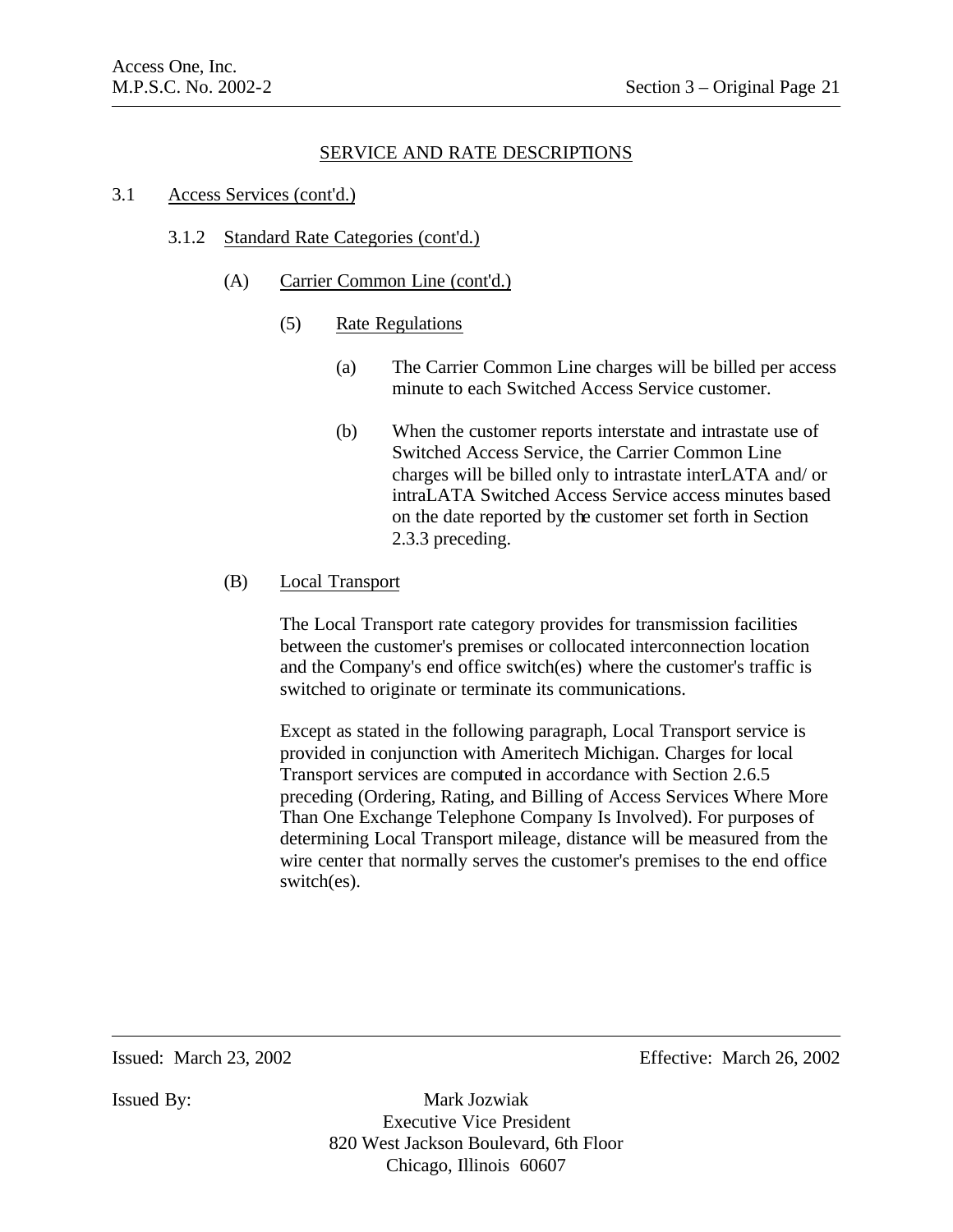## SERVICE AND RATE DESCRIPTIONS

### 3.1 Access Services (cont'd.)

#### 3.1.2 Standard Rate Categories (cont'd.)

(A) Carrier Common Line (cont'd.)

(5) Rate Regulations

(a) The Carrier Common Line charges will be billed per access minute to each Switched Access Service customer.

(b) When the customer reports interstate and intrastate use of Switched Access Service, the Carrier Common Line charges will be billed only to intrastate interLATA and/ or intraLATA Switched Access Service access minutes based on the date reported by the customer set forth in Section 2.3.3 preceding.

(B) Local Transport

The Local Transport rate category provides for transmission facilities between the customer's premises or collocated interconnection location and the Company's end office switch(es) where the customer's traffic is switched to originate or terminate its communications.

Except as stated in the following paragraph, Local Transport service is provided in conjunction with Ameritech Michigan. Charges for local Transport services are computed in accordance with Section 2.6.5 preceding (Ordering, Rating, and Billing of Access Services Where More Than One Exchange Telephone Company Is Involved). For purposes of determining Local Transport mileage, distance will be measured from the wire center that normally serves the customer's premises to the end office switch(es).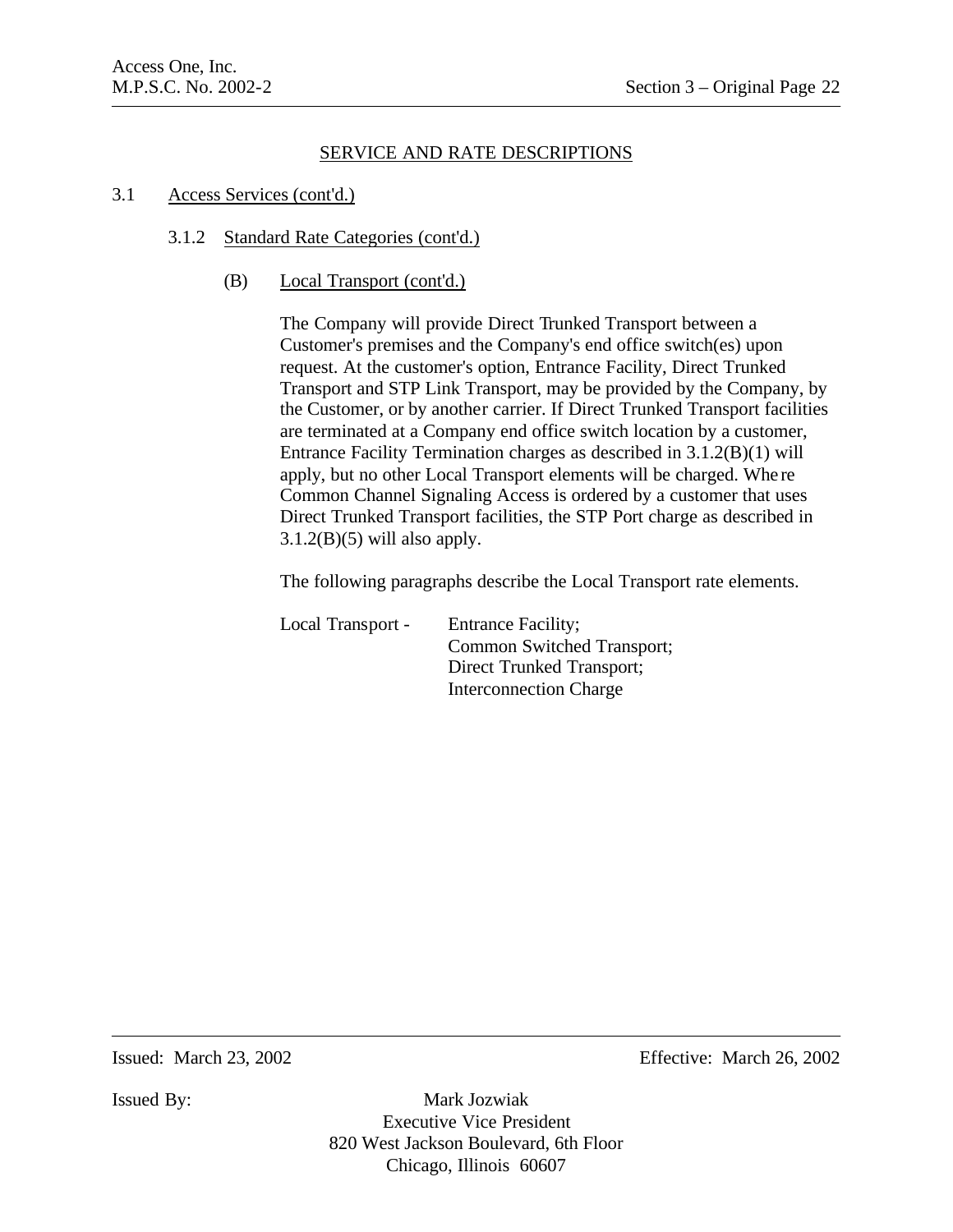## SERVICE AND RATE DESCRIPTIONS

3.1 Access Services (cont'd.)

3.1.2 Standard Rate Categories (cont'd.)

(B) Local Transport (cont'd.)

The Company will provide Direct Trunked Transport between a Customer's premises and the Company's end office switch(es) upon request. At the customer's option, Entrance Facility, Direct Trunked Transport and STP Link Transport, may be provided by the Company, by the Customer, or by another carrier. If Direct Trunked Transport facilities are terminated at a Company end office switch location by a customer, Entrance Facility Termination charges as described in 3.1.2(B)(1) will apply, but no other Local Transport elements will be charged. Where Common Channel Signaling Access is ordered by a customer that uses Direct Trunked Transport facilities, the STP Port charge as described in 3.1.2(B)(5) will also apply.

The following paragraphs describe the Local Transport rate elements.

Local Transport - Entrance Facility;
Common Switched Transport;
Direct Trunked Transport;
Interconnection Charge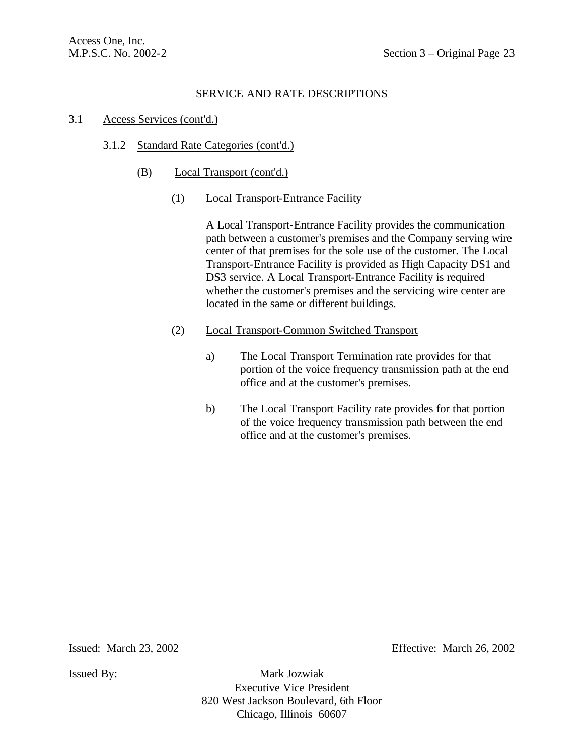## SERVICE AND RATE DESCRIPTIONS

3.1 Access Services (cont'd.)

3.1.2 Standard Rate Categories (cont'd.)

(B) Local Transport (cont'd.)

(1) Local Transport-Entrance Facility

A Local Transport-Entrance Facility provides the communication path between a customer's premises and the Company serving wire center of that premises for the sole use of the customer. The Local Transport-Entrance Facility is provided as High Capacity DS1 and DS3 service. A Local Transport-Entrance Facility is required whether the customer's premises and the servicing wire center are located in the same or different buildings.

(2) Local Transport-Common Switched Transport

a) The Local Transport Termination rate provides for that portion of the voice frequency transmission path at the end office and at the customer's premises.

b) The Local Transport Facility rate provides for that portion of the voice frequency transmission path between the end office and at the customer's premises.

Issued: March 23, 2002

Effective: March 26, 2002

Issued By: Mark Jozwiak
Executive Vice President
820 West Jackson Boulevard, 6th Floor
Chicago, Illinois 60607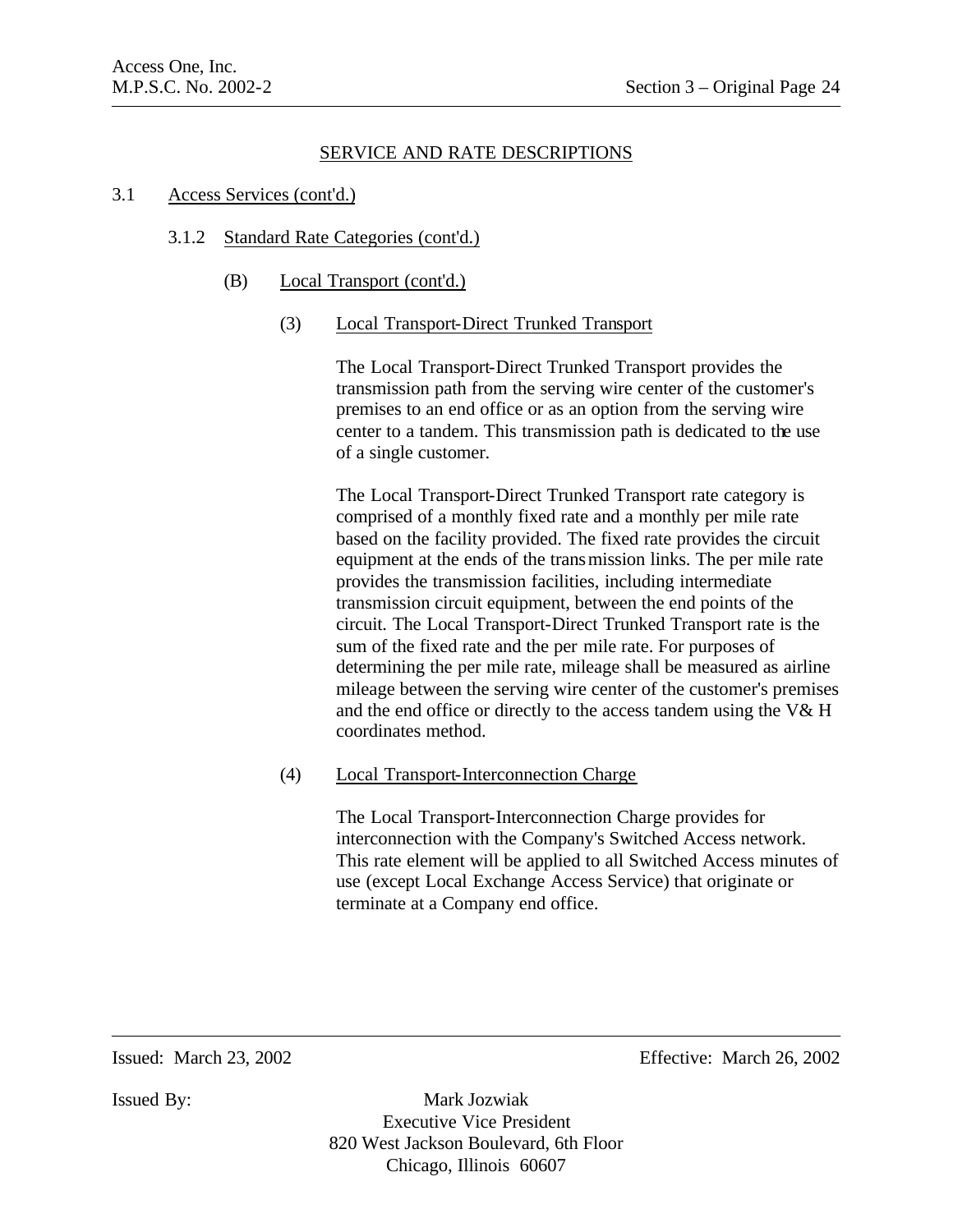## SERVICE AND RATE DESCRIPTIONS

3.1 Access Services (cont'd.)

3.1.2 Standard Rate Categories (cont'd.)

(B) Local Transport (cont'd.)

(3) Local Transport-Direct Trunked Transport

The Local Transport-Direct Trunked Transport provides the transmission path from the serving wire center of the customer's premises to an end office or as an option from the serving wire center to a tandem. This transmission path is dedicated to the use of a single customer.

The Local Transport-Direct Trunked Transport rate category is comprised of a monthly fixed rate and a monthly per mile rate based on the facility provided. The fixed rate provides the circuit equipment at the ends of the transmission links. The per mile rate provides the transmission facilities, including intermediate transmission circuit equipment, between the end points of the circuit. The Local Transport-Direct Trunked Transport rate is the sum of the fixed rate and the per mile rate. For purposes of determining the per mile rate, mileage shall be measured as airline mileage between the serving wire center of the customer's premises and the end office or directly to the access tandem using the V& H coordinates method.

(4) Local Transport-Interconnection Charge

The Local Transport-Interconnection Charge provides for interconnection with the Company's Switched Access network. This rate element will be applied to all Switched Access minutes of use (except Local Exchange Access Service) that originate or terminate at a Company end office.

Issued: March 23, 2002 Effective: March 26, 2002

Issued By: Mark Jozwiak
Executive Vice President
820 West Jackson Boulevard, 6th Floor
Chicago, Illinois 60607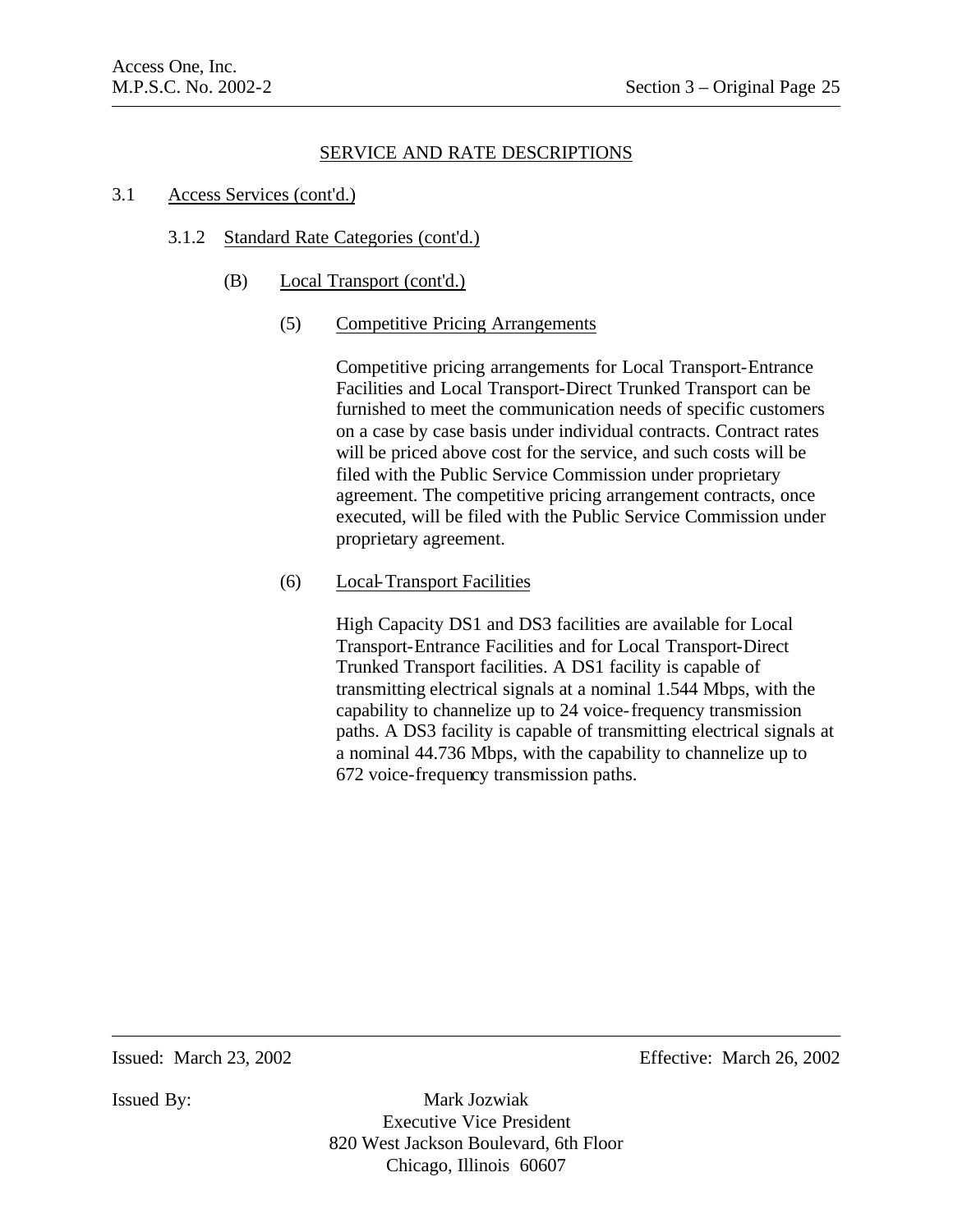## SERVICE AND RATE DESCRIPTIONS

3.1 Access Services (cont'd.)

3.1.2 Standard Rate Categories (cont'd.)

(B) Local Transport (cont'd.)

(5) Competitive Pricing Arrangements

Competitive pricing arrangements for Local Transport-Entrance Facilities and Local Transport-Direct Trunked Transport can be furnished to meet the communication needs of specific customers on a case by case basis under individual contracts. Contract rates will be priced above cost for the service, and such costs will be filed with the Public Service Commission under proprietary agreement. The competitive pricing arrangement contracts, once executed, will be filed with the Public Service Commission under proprietary agreement.

(6) Local-Transport Facilities

High Capacity DS1 and DS3 facilities are available for Local Transport-Entrance Facilities and for Local Transport-Direct Trunked Transport facilities. A DS1 facility is capable of transmitting electrical signals at a nominal 1.544 Mbps, with the capability to channelize up to 24 voice-frequency transmission paths. A DS3 facility is capable of transmitting electrical signals at a nominal 44.736 Mbps, with the capability to channelize up to 672 voice-frequency transmission paths.

Issued: March 23, 2002 Effective: March 26, 2002

Issued By: Mark Jozwiak
Executive Vice President
820 West Jackson Boulevard, 6th Floor
Chicago, Illinois 60607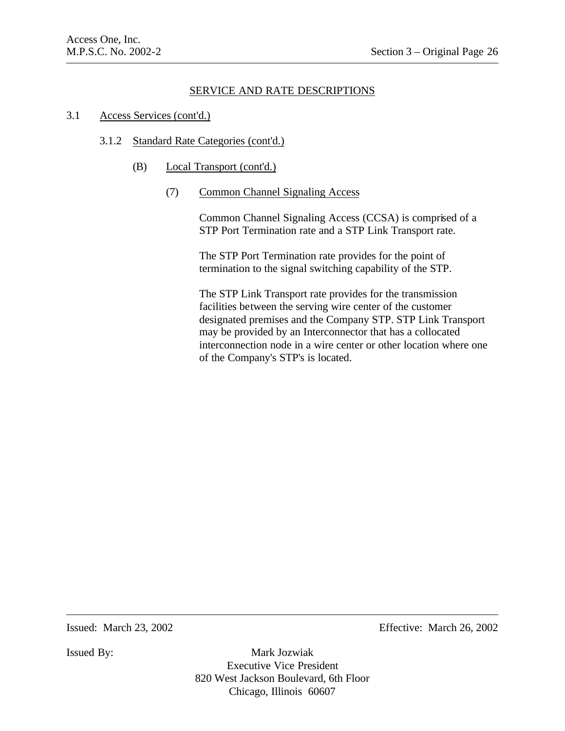## SERVICE AND RATE DESCRIPTIONS

3.1 Access Services (cont'd.)

3.1.2 Standard Rate Categories (cont'd.)

(B) Local Transport (cont'd.)

(7) Common Channel Signaling Access

Common Channel Signaling Access (CCSA) is comprised of a STP Port Termination rate and a STP Link Transport rate.

The STP Port Termination rate provides for the point of termination to the signal switching capability of the STP.

The STP Link Transport rate provides for the transmission facilities between the serving wire center of the customer designated premises and the Company STP. STP Link Transport may be provided by an Interconnector that has a collocated interconnection node in a wire center or other location where one of the Company's STP's is located.

Issued: March 23, 2002 Effective: March 26, 2002

Issued By: Mark Jozwiak
Executive Vice President
820 West Jackson Boulevard, 6th Floor
Chicago, Illinois 60607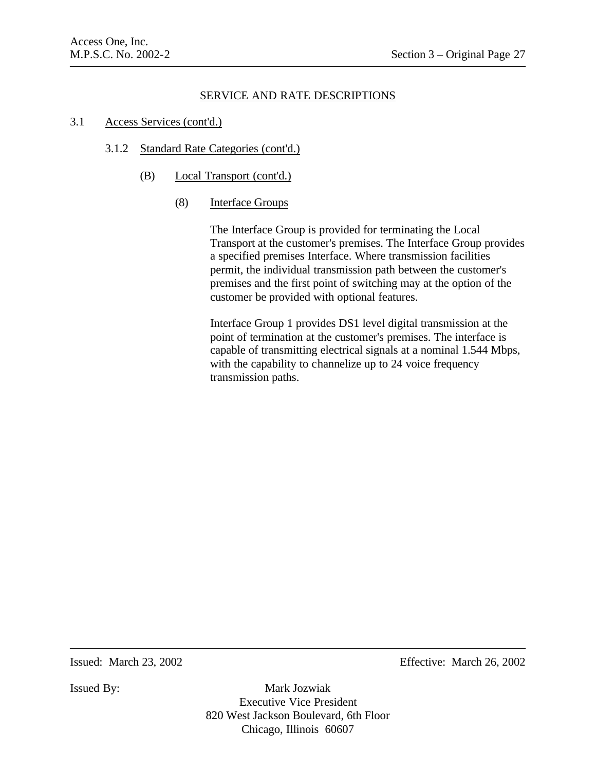## SERVICE AND RATE DESCRIPTIONS

3.1 Access Services (cont'd.)

3.1.2 Standard Rate Categories (cont'd.)

(B) Local Transport (cont'd.)

(8) Interface Groups

The Interface Group is provided for terminating the Local Transport at the customer's premises. The Interface Group provides a specified premises Interface. Where transmission facilities permit, the individual transmission path between the customer's premises and the first point of switching may at the option of the customer be provided with optional features.

Interface Group 1 provides DS1 level digital transmission at the point of termination at the customer's premises. The interface is capable of transmitting electrical signals at a nominal 1.544 Mbps, with the capability to channelize up to 24 voice frequency transmission paths.

Issued: March 23, 2002 Effective: March 26, 2002

Issued By: Mark Jozwiak
Executive Vice President
820 West Jackson Boulevard, 6th Floor
Chicago, Illinois 60607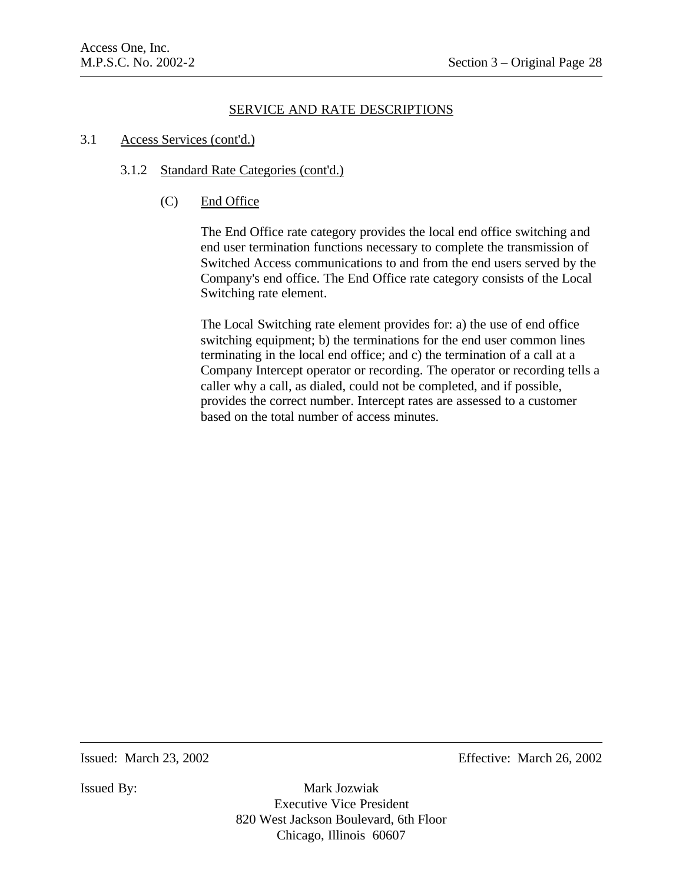## SERVICE AND RATE DESCRIPTIONS

3.1 Access Services (cont'd.)

3.1.2 Standard Rate Categories (cont'd.)

(C) End Office

The End Office rate category provides the local end office switching and end user termination functions necessary to complete the transmission of Switched Access communications to and from the end users served by the Company's end office. The End Office rate category consists of the Local Switching rate element.

The Local Switching rate element provides for: a) the use of end office switching equipment; b) the terminations for the end user common lines terminating in the local end office; and c) the termination of a call at a Company Intercept operator or recording. The operator or recording tells a caller why a call, as dialed, could not be completed, and if possible, provides the correct number. Intercept rates are assessed to a customer based on the total number of access minutes.

Issued: March 23, 2002 Effective: March 26, 2002

Issued By: Mark Jozwiak
Executive Vice President
820 West Jackson Boulevard, 6th Floor
Chicago, Illinois 60607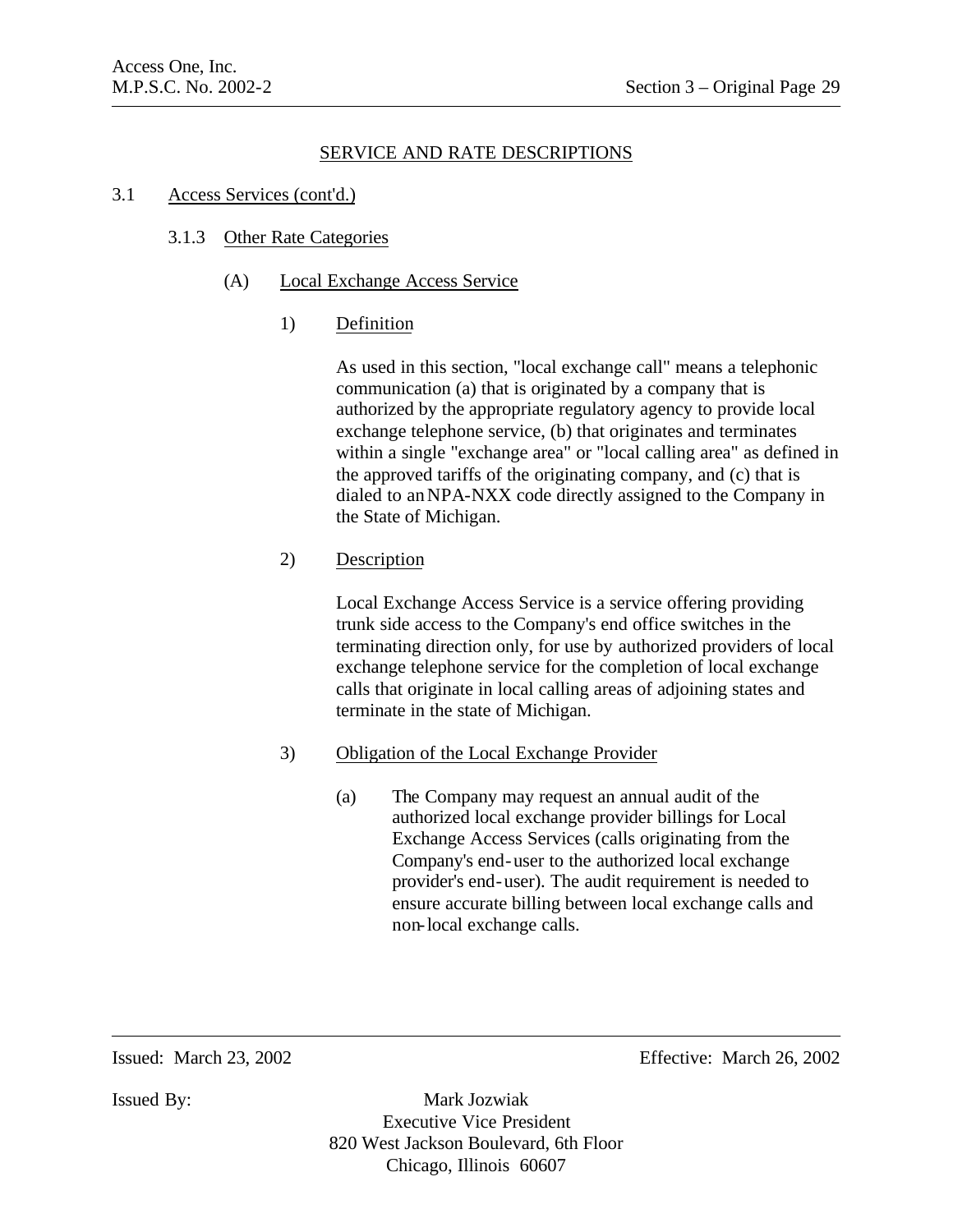## SERVICE AND RATE DESCRIPTIONS

3.1 Access Services (cont'd.)

3.1.3 Other Rate Categories

(A) Local Exchange Access Service

1) Definition

As used in this section, "local exchange call" means a telephonic communication (a) that is originated by a company that is authorized by the appropriate regulatory agency to provide local exchange telephone service, (b) that originates and terminates within a single "exchange area" or "local calling area" as defined in the approved tariffs of the originating company, and (c) that is dialed to an NPA-NXX code directly assigned to the Company in the State of Michigan.

2) Description

Local Exchange Access Service is a service offering providing trunk side access to the Company's end office switches in the terminating direction only, for use by authorized providers of local exchange telephone service for the completion of local exchange calls that originate in local calling areas of adjoining states and terminate in the state of Michigan.

3) Obligation of the Local Exchange Provider

(a) The Company may request an annual audit of the authorized local exchange provider billings for Local Exchange Access Services (calls originating from the Company's end-user to the authorized local exchange provider's end-user). The audit requirement is needed to ensure accurate billing between local exchange calls and non-local exchange calls.

Issued: March 23, 2002 Effective: March 26, 2002

Issued By: Mark Jozwiak
Executive Vice President
820 West Jackson Boulevard, 6th Floor
Chicago, Illinois 60607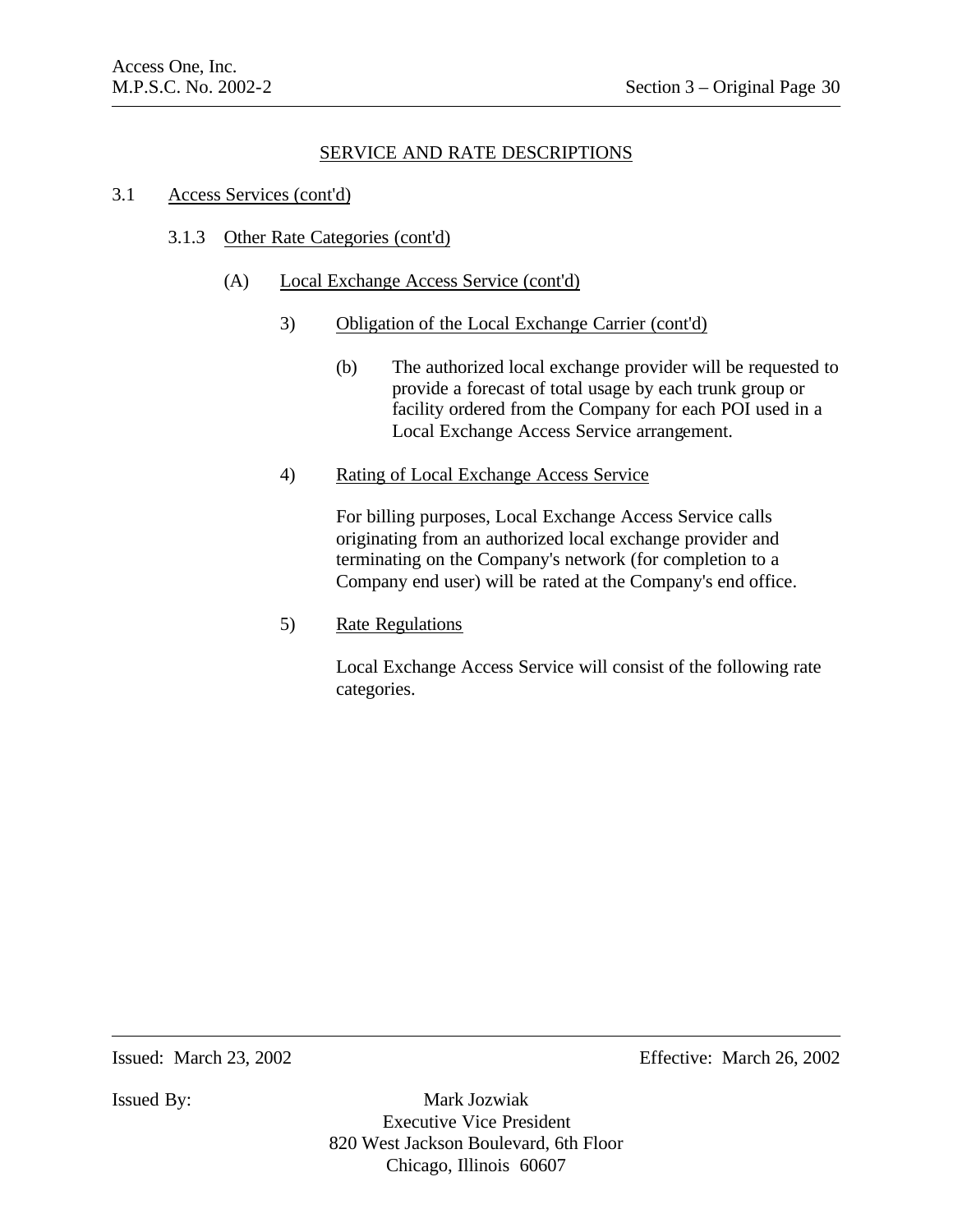## SERVICE AND RATE DESCRIPTIONS

3.1 Access Services (cont'd)

3.1.3 Other Rate Categories (cont'd)

(A) Local Exchange Access Service (cont'd)

3) Obligation of the Local Exchange Carrier (cont'd)

(b) The authorized local exchange provider will be requested to provide a forecast of total usage by each trunk group or facility ordered from the Company for each POI used in a Local Exchange Access Service arrangement.

4) Rating of Local Exchange Access Service

For billing purposes, Local Exchange Access Service calls originating from an authorized local exchange provider and terminating on the Company's network (for completion to a Company end user) will be rated at the Company's end office.

5) Rate Regulations

Local Exchange Access Service will consist of the following rate categories.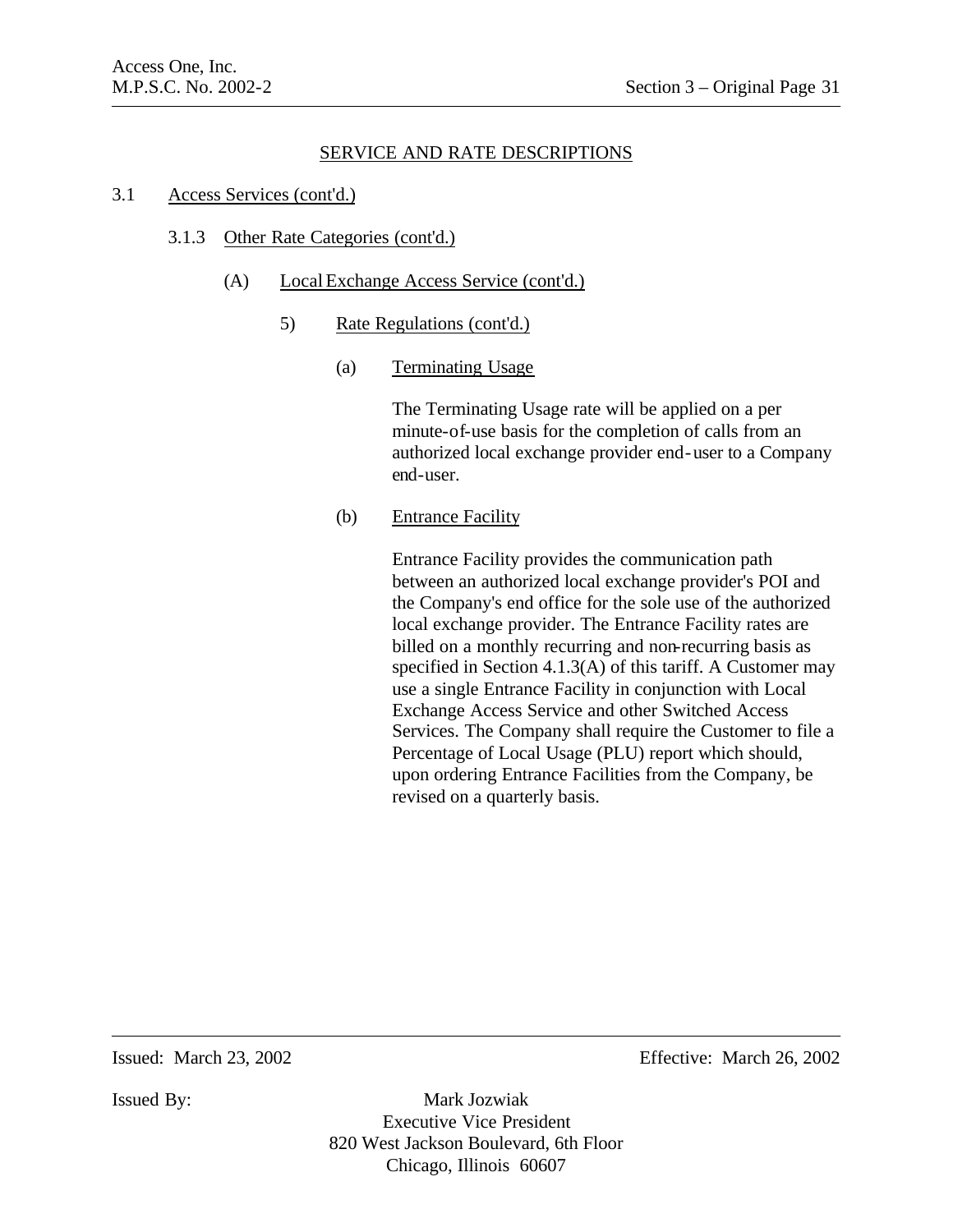## SERVICE AND RATE DESCRIPTIONS

3.1 Access Services (cont'd.)

3.1.3 Other Rate Categories (cont'd.)

(A) Local Exchange Access Service (cont'd.)

5) Rate Regulations (cont'd.)

(a) Terminating Usage

The Terminating Usage rate will be applied on a per minute-of-use basis for the completion of calls from an authorized local exchange provider end-user to a Company end-user.

(b) Entrance Facility

Entrance Facility provides the communication path between an authorized local exchange provider's POI and the Company's end office for the sole use of the authorized local exchange provider. The Entrance Facility rates are billed on a monthly recurring and non-recurring basis as specified in Section 4.1.3(A) of this tariff. A Customer may use a single Entrance Facility in conjunction with Local Exchange Access Service and other Switched Access Services. The Company shall require the Customer to file a Percentage of Local Usage (PLU) report which should, upon ordering Entrance Facilities from the Company, be revised on a quarterly basis.

Issued: March 23, 2002 Effective: March 26, 2002

Issued By: Mark Jozwiak
Executive Vice President
820 West Jackson Boulevard, 6th Floor
Chicago, Illinois 60607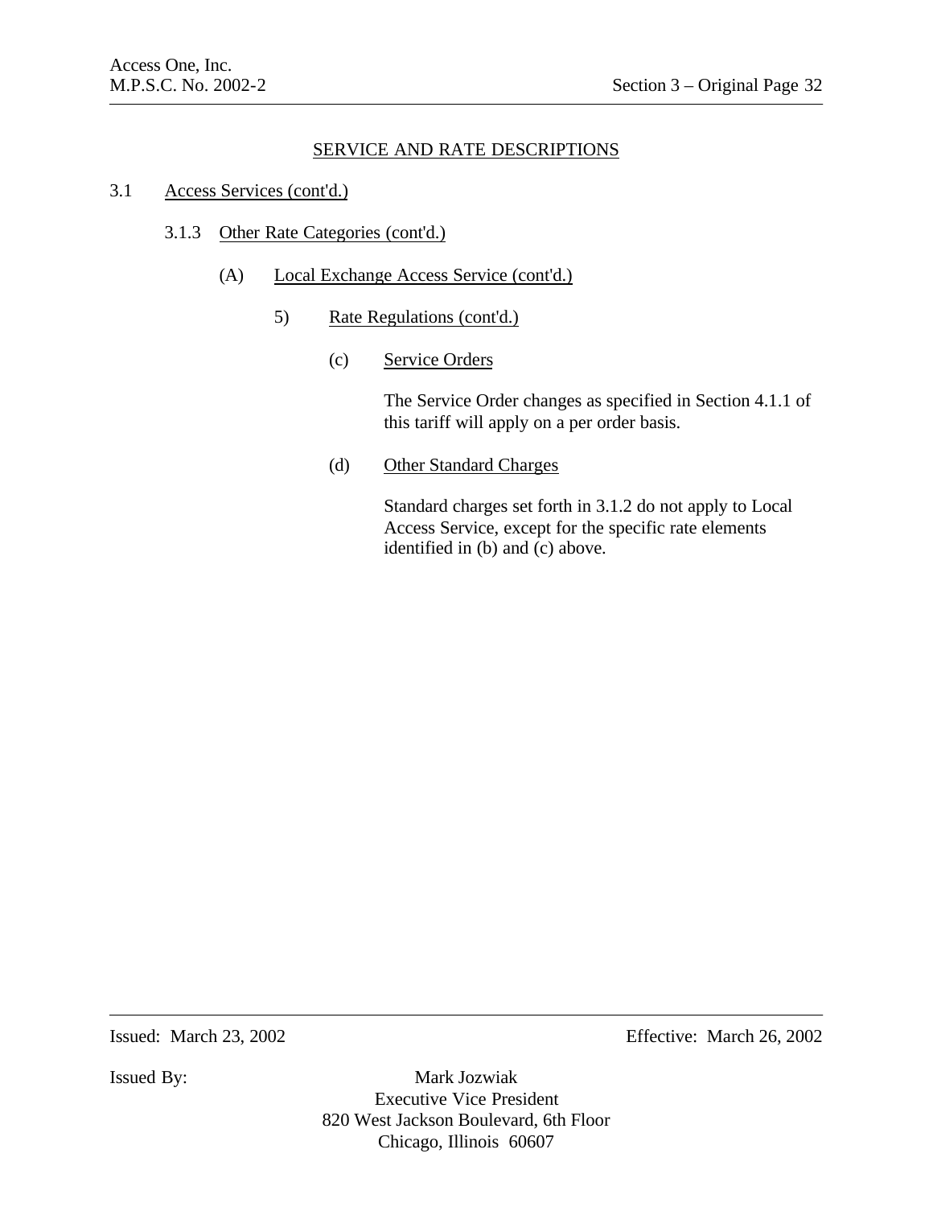## SERVICE AND RATE DESCRIPTIONS

3.1 Access Services (cont'd.)

3.1.3 Other Rate Categories (cont'd.)

(A) Local Exchange Access Service (cont'd.)

5) Rate Regulations (cont'd.)

(c) Service Orders

The Service Order changes as specified in Section 4.1.1 of this tariff will apply on a per order basis.

(d) Other Standard Charges

Standard charges set forth in 3.1.2 do not apply to Local Access Service, except for the specific rate elements identified in (b) and (c) above.

Issued: March 23, 2002

Effective: March 26, 2002

Issued By:

Mark Jozwiak
Executive Vice President
820 West Jackson Boulevard, 6th Floor
Chicago, Illinois 60607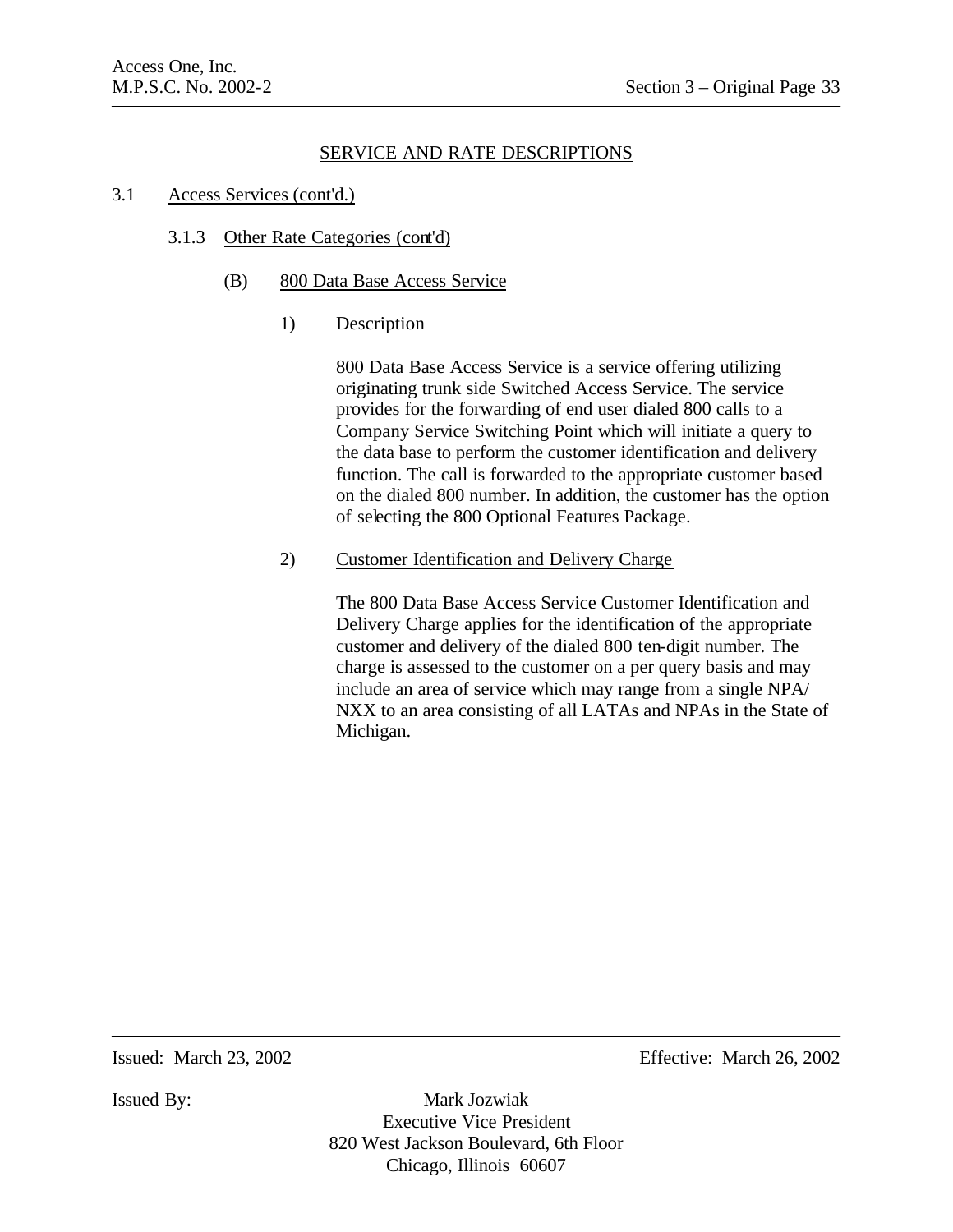## SERVICE AND RATE DESCRIPTIONS

3.1 Access Services (cont'd.)

3.1.3 Other Rate Categories (cont'd)

(B) 800 Data Base Access Service

1) Description

800 Data Base Access Service is a service offering utilizing originating trunk side Switched Access Service. The service provides for the forwarding of end user dialed 800 calls to a Company Service Switching Point which will initiate a query to the data base to perform the customer identification and delivery function. The call is forwarded to the appropriate customer based on the dialed 800 number. In addition, the customer has the option of selecting the 800 Optional Features Package.

2) Customer Identification and Delivery Charge

The 800 Data Base Access Service Customer Identification and Delivery Charge applies for the identification of the appropriate customer and delivery of the dialed 800 ten-digit number. The charge is assessed to the customer on a per query basis and may include an area of service which may range from a single NPA/NXX to an area consisting of all LATAs and NPAs in the State of Michigan.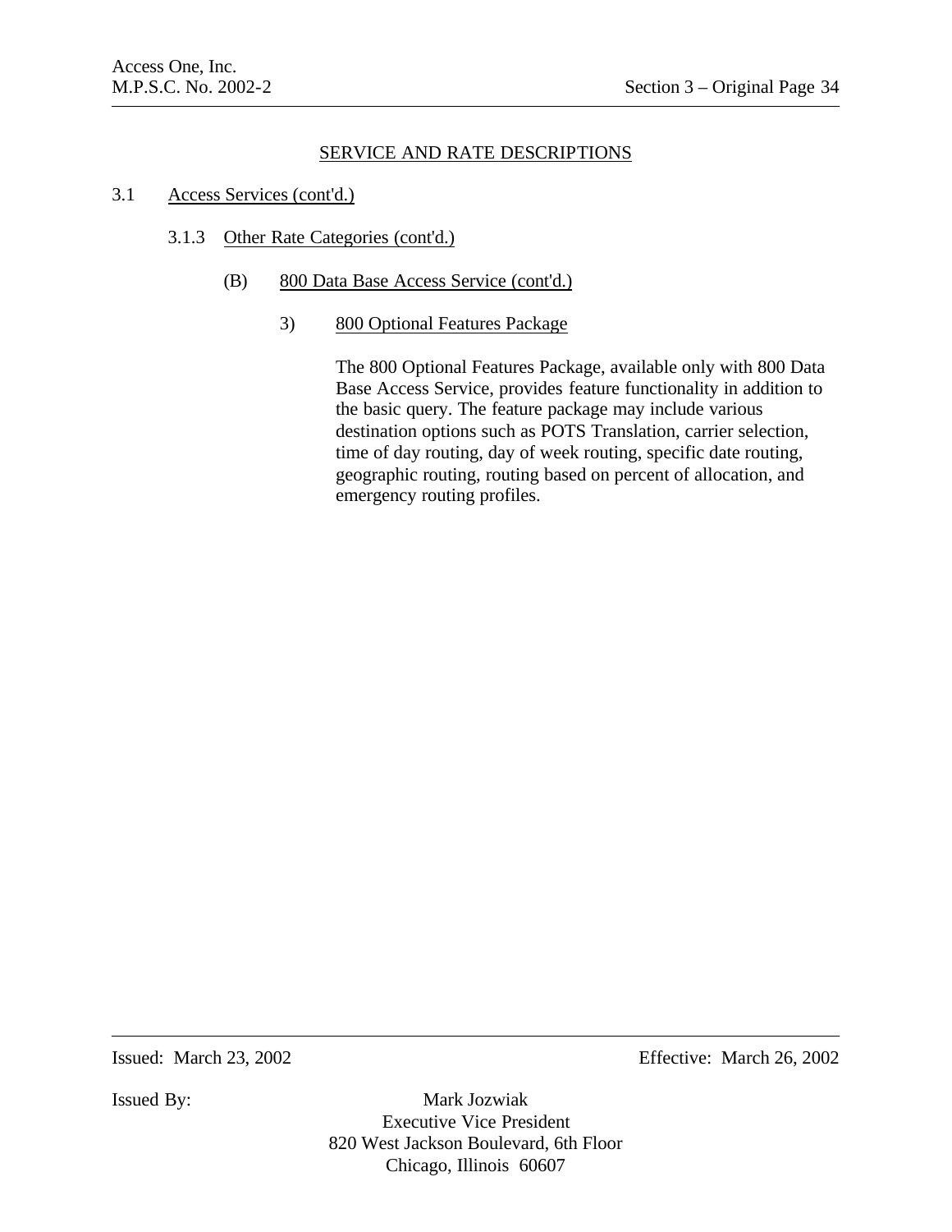## SERVICE AND RATE DESCRIPTIONS

3.1 Access Services (cont'd.)

3.1.3 Other Rate Categories (cont'd.)

(B) 800 Data Base Access Service (cont'd.)

3) 800 Optional Features Package

The 800 Optional Features Package, available only with 800 Data Base Access Service, provides feature functionality in addition to the basic query. The feature package may include various destination options such as POTS Translation, carrier selection, time of day routing, day of week routing, specific date routing, geographic routing, routing based on percent of allocation, and emergency routing profiles.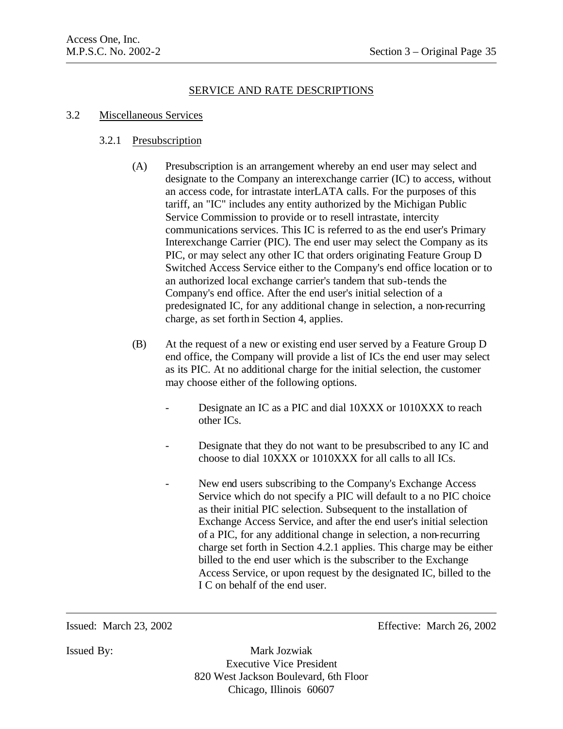## SERVICE AND RATE DESCRIPTIONS

### 3.2 Miscellaneous Services

#### 3.2.1 Presubscription

(A) Presubscription is an arrangement whereby an end user may select and designate to the Company an interexchange carrier (IC) to access, without an access code, for intrastate interLATA calls. For the purposes of this tariff, an "IC" includes any entity authorized by the Michigan Public Service Commission to provide or to resell intrastate, intercity communications services. This IC is referred to as the end user's Primary Interexchange Carrier (PIC). The end user may select the Company as its PIC, or may select any other IC that orders originating Feature Group D Switched Access Service either to the Company's end office location or to an authorized local exchange carrier's tandem that sub-tends the Company's end office. After the end user's initial selection of a predesignated IC, for any additional change in selection, a non-recurring charge, as set forth in Section 4, applies.

(B) At the request of a new or existing end user served by a Feature Group D end office, the Company will provide a list of ICs the end user may select as its PIC. At no additional charge for the initial selection, the customer may choose either of the following options.

- Designate an IC as a PIC and dial 10XXX or 1010XXX to reach other ICs.
- Designate that they do not want to be presubscribed to any IC and choose to dial 10XXX or 1010XXX for all calls to all ICs.
- New end users subscribing to the Company's Exchange Access Service which do not specify a PIC will default to a no PIC choice as their initial PIC selection. Subsequent to the installation of Exchange Access Service, and after the end user's initial selection of a PIC, for any additional change in selection, a non-recurring charge set forth in Section 4.2.1 applies. This charge may be either billed to the end user which is the subscriber to the Exchange Access Service, or upon request by the designated IC, billed to the I C on behalf of the end user.

Issued: March 23, 2002

Effective: March 26, 2002

Issued By: Mark Jozwiak
Executive Vice President
820 West Jackson Boulevard, 6th Floor
Chicago, Illinois 60607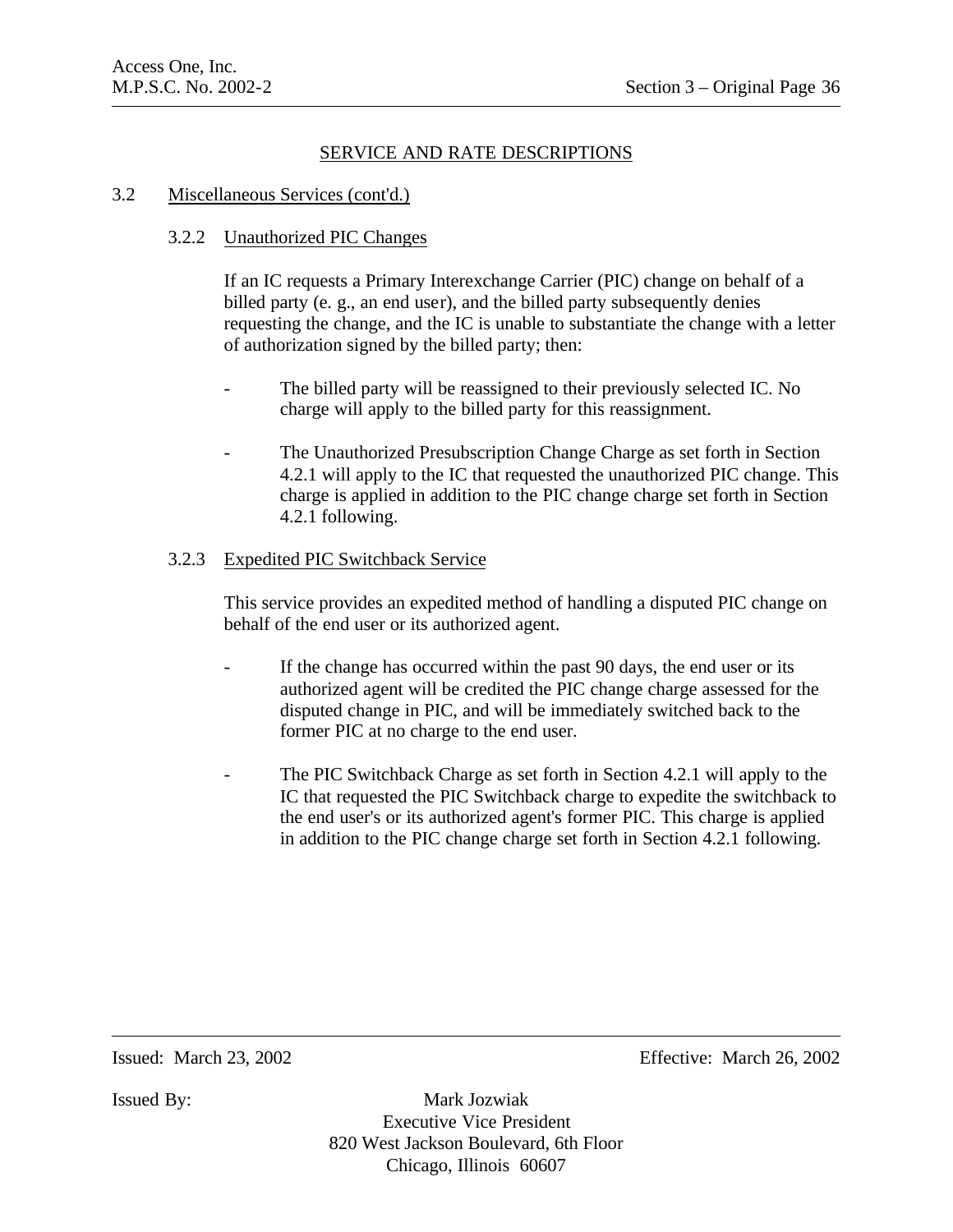## SERVICE AND RATE DESCRIPTIONS

### 3.2 Miscellaneous Services (cont'd.)

#### 3.2.2 Unauthorized PIC Changes

If an IC requests a Primary Interexchange Carrier (PIC) change on behalf of a billed party (e. g., an end user), and the billed party subsequently denies requesting the change, and the IC is unable to substantiate the change with a letter of authorization signed by the billed party; then:

- The billed party will be reassigned to their previously selected IC. No charge will apply to the billed party for this reassignment.

- The Unauthorized Presubscription Change Charge as set forth in Section 4.2.1 will apply to the IC that requested the unauthorized PIC change. This charge is applied in addition to the PIC change charge set forth in Section 4.2.1 following.

#### 3.2.3 Expedited PIC Switchback Service

This service provides an expedited method of handling a disputed PIC change on behalf of the end user or its authorized agent.

- If the change has occurred within the past 90 days, the end user or its authorized agent will be credited the PIC change charge assessed for the disputed change in PIC, and will be immediately switched back to the former PIC at no charge to the end user.

- The PIC Switchback Charge as set forth in Section 4.2.1 will apply to the IC that requested the PIC Switchback charge to expedite the switchback to the end user's or its authorized agent's former PIC. This charge is applied in addition to the PIC change charge set forth in Section 4.2.1 following.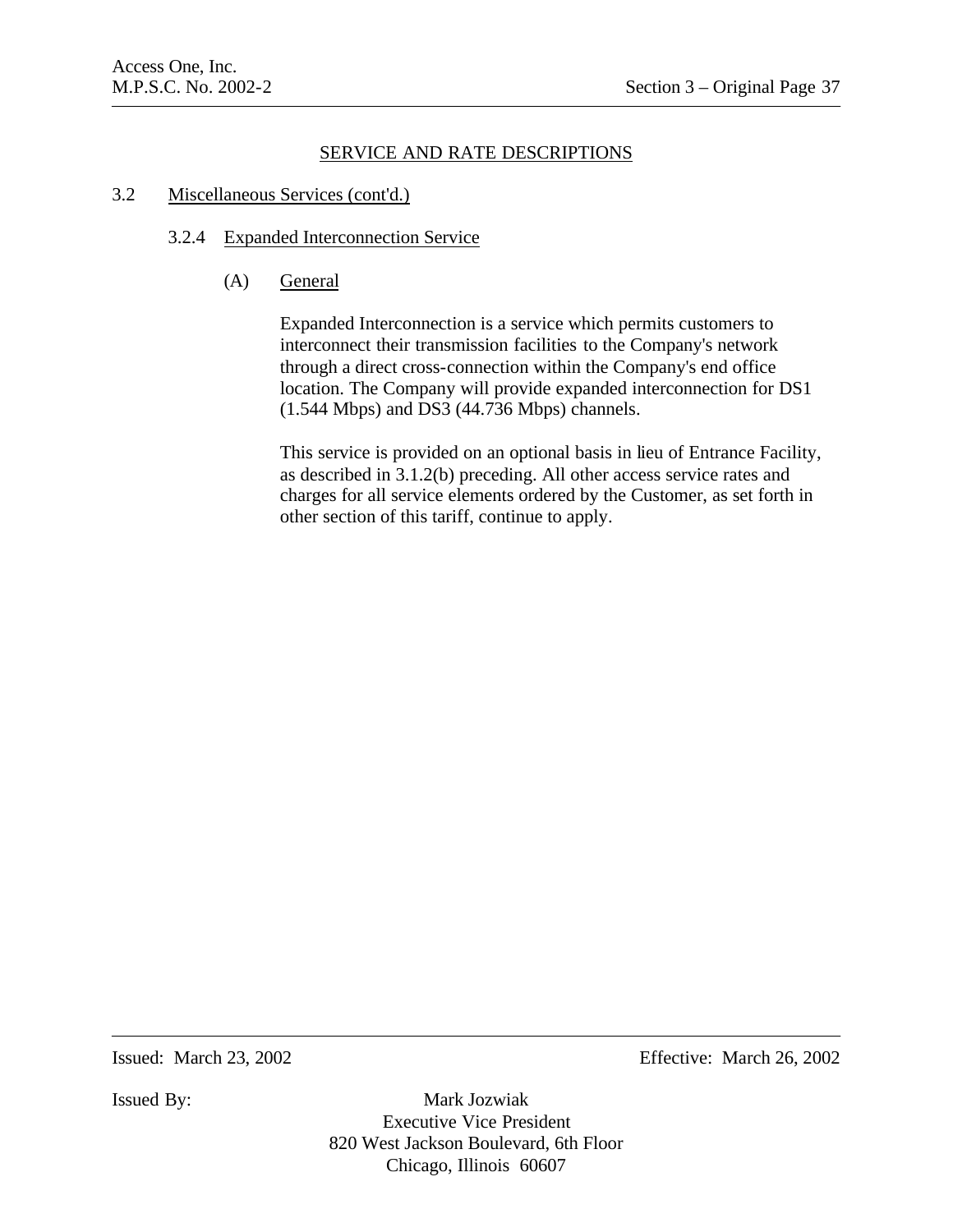## SERVICE AND RATE DESCRIPTIONS

### 3.2 Miscellaneous Services (cont'd.)

#### 3.2.4 Expanded Interconnection Service

##### (A) General

Expanded Interconnection is a service which permits customers to interconnect their transmission facilities to the Company's network through a direct cross-connection within the Company's end office location. The Company will provide expanded interconnection for DS1 (1.544 Mbps) and DS3 (44.736 Mbps) channels.

This service is provided on an optional basis in lieu of Entrance Facility, as described in 3.1.2(b) preceding. All other access service rates and charges for all service elements ordered by the Customer, as set forth in other section of this tariff, continue to apply.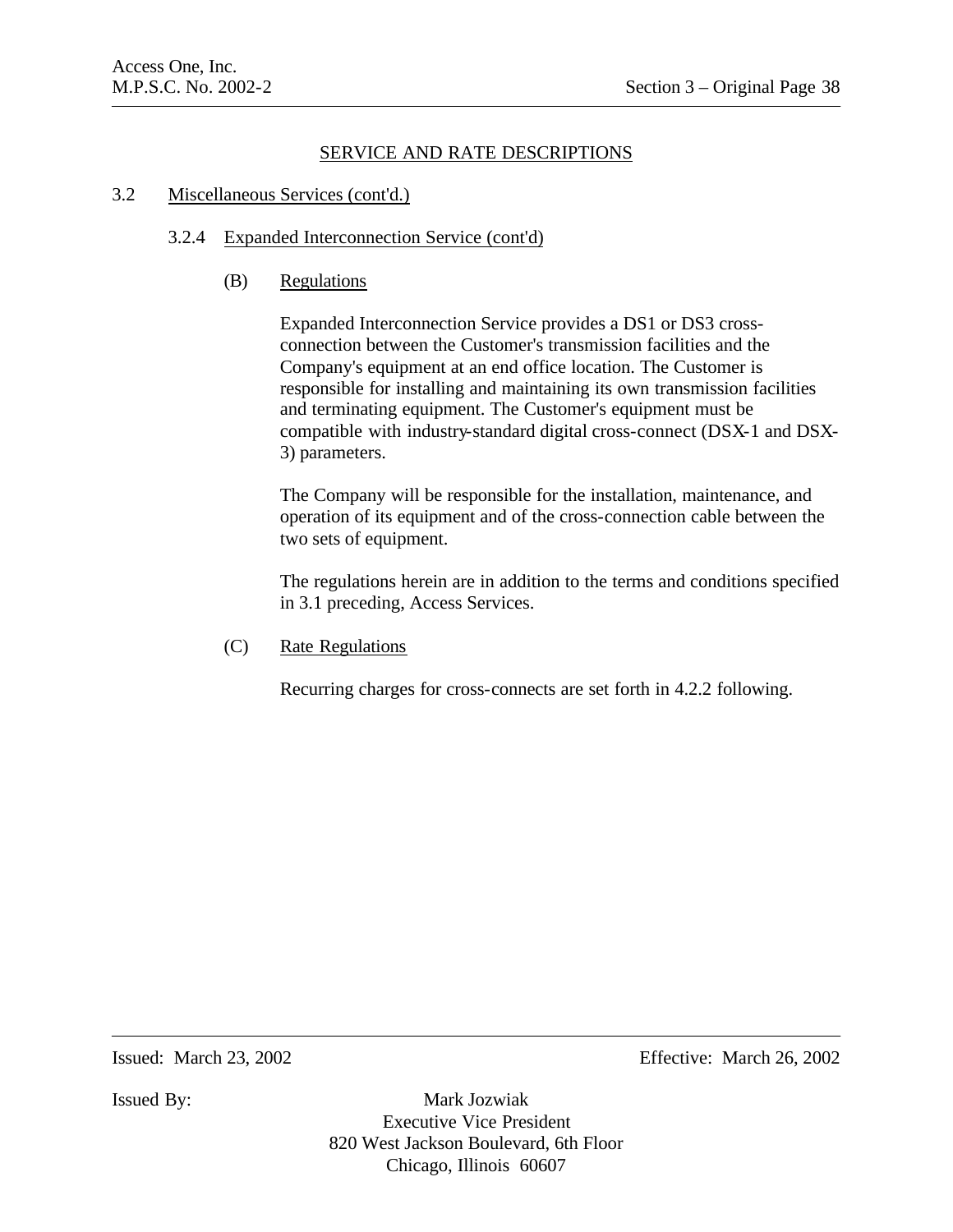## SERVICE AND RATE DESCRIPTIONS

3.2 Miscellaneous Services (cont'd.)

3.2.4 Expanded Interconnection Service (cont'd)

(B) Regulations

Expanded Interconnection Service provides a DS1 or DS3 cross-connection between the Customer's transmission facilities and the Company's equipment at an end office location. The Customer is responsible for installing and maintaining its own transmission facilities and terminating equipment. The Customer's equipment must be compatible with industry-standard digital cross-connect (DSX-1 and DSX-3) parameters.

The Company will be responsible for the installation, maintenance, and operation of its equipment and of the cross-connection cable between the two sets of equipment.

The regulations herein are in addition to the terms and conditions specified in 3.1 preceding, Access Services.

(C) Rate Regulations

Recurring charges for cross-connects are set forth in 4.2.2 following.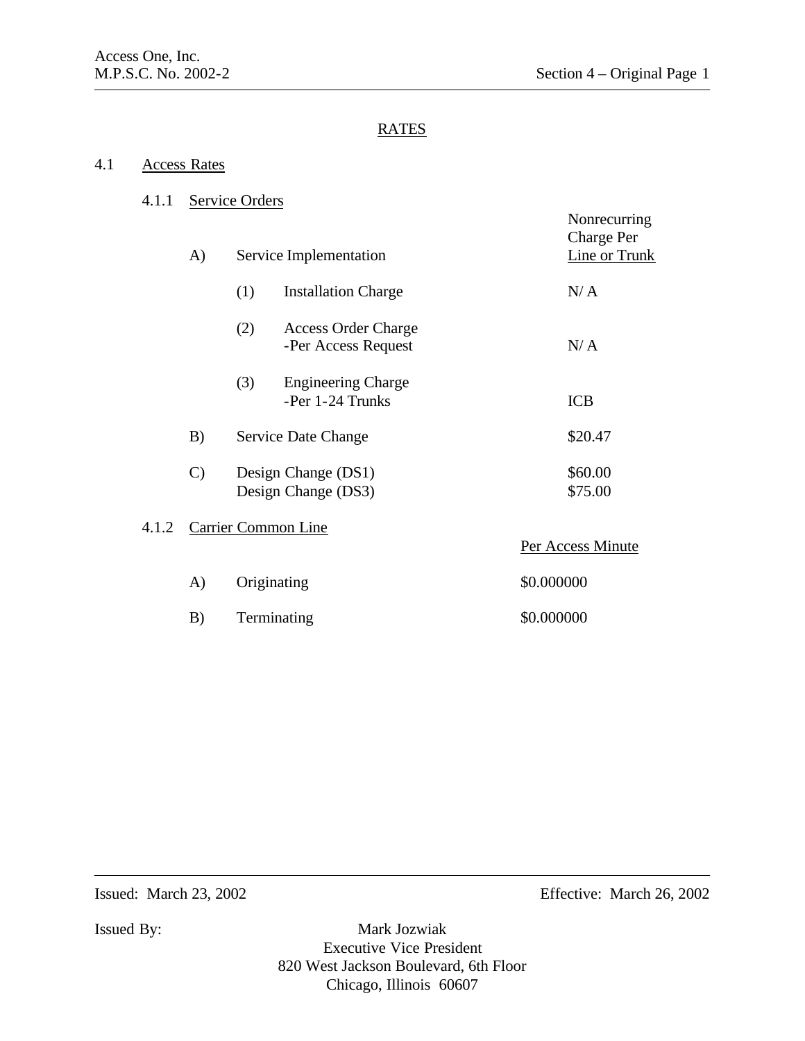# RATES

## 4.1 Access Rates

### 4.1.1 Service Orders

| | | Nonrecurring Charge Per Line or Trunk |
|---|---|---|
| A) | Service Implementation | |
| | (1) Installation Charge | N/ A |
| | (2) Access Order Charge -Per Access Request | N/ A |
| | (3) Engineering Charge -Per 1-24 Trunks | ICB |
| B) | Service Date Change | $20.47 |
| C) | Design Change (DS1) | $60.00 |
| | Design Change (DS3) | $75.00 |

### 4.1.2 Carrier Common Line

| | | Per Access Minute |
|---|---|---|
| A) | Originating | $0.000000 |
| B) | Terminating | $0.000000 |

Issued: March 23, 2002

Effective: March 26, 2002

Issued By: Mark Jozwiak
Executive Vice President
820 West Jackson Boulevard, 6th Floor
Chicago, Illinois 60607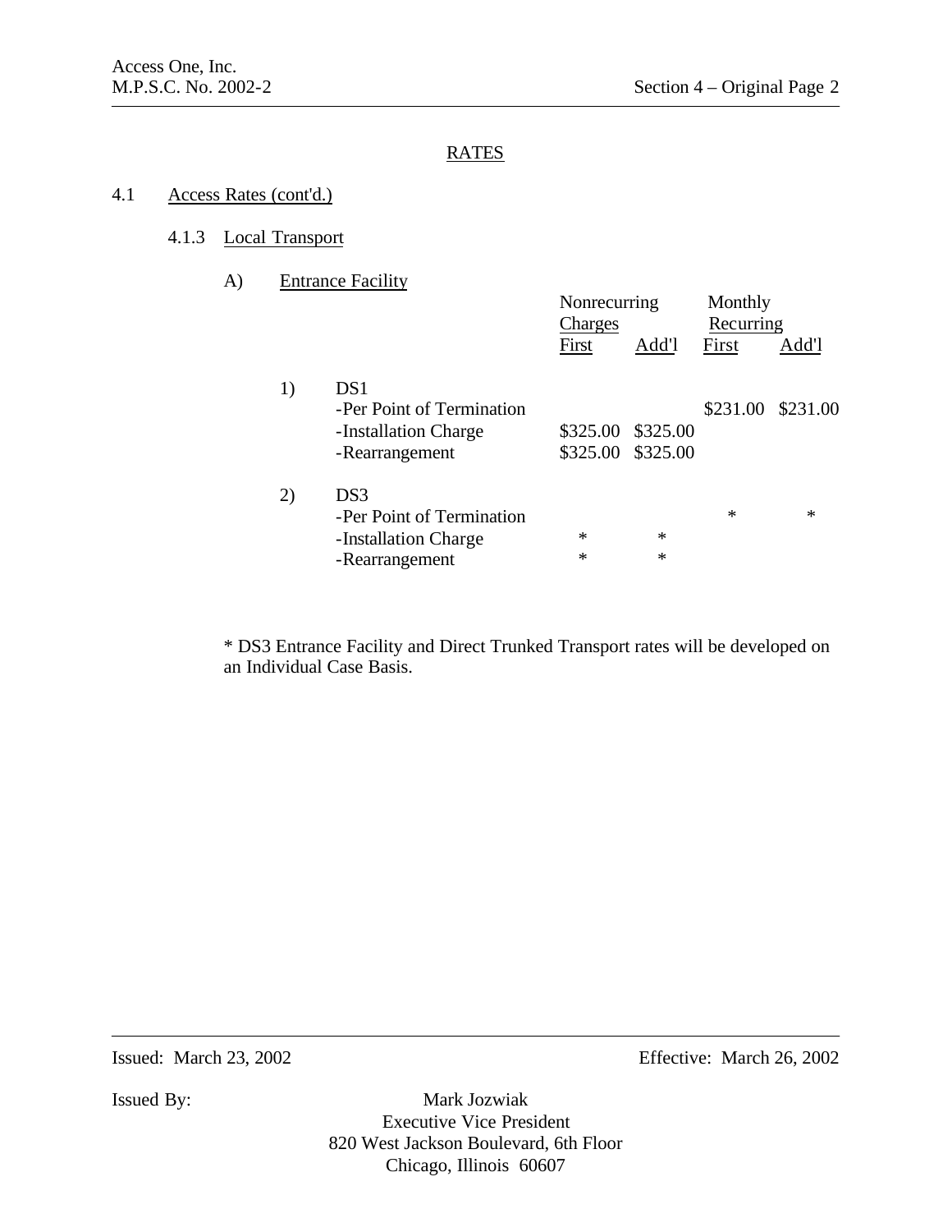## RATES

### 4.1 Access Rates (cont'd.)

#### 4.1.3 Local Transport

A) Entrance Facility

| | Nonrecurring Charges | | Monthly Recurring | |
|---|---|---|---|---|
| | First | Add'l | First | Add'l |
| 1) DS1 | | | | |
| -Per Point of Termination | | | $231.00 | $231.00 |
| -Installation Charge | $325.00 | $325.00 | | |
| -Rearrangement | $325.00 | $325.00 | | |
| 2) DS3 | | | | |
| -Per Point of Termination | | | * | * |
| -Installation Charge | * | * | | |
| -Rearrangement | * | * | | |

* DS3 Entrance Facility and Direct Trunked Transport rates will be developed on an Individual Case Basis.

Issued: March 23, 2002

Effective: March 26, 2002

Issued By: Mark Jozwiak
Executive Vice President
820 West Jackson Boulevard, 6th Floor
Chicago, Illinois 60607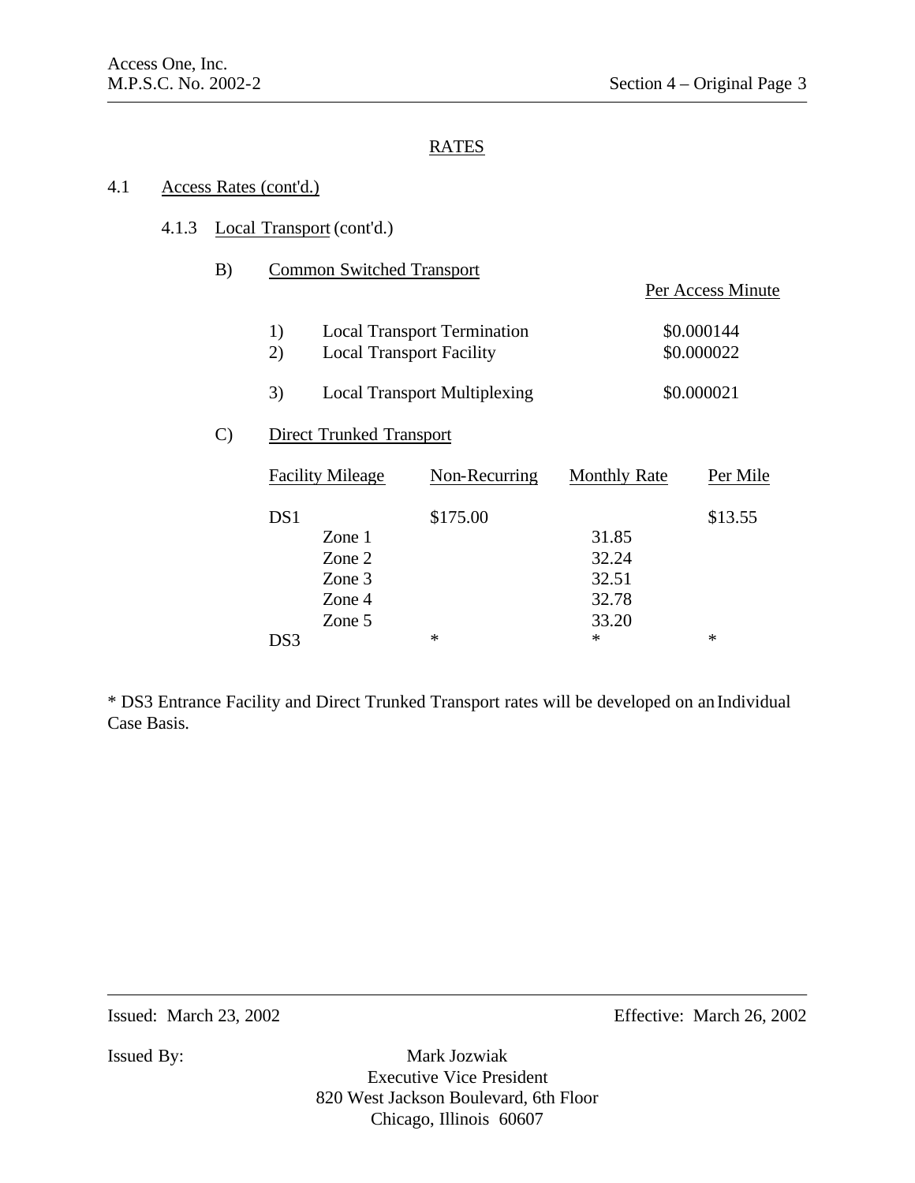## RATES

### 4.1 Access Rates (cont'd.)

#### 4.1.3 Local Transport (cont'd.)

B) Common Switched Transport

| | | Per Access Minute |
|---|---|---|
| 1) | Local Transport Termination | $0.000144 |
| 2) | Local Transport Facility | $0.000022 |
| 3) | Local Transport Multiplexing | $0.000021 |

C) Direct Trunked Transport

| Facility Mileage | Non-Recurring | Monthly Rate | Per Mile |
|---|---|---|---|
| DS1 | $175.00 | | $13.55 |
| Zone 1 | | 31.85 | |
| Zone 2 | | 32.24 | |
| Zone 3 | | 32.51 | |
| Zone 4 | | 32.78 | |
| Zone 5 | | 33.20 | |
| DS3 | * | * | * |

* DS3 Entrance Facility and Direct Trunked Transport rates will be developed on an Individual Case Basis.

Issued: March 23, 2002 Effective: March 26, 2002

Issued By: Mark Jozwiak
Executive Vice President
820 West Jackson Boulevard, 6th Floor
Chicago, Illinois 60607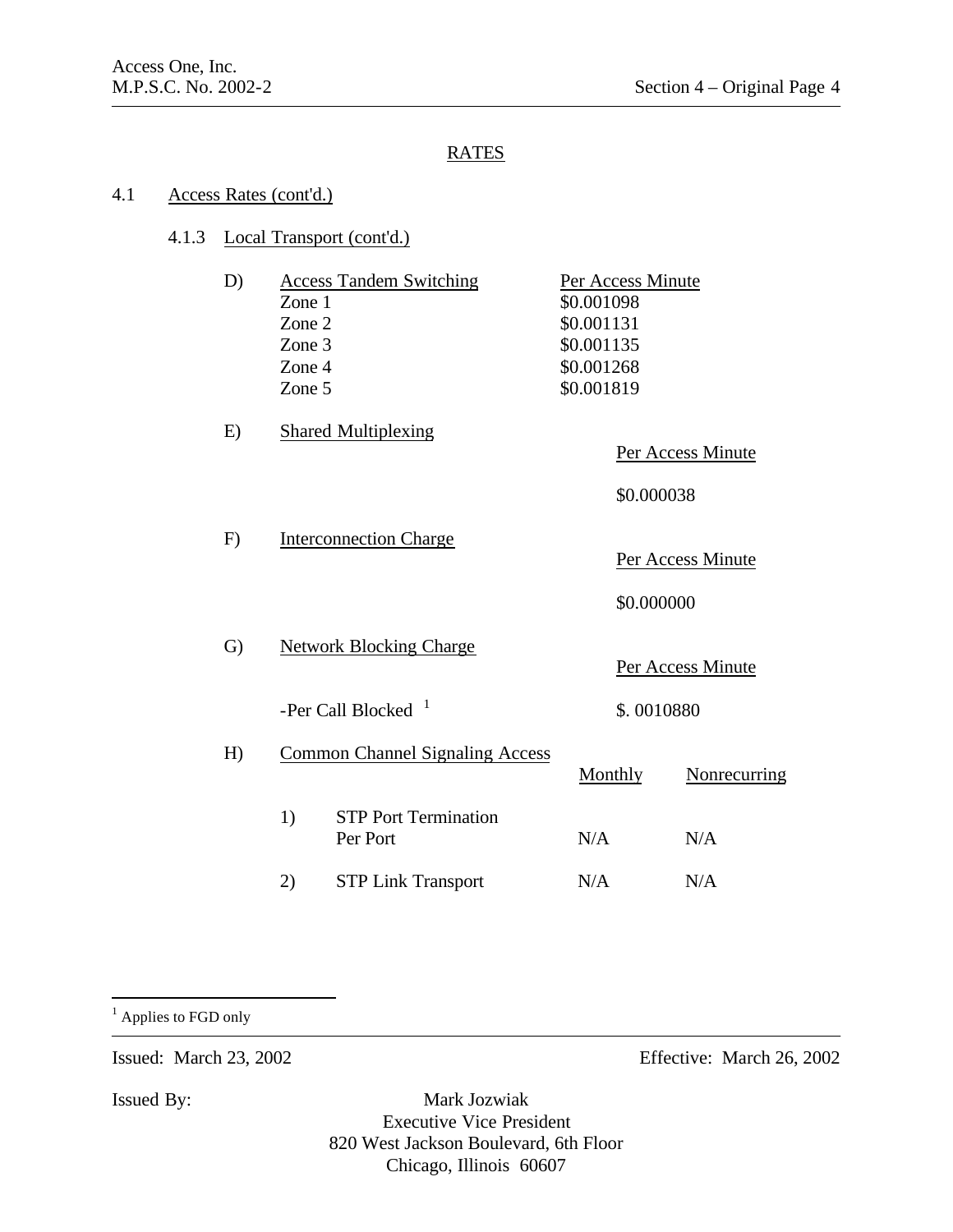## RATES

### 4.1 Access Rates (cont'd.)

#### 4.1.3 Local Transport (cont'd.)

D) **Access Tandem Switching**

| | Per Access Minute |
|---|---|
| Zone 1 | $0.001098 |
| Zone 2 | $0.001131 |
| Zone 3 | $0.001135 |
| Zone 4 | $0.001268 |
| Zone 5 | $0.001819 |

E) **Shared Multiplexing**

| | Per Access Minute |
|---|---|
| | $0.000038 |

F) **Interconnection Charge**

| | Per Access Minute |
|---|---|
| | $0.000000 |

G) **Network Blocking Charge**

| | Per Access Minute |
|---|---|
| -Per Call Blocked [1] | $. 0010880 |

H) **Common Channel Signaling Access**

| | Monthly | Nonrecurring |
|---|---|---|
| 1) STP Port Termination Per Port | N/A | N/A |
| 2) STP Link Transport | N/A | N/A |

---

[1] Applies to FGD only

Issued: March 23, 2002

Effective: March 26, 2002

Issued By: Mark Jozwiak
Executive Vice President
820 West Jackson Boulevard, 6th Floor
Chicago, Illinois 60607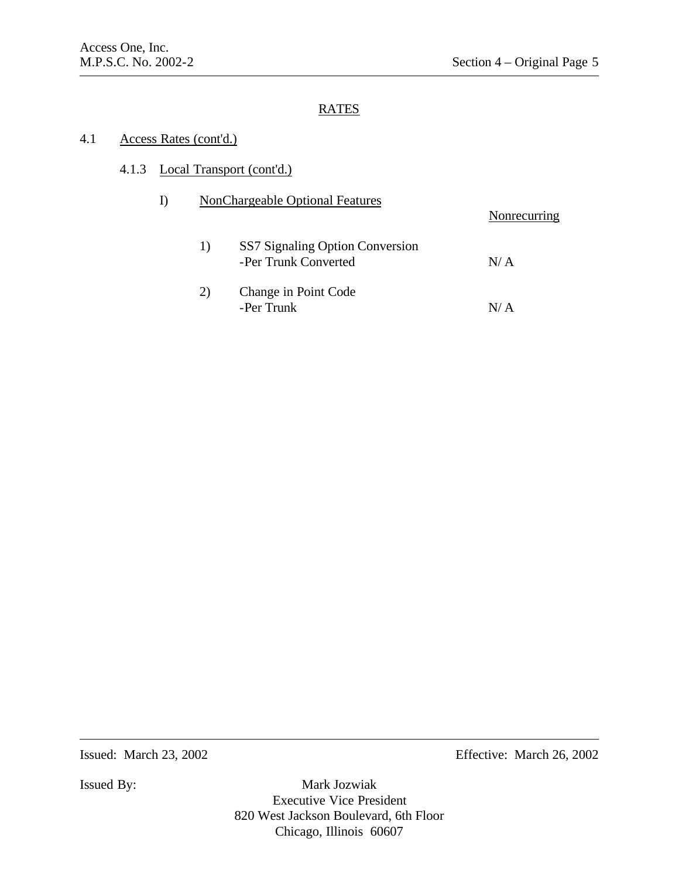## RATES

### 4.1 Access Rates (cont'd.)

#### 4.1.3 Local Transport (cont'd.)

I) NonChargeable Optional Features

| | Nonrecurring |
|---|---|
| 1) SS7 Signaling Option Conversion<br>-Per Trunk Converted | N/ A |
| 2) Change in Point Code<br>-Per Trunk | N/ A |

Issued: March 23, 2002

Effective: March 26, 2002

Issued By:

Mark Jozwiak
Executive Vice President
820 West Jackson Boulevard, 6th Floor
Chicago, Illinois 60607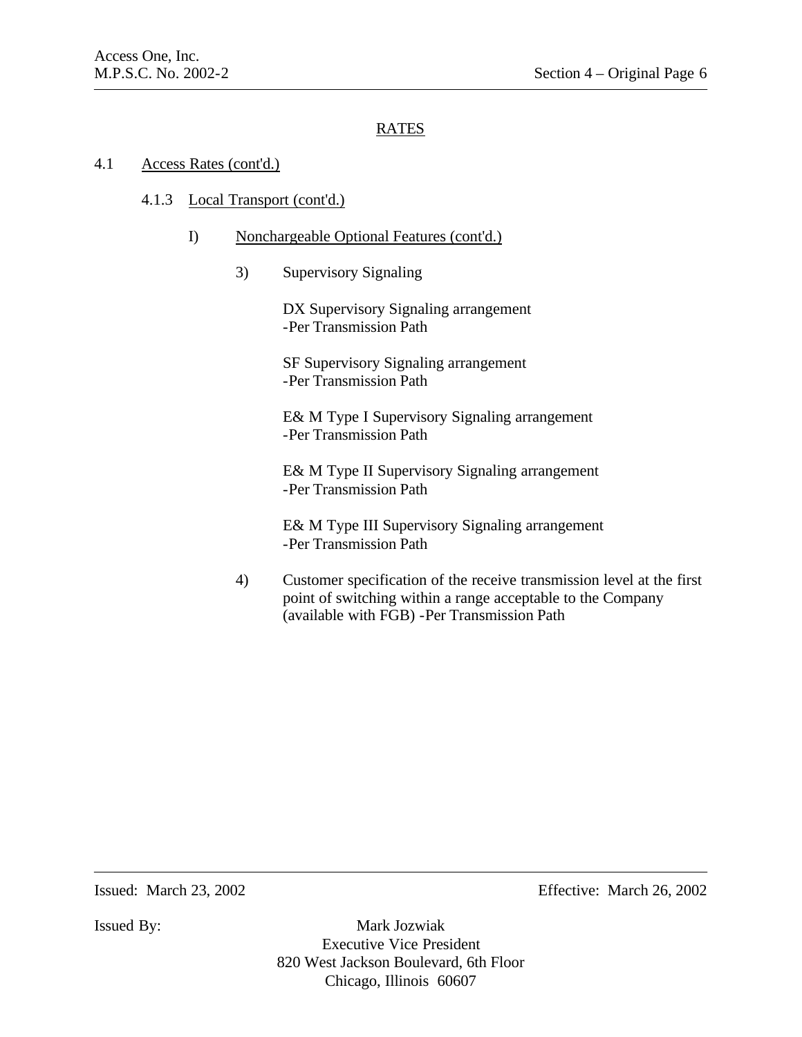RATES

4.1 Access Rates (cont'd.)

4.1.3 Local Transport (cont'd.)

I) Nonchargeable Optional Features (cont'd.)

3) Supervisory Signaling

DX Supervisory Signaling arrangement
-Per Transmission Path

SF Supervisory Signaling arrangement
-Per Transmission Path

E& M Type I Supervisory Signaling arrangement
-Per Transmission Path

E& M Type II Supervisory Signaling arrangement
-Per Transmission Path

E& M Type III Supervisory Signaling arrangement
-Per Transmission Path

4) Customer specification of the receive transmission level at the first point of switching within a range acceptable to the Company (available with FGB) -Per Transmission Path

Issued: March 23, 2002

Effective: March 26, 2002

Issued By: Mark Jozwiak
Executive Vice President
820 West Jackson Boulevard, 6th Floor
Chicago, Illinois 60607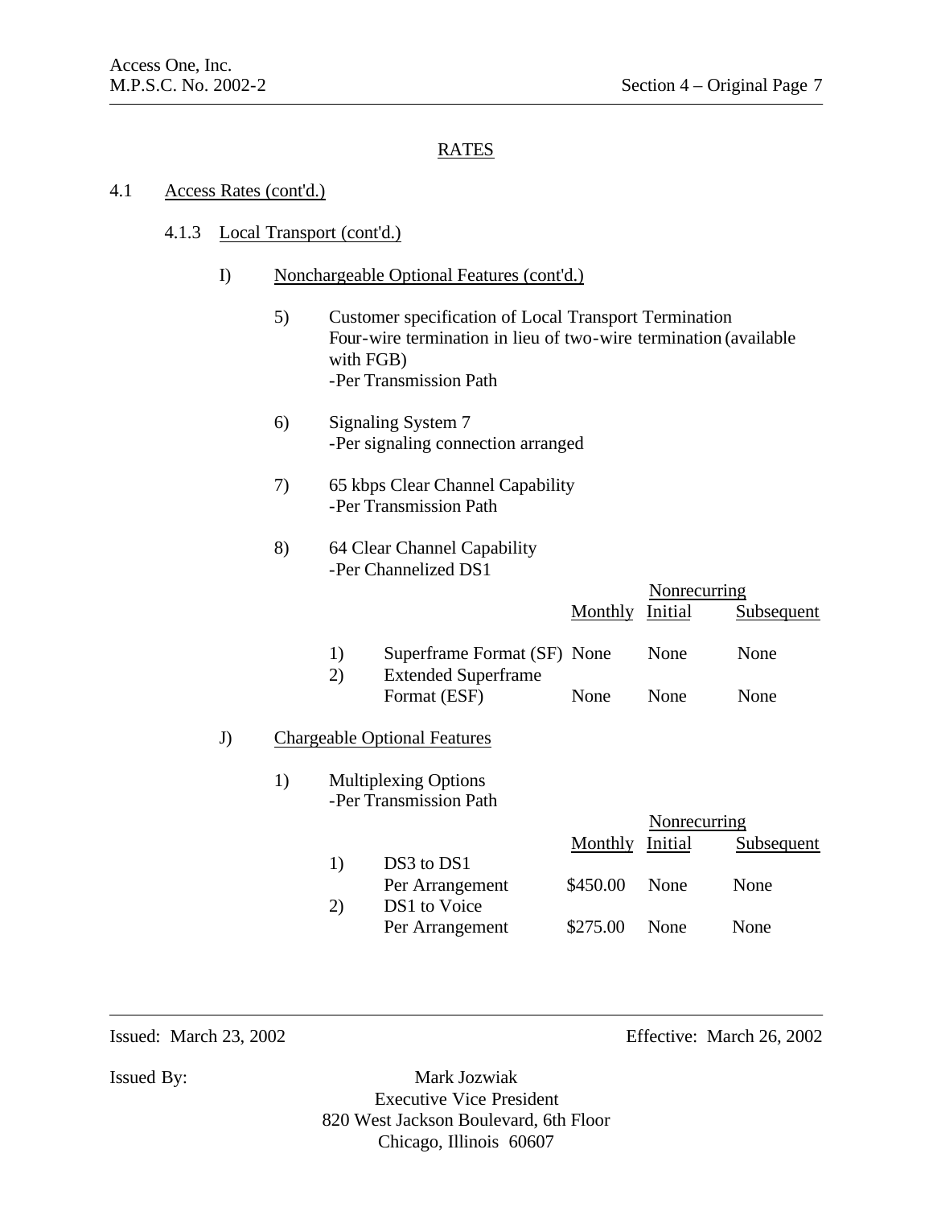## RATES

### 4.1 Access Rates (cont'd.)

#### 4.1.3 Local Transport (cont'd.)

I) Nonchargeable Optional Features (cont'd.)

5) Customer specification of Local Transport Termination
Four-wire termination in lieu of two-wire termination (available with FGB)
-Per Transmission Path

6) Signaling System 7
-Per signaling connection arranged

7) 65 kbps Clear Channel Capability
-Per Transmission Path

8) 64 Clear Channel Capability
-Per Channelized DS1

| | | | Nonrecurring | |
|---|---|---|---|---|
| | | Monthly | Initial | Subsequent |
| 1) | Superframe Format (SF) | None | None | None |
| 2) | Extended Superframe Format (ESF) | None | None | None |

J) Chargeable Optional Features

1) Multiplexing Options
-Per Transmission Path

| | | | Nonrecurring | |
|---|---|---|---|---|
| | | Monthly | Initial | Subsequent |
| 1) | DS3 to DS1 Per Arrangement | $450.00 | None | None |
| 2) | DS1 to Voice Per Arrangement | $275.00 | None | None |

Issued: March 23, 2002

Effective: March 26, 2002

Issued By:

Mark Jozwiak
Executive Vice President
820 West Jackson Boulevard, 6th Floor
Chicago, Illinois 60607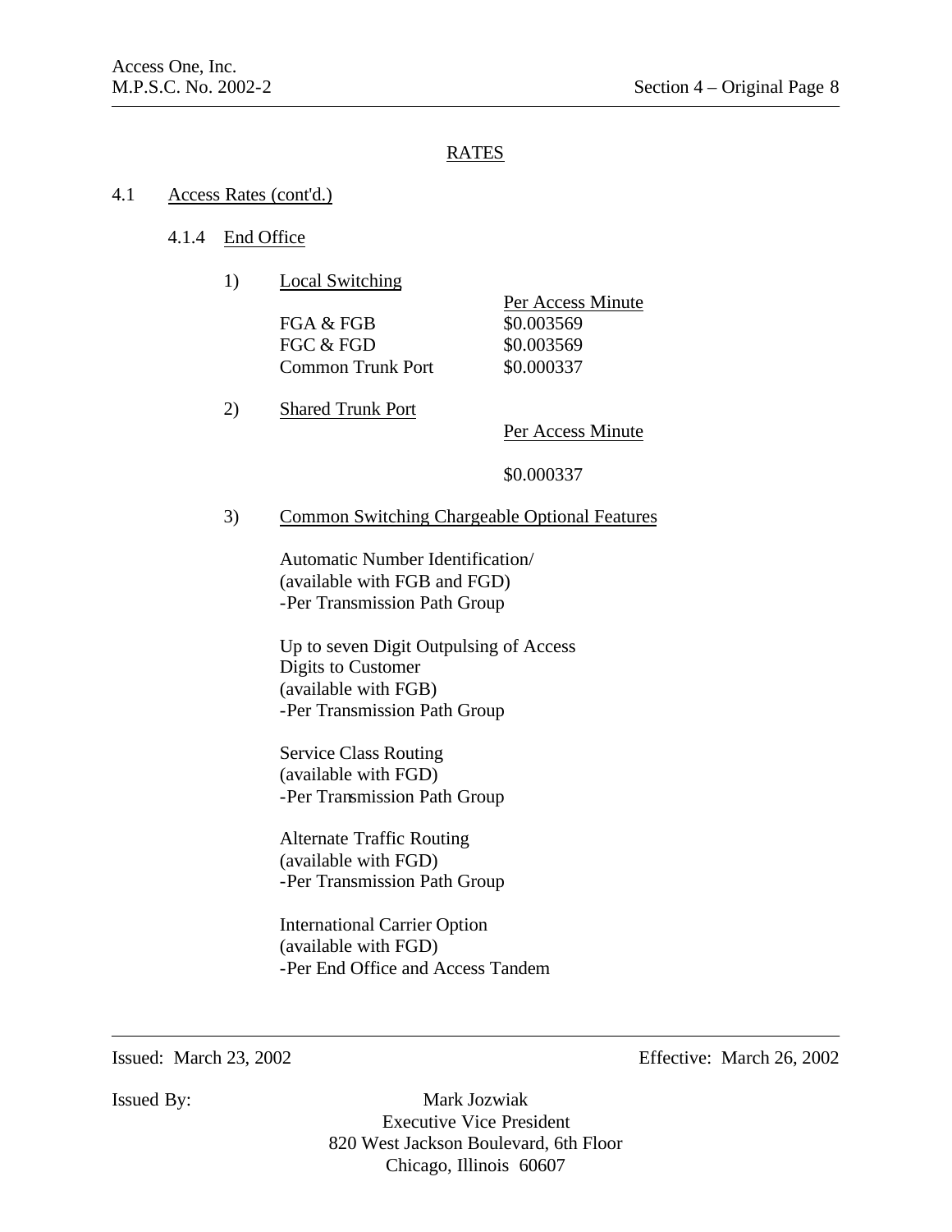## RATES

### 4.1 Access Rates (cont'd.)

#### 4.1.4 End Office

1) Local Switching

| | Per Access Minute |
|---|---|
| FGA & FGB | $0.003569 |
| FGC & FGD | $0.003569 |
| Common Trunk Port | $0.000337 |

2) Shared Trunk Port

| Per Access Minute |
|---|
| $0.000337 |

3) Common Switching Chargeable Optional Features

Automatic Number Identification/
(available with FGB and FGD)
-Per Transmission Path Group

Up to seven Digit Outpulsing of Access
Digits to Customer
(available with FGB)
-Per Transmission Path Group

Service Class Routing
(available with FGD)
-Per Transmission Path Group

Alternate Traffic Routing
(available with FGD)
-Per Transmission Path Group

International Carrier Option
(available with FGD)
-Per End Office and Access Tandem

Issued: March 23, 2002 — Effective: March 26, 2002

Issued By: Mark Jozwiak
Executive Vice President
820 West Jackson Boulevard, 6th Floor
Chicago, Illinois 60607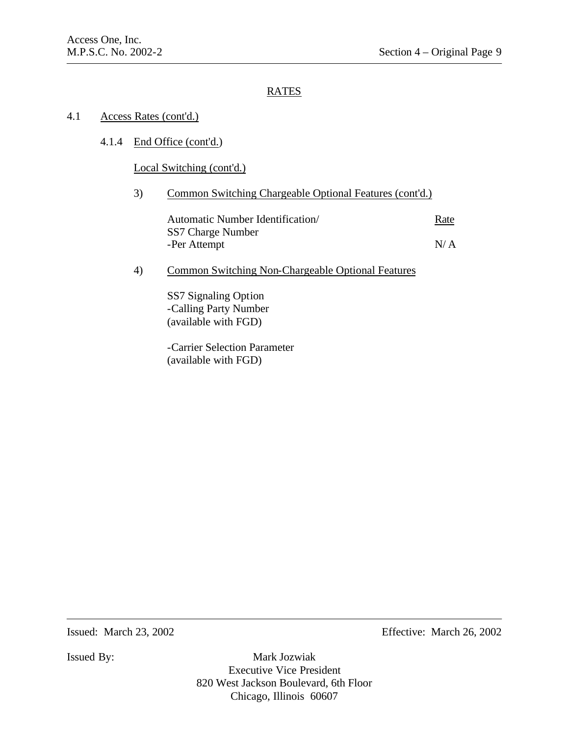## RATES

4.1 Access Rates (cont'd.)

4.1.4 End Office (cont'd.)

Local Switching (cont'd.)

3) Common Switching Chargeable Optional Features (cont'd.)

| | Rate |
|---|---|
| Automatic Number Identification/ SS7 Charge Number -Per Attempt | N/ A |

4) Common Switching Non-Chargeable Optional Features

SS7 Signaling Option
-Calling Party Number
(available with FGD)

-Carrier Selection Parameter
(available with FGD)

Issued: March 23, 2002 Effective: March 26, 2002

Issued By: Mark Jozwiak
Executive Vice President
820 West Jackson Boulevard, 6th Floor
Chicago, Illinois 60607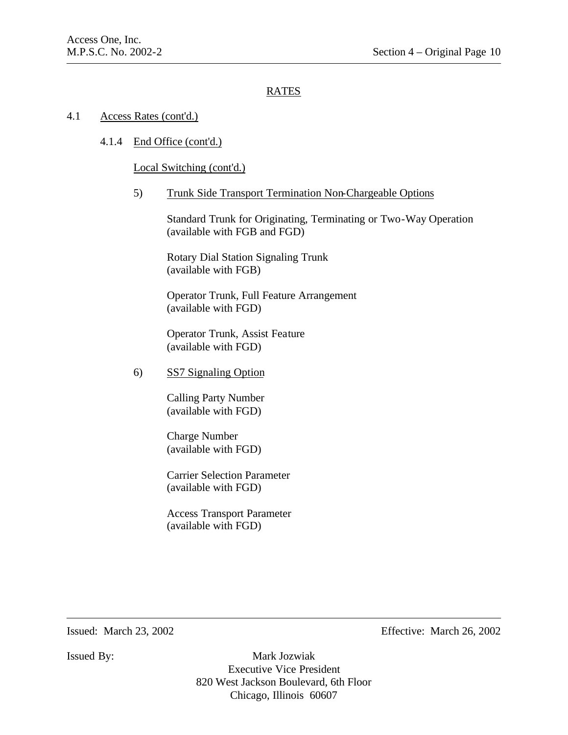## RATES

4.1 Access Rates (cont'd.)

4.1.4 End Office (cont'd.)

Local Switching (cont'd.)

5) Trunk Side Transport Termination Non-Chargeable Options

Standard Trunk for Originating, Terminating or Two-Way Operation (available with FGB and FGD)

Rotary Dial Station Signaling Trunk (available with FGB)

Operator Trunk, Full Feature Arrangement (available with FGD)

Operator Trunk, Assist Feature (available with FGD)

6) SS7 Signaling Option

Calling Party Number (available with FGD)

Charge Number (available with FGD)

Carrier Selection Parameter (available with FGD)

Access Transport Parameter (available with FGD)

Issued: March 23, 2002 Effective: March 26, 2002

Issued By: Mark Jozwiak
Executive Vice President
820 West Jackson Boulevard, 6th Floor
Chicago, Illinois 60607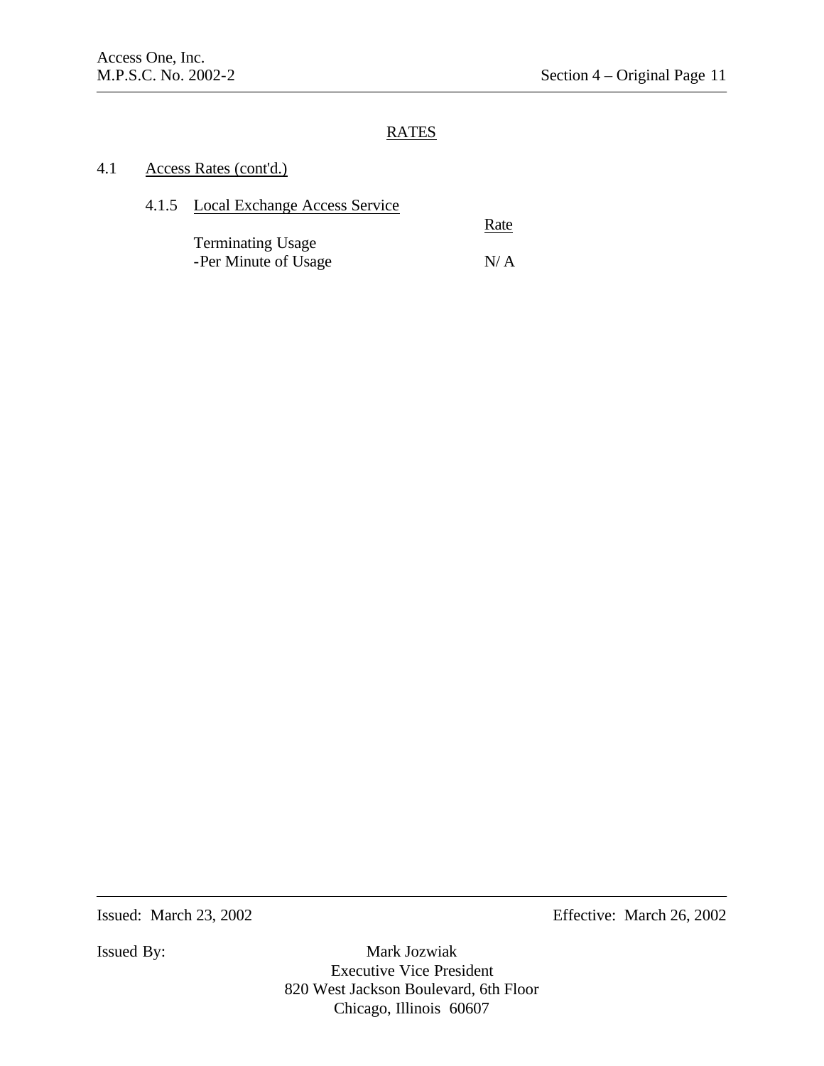## RATES

### 4.1 Access Rates (cont'd.)

#### 4.1.5 Local Exchange Access Service

| | Rate |
|---|---|
| Terminating Usage | |
| -Per Minute of Usage | N/ A |

Issued: March 23, 2002 Effective: March 26, 2002

Issued By: Mark Jozwiak
Executive Vice President
820 West Jackson Boulevard, 6th Floor
Chicago, Illinois 60607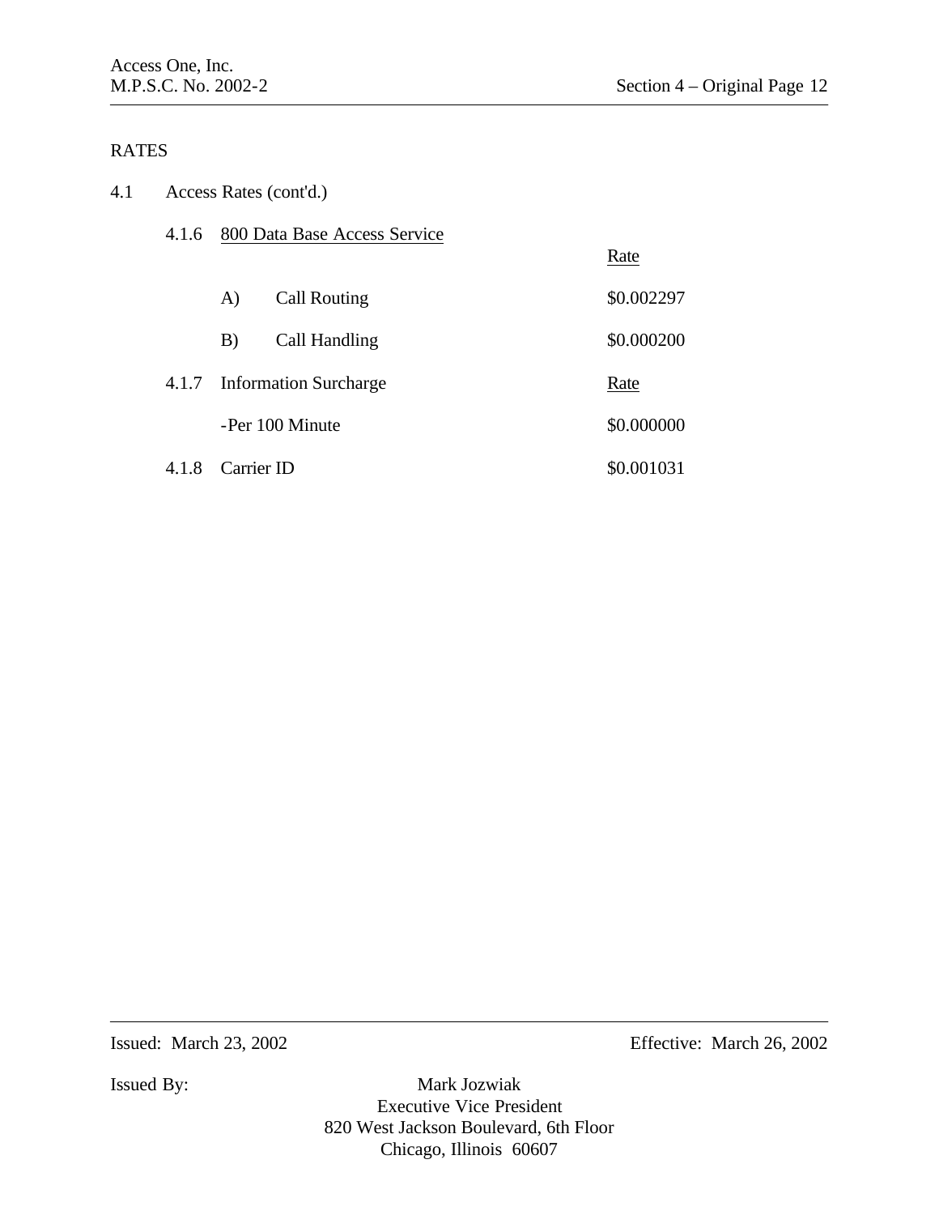RATES

4.1 Access Rates (cont'd.)

4.1.6 800 Data Base Access Service

| | Rate |
|---|---|
| A) Call Routing | $0.002297 |
| B) Call Handling | $0.000200 |

4.1.7 Information Surcharge

| | Rate |
|---|---|
| -Per 100 Minute | $0.000000 |

4.1.8 Carrier ID $0.001031

Issued: March 23, 2002 Effective: March 26, 2002

Issued By: Mark Jozwiak
Executive Vice President
820 West Jackson Boulevard, 6th Floor
Chicago, Illinois 60607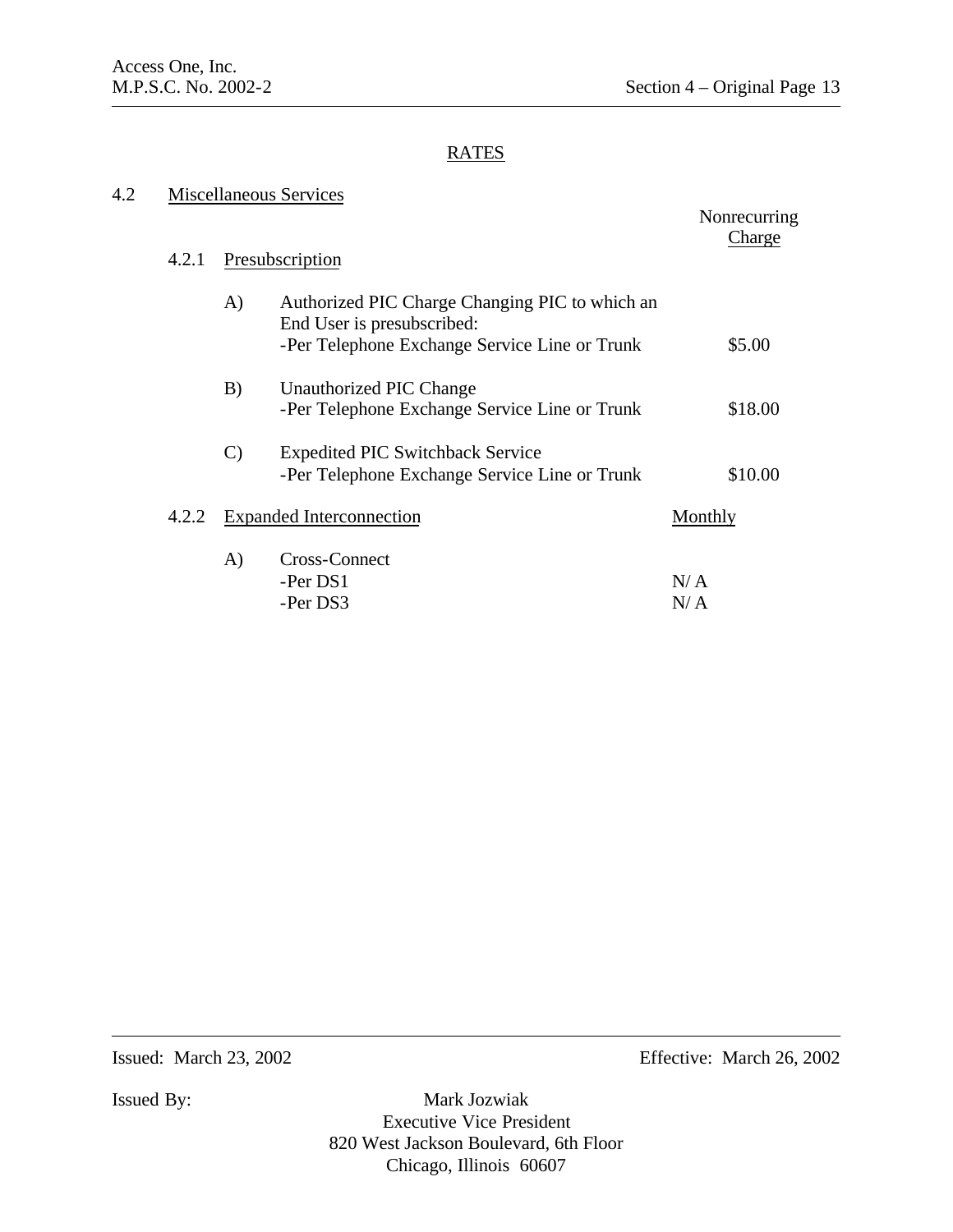## RATES

### 4.2 Miscellaneous Services

| | | Nonrecurring Charge |
|---|---|---|
| **4.2.1 Presubscription** | | |
| A) | Authorized PIC Charge Changing PIC to which an End User is presubscribed: -Per Telephone Exchange Service Line or Trunk | $5.00 |
| B) | Unauthorized PIC Change -Per Telephone Exchange Service Line or Trunk | $18.00 |
| C) | Expedited PIC Switchback Service -Per Telephone Exchange Service Line or Trunk | $10.00 |

| | | Monthly |
|---|---|---|
| **4.2.2 Expanded Interconnection** | | |
| A) | Cross-Connect | |
| | -Per DS1 | N/ A |
| | -Per DS3 | N/ A |

Issued: March 23, 2002

Effective: March 26, 2002

Issued By:

Mark Jozwiak
Executive Vice President
820 West Jackson Boulevard, 6th Floor
Chicago, Illinois 60607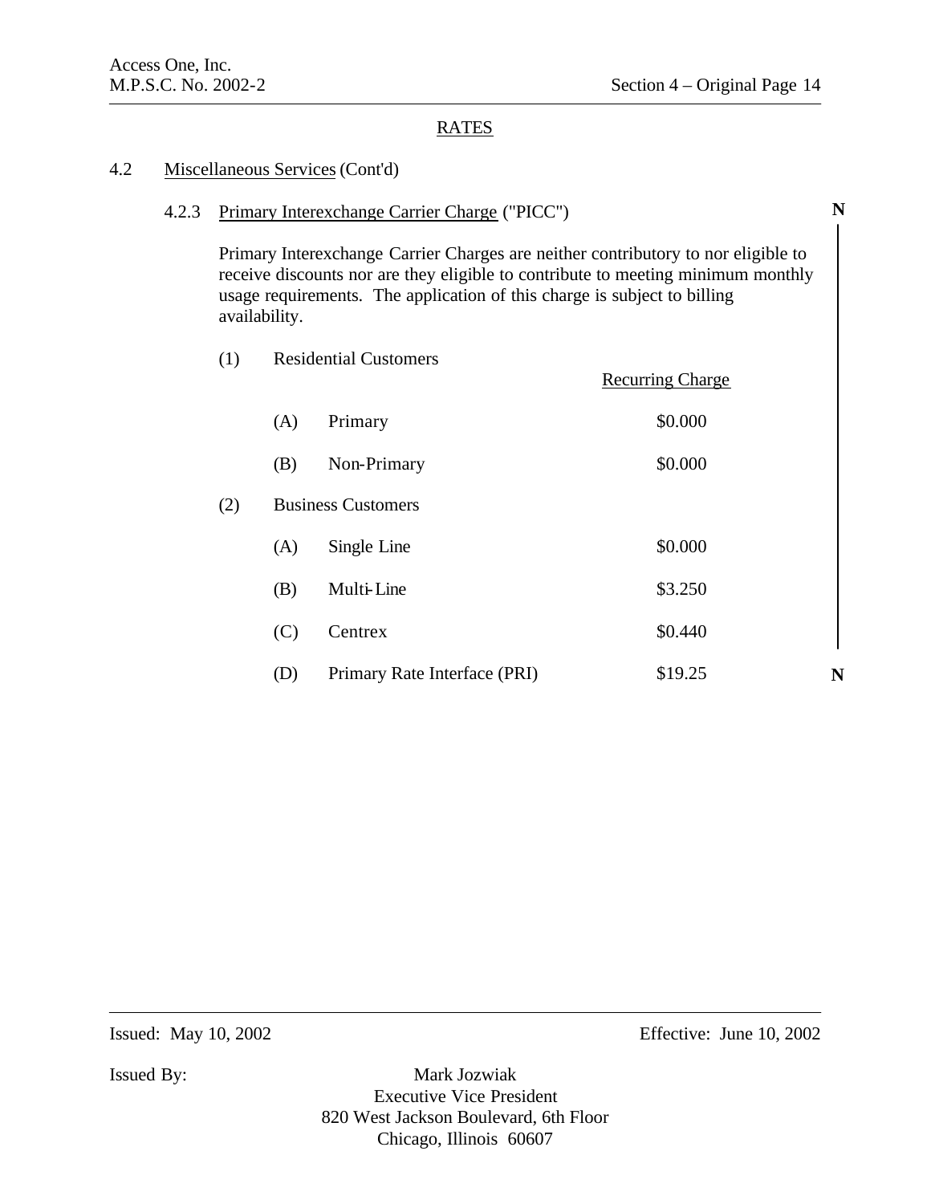## RATES

### 4.2 Miscellaneous Services (Cont'd)

#### 4.2.3 Primary Interexchange Carrier Charge ("PICC")

N

Primary Interexchange Carrier Charges are neither contributory to nor eligible to receive discounts nor are they eligible to contribute to meeting minimum monthly usage requirements. The application of this charge is subject to billing availability.

| | | | Recurring Charge |
|---|---|---|---|
| (1) | Residential Customers | | |
| | (A) | Primary | $0.000 |
| | (B) | Non-Primary | $0.000 |
| (2) | Business Customers | | |
| | (A) | Single Line | $0.000 |
| | (B) | Multi-Line | $3.250 |
| | (C) | Centrex | $0.440 |
| | (D) | Primary Rate Interface (PRI) | $19.25 |

N

Issued: May 10, 2002

Effective: June 10, 2002

Issued By: Mark Jozwiak
Executive Vice President
820 West Jackson Boulevard, 6th Floor
Chicago, Illinois 60607